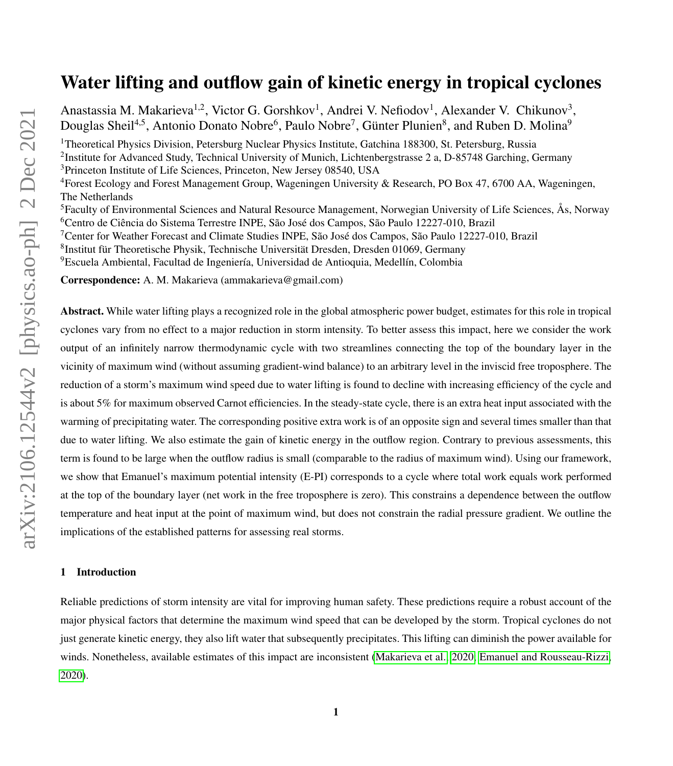# Water lifting and outflow gain of kinetic energy in tropical cyclones

Anastassia M. Makarieva[1,2], Victor G. Gorshkov[1], Andrei V. Nefiodov[1], Alexander V. Chikunov[3], Douglas Sheil[4,5], Antonio Donato Nobre[6], Paulo Nobre[7], Günter Plunien[8], and Ruben D. Molina[9]

[1]Theoretical Physics Division, Petersburg Nuclear Physics Institute, Gatchina 188300, St. Petersburg, Russia

[2]Institute for Advanced Study, Technical University of Munich, Lichtenbergstrasse 2 a, D-85748 Garching, Germany

[3]Princeton Institute of Life Sciences, Princeton, New Jersey 08540, USA

[4]Forest Ecology and Forest Management Group, Wageningen University & Research, PO Box 47, 6700 AA, Wageningen, The Netherlands

[5]Faculty of Environmental Sciences and Natural Resource Management, Norwegian University of Life Sciences, Ås, Norway

[6]Centro de Ciência do Sistema Terrestre INPE, São José dos Campos, São Paulo 12227-010, Brazil

[7]Center for Weather Forecast and Climate Studies INPE, São José dos Campos, São Paulo 12227-010, Brazil

[8]Institut für Theoretische Physik, Technische Universität Dresden, Dresden 01069, Germany

[9]Escuela Ambiental, Facultad de Ingeniería, Universidad de Antioquia, Medellín, Colombia

**Correspondence:** A. M. Makarieva (ammakarieva@gmail.com)

**Abstract.** While water lifting plays a recognized role in the global atmospheric power budget, estimates for this role in tropical cyclones vary from no effect to a major reduction in storm intensity. To better assess this impact, here we consider the work output of an infinitely narrow thermodynamic cycle with two streamlines connecting the top of the boundary layer in the vicinity of maximum wind (without assuming gradient-wind balance) to an arbitrary level in the inviscid free troposphere. The reduction of a storm's maximum wind speed due to water lifting is found to decline with increasing efficiency of the cycle and is about 5% for maximum observed Carnot efficiencies. In the steady-state cycle, there is an extra heat input associated with the warming of precipitating water. The corresponding positive extra work is of an opposite sign and several times smaller than that due to water lifting. We also estimate the gain of kinetic energy in the outflow region. Contrary to previous assessments, this term is found to be large when the outflow radius is small (comparable to the radius of maximum wind). Using our framework, we show that Emanuel's maximum potential intensity (E-PI) corresponds to a cycle where total work equals work performed at the top of the boundary layer (net work in the free troposphere is zero). This constrains a dependence between the outflow temperature and heat input at the point of maximum wind, but does not constrain the radial pressure gradient. We outline the implications of the established patterns for assessing real storms.

## 1 Introduction

Reliable predictions of storm intensity are vital for improving human safety. These predictions require a robust account of the major physical factors that determine the maximum wind speed that can be developed by the storm. Tropical cyclones do not just generate kinetic energy, they also lift water that subsequently precipitates. This lifting can diminish the power available for winds. Nonetheless, available estimates of this impact are inconsistent (Makarieva et al., 2020; Emanuel and Rousseau-Rizzi, 2020).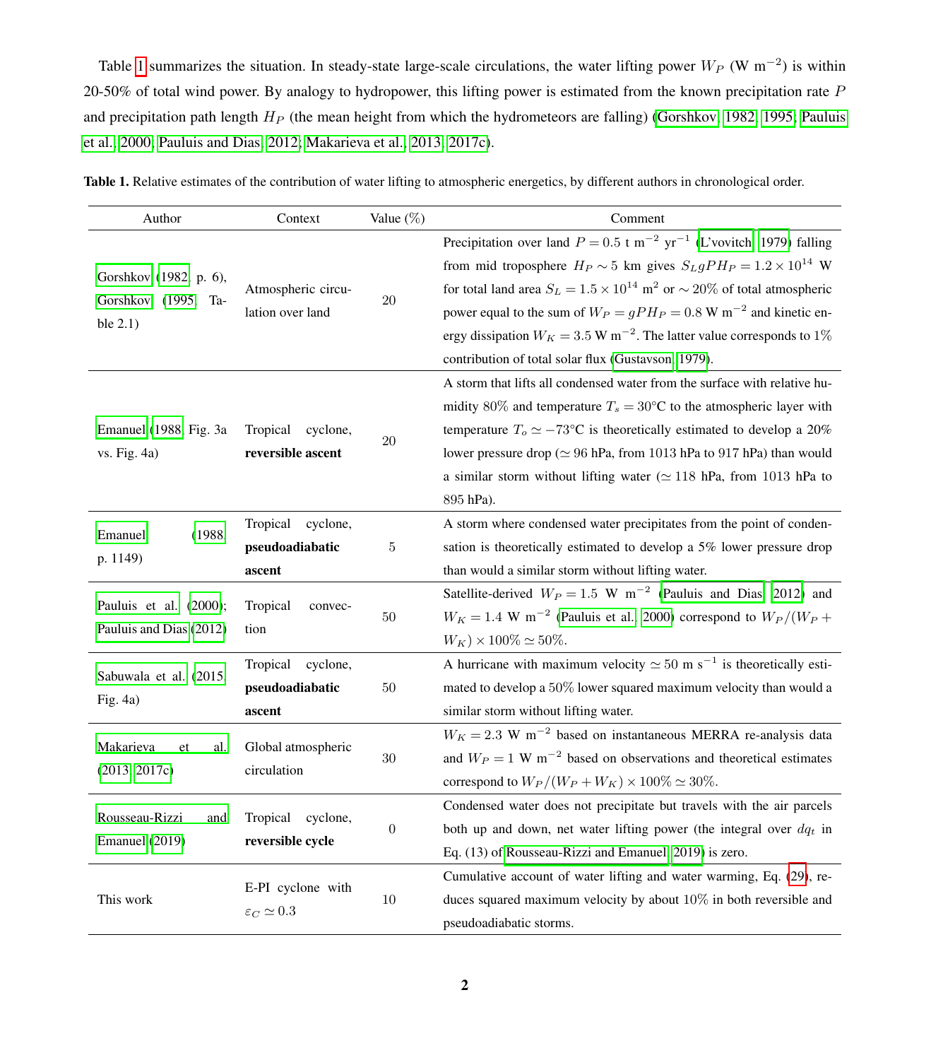Table 1 summarizes the situation. In steady-state large-scale circulations, the water lifting power $W_P$ (W m$^{-2}$) is within 20-50% of total wind power. By analogy to hydropower, this lifting power is estimated from the known precipitation rate $P$ and precipitation path length $H_P$ (the mean height from which the hydrometeors are falling) (Gorshkov, 1982, 1995; Pauluis et al., 2000; Pauluis and Dias, 2012; Makarieva et al., 2013, 2017c).

**Table 1.** Relative estimates of the contribution of water lifting to atmospheric energetics, by different authors in chronological order.

| Author | Context | Value (%) | Comment |
|---|---|---|---|
| Gorshkov (1982, p. 6), Gorshkov (1995, Table 2.1) | Atmospheric circulation over land | 20 | Precipitation over land $P = 0.5$ t m$^{-2}$ yr$^{-1}$ (L'vovitch, 1979) falling from mid troposphere $H_P \sim 5$ km gives $S_L g P H_P = 1.2 \times 10^{14}$ W for total land area $S_L = 1.5 \times 10^{14}$ m$^2$ or $\sim 20\%$ of total atmospheric power equal to the sum of $W_P = gPH_P = 0.8$ W m$^{-2}$ and kinetic energy dissipation $W_K = 3.5$ W m$^{-2}$. The latter value corresponds to 1% contribution of total solar flux (Gustavson, 1979). |
| Emanuel (1988, Fig. 3a vs. Fig. 4a) | Tropical cyclone, **reversible ascent** | 20 | A storm that lifts all condensed water from the surface with relative humidity 80% and temperature $T_s = 30$°C to the atmospheric layer with temperature $T_o \simeq -73$°C is theoretically estimated to develop a 20% lower pressure drop ($\simeq 96$ hPa, from 1013 hPa to 917 hPa) than would a similar storm without lifting water ($\simeq 118$ hPa, from 1013 hPa to 895 hPa). |
| Emanuel (1988, p. 1149) | Tropical cyclone, **pseudoadiabatic ascent** | 5 | A storm where condensed water precipitates from the point of condensation is theoretically estimated to develop a 5% lower pressure drop than would a similar storm without lifting water. |
| Pauluis et al. (2000); Pauluis and Dias (2012) | Tropical convection | 50 | Satellite-derived $W_P = 1.5$ W m$^{-2}$ (Pauluis and Dias, 2012) and $W_K = 1.4$ W m$^{-2}$ (Pauluis et al., 2000) correspond to $W_P/(W_P + W_K) \times 100\% \simeq 50\%$. |
| Sabuwala et al. (2015, Fig. 4a) | Tropical cyclone, **pseudoadiabatic ascent** | 50 | A hurricane with maximum velocity $\simeq 50$ m s$^{-1}$ is theoretically estimated to develop a 50% lower squared maximum velocity than would a similar storm without lifting water. |
| Makarieva et al. (2013, 2017c) | Global atmospheric circulation | 30 | $W_K = 2.3$ W m$^{-2}$ based on instantaneous MERRA re-analysis data and $W_P = 1$ W m$^{-2}$ based on observations and theoretical estimates correspond to $W_P/(W_P + W_K) \times 100\% \simeq 30\%$. |
| Rousseau-Rizzi and Emanuel (2019) | Tropical cyclone, **reversible cycle** | 0 | Condensed water does not precipitate but travels with the air parcels both up and down, net water lifting power (the integral over $dq_t$ in Eq. (13) of Rousseau-Rizzi and Emanuel, 2019) is zero. |
| This work | E-PI cyclone with $\varepsilon_C \simeq 0.3$ | 10 | Cumulative account of water lifting and water warming, Eq. (29), reduces squared maximum velocity by about 10% in both reversible and pseudoadiabatic storms. |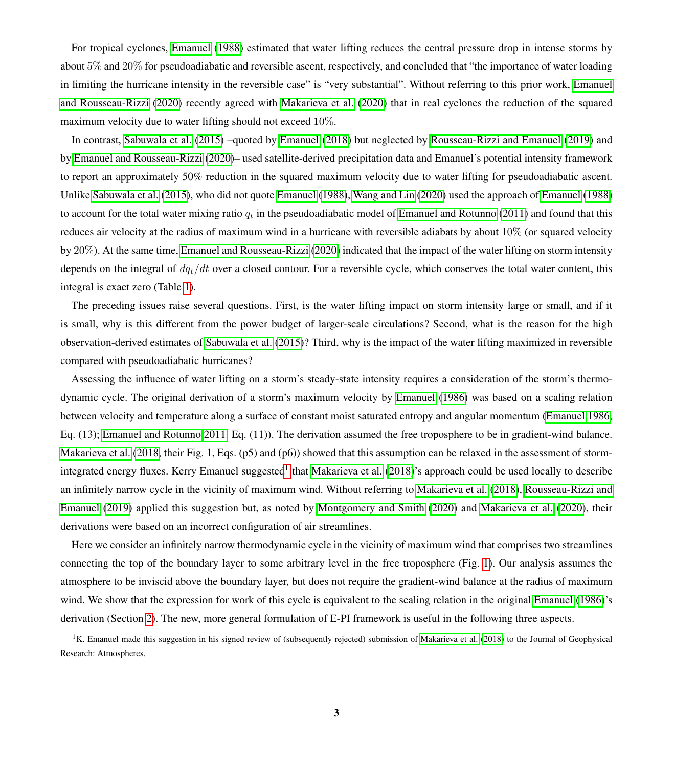For tropical cyclones, Emanuel (1988) estimated that water lifting reduces the central pressure drop in intense storms by about 5% and 20% for pseudoadiabatic and reversible ascent, respectively, and concluded that "the importance of water loading in limiting the hurricane intensity in the reversible case" is "very substantial". Without referring to this prior work, Emanuel and Rousseau-Rizzi (2020) recently agreed with Makarieva et al. (2020) that in real cyclones the reduction of the squared maximum velocity due to water lifting should not exceed 10%.

In contrast, Sabuwala et al. (2015) –quoted by Emanuel (2018) but neglected by Rousseau-Rizzi and Emanuel (2019) and by Emanuel and Rousseau-Rizzi (2020)– used satellite-derived precipitation data and Emanuel's potential intensity framework to report an approximately 50% reduction in the squared maximum velocity due to water lifting for pseudoadiabatic ascent. Unlike Sabuwala et al. (2015), who did not quote Emanuel (1988), Wang and Lin (2020) used the approach of Emanuel (1988) to account for the total water mixing ratio $q_t$ in the pseudoadiabatic model of Emanuel and Rotunno (2011) and found that this reduces air velocity at the radius of maximum wind in a hurricane with reversible adiabats by about 10% (or squared velocity by 20%). At the same time, Emanuel and Rousseau-Rizzi (2020) indicated that the impact of the water lifting on storm intensity depends on the integral of $dq_t/dt$ over a closed contour. For a reversible cycle, which conserves the total water content, this integral is exact zero (Table 1).

The preceding issues raise several questions. First, is the water lifting impact on storm intensity large or small, and if it is small, why is this different from the power budget of larger-scale circulations? Second, what is the reason for the high observation-derived estimates of Sabuwala et al. (2015)? Third, why is the impact of the water lifting maximized in reversible compared with pseudoadiabatic hurricanes?

Assessing the influence of water lifting on a storm's steady-state intensity requires a consideration of the storm's thermodynamic cycle. The original derivation of a storm's maximum velocity by Emanuel (1986) was based on a scaling relation between velocity and temperature along a surface of constant moist saturated entropy and angular momentum (Emanuel 1986, Eq. (13); Emanuel and Rotunno 2011, Eq. (11)). The derivation assumed the free troposphere to be in gradient-wind balance. Makarieva et al. (2018, their Fig. 1, Eqs. (p5) and (p6)) showed that this assumption can be relaxed in the assessment of storm-integrated energy fluxes. Kerry Emanuel suggested[1] that Makarieva et al. (2018)'s approach could be used locally to describe an infinitely narrow cycle in the vicinity of maximum wind. Without referring to Makarieva et al. (2018), Rousseau-Rizzi and Emanuel (2019) applied this suggestion but, as noted by Montgomery and Smith (2020) and Makarieva et al. (2020), their derivations were based on an incorrect configuration of air streamlines.

Here we consider an infinitely narrow thermodynamic cycle in the vicinity of maximum wind that comprises two streamlines connecting the top of the boundary layer to some arbitrary level in the free troposphere (Fig. 1). Our analysis assumes the atmosphere to be inviscid above the boundary layer, but does not require the gradient-wind balance at the radius of maximum wind. We show that the expression for work of this cycle is equivalent to the scaling relation in the original Emanuel (1986)'s derivation (Section 2). The new, more general formulation of E-PI framework is useful in the following three aspects.

[1] K. Emanuel made this suggestion in his signed review of (subsequently rejected) submission of Makarieva et al. (2018) to the Journal of Geophysical Research: Atmospheres.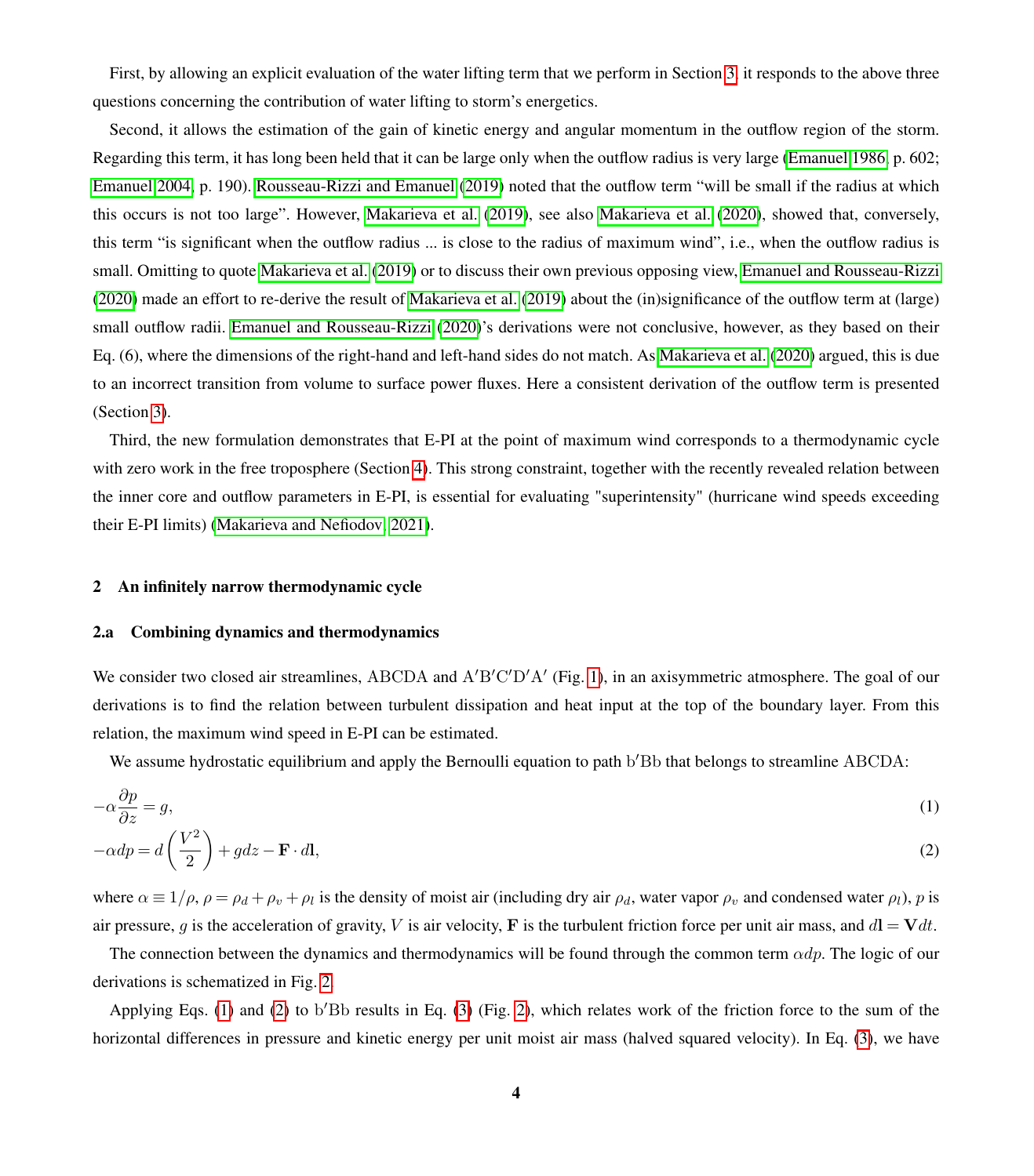First, by allowing an explicit evaluation of the water lifting term that we perform in Section 3, it responds to the above three questions concerning the contribution of water lifting to storm's energetics.

Second, it allows the estimation of the gain of kinetic energy and angular momentum in the outflow region of the storm. Regarding this term, it has long been held that it can be large only when the outflow radius is very large (Emanuel 1986, p. 602; Emanuel 2004, p. 190). Rousseau-Rizzi and Emanuel (2019) noted that the outflow term "will be small if the radius at which this occurs is not too large". However, Makarieva et al. (2019), see also Makarieva et al. (2020), showed that, conversely, this term "is significant when the outflow radius ... is close to the radius of maximum wind", i.e., when the outflow radius is small. Omitting to quote Makarieva et al. (2019) or to discuss their own previous opposing view, Emanuel and Rousseau-Rizzi (2020) made an effort to re-derive the result of Makarieva et al. (2019) about the (in)significance of the outflow term at (large) small outflow radii. Emanuel and Rousseau-Rizzi (2020)'s derivations were not conclusive, however, as they based on their Eq. (6), where the dimensions of the right-hand and left-hand sides do not match. As Makarieva et al. (2020) argued, this is due to an incorrect transition from volume to surface power fluxes. Here a consistent derivation of the outflow term is presented (Section 3).

Third, the new formulation demonstrates that E-PI at the point of maximum wind corresponds to a thermodynamic cycle with zero work in the free troposphere (Section 4). This strong constraint, together with the recently revealed relation between the inner core and outflow parameters in E-PI, is essential for evaluating "superintensity" (hurricane wind speeds exceeding their E-PI limits) (Makarieva and Nefiodov, 2021).

## 2 An infinitely narrow thermodynamic cycle

### 2.a Combining dynamics and thermodynamics

We consider two closed air streamlines, $\mathrm{ABCDA}$ and $\mathrm{A'B'C'D'A'}$ (Fig. 1), in an axisymmetric atmosphere. The goal of our derivations is to find the relation between turbulent dissipation and heat input at the top of the boundary layer. From this relation, the maximum wind speed in E-PI can be estimated.

We assume hydrostatic equilibrium and apply the Bernoulli equation to path $\mathrm{b'Bb}$ that belongs to streamline $\mathrm{ABCDA}$:

$$-\alpha \frac{\partial p}{\partial z} = g, \tag{1}$$

$$-\alpha dp = d\left(\frac{V^2}{2}\right) + g dz - \mathbf{F} \cdot d\mathbf{l}, \tag{2}$$

where $\alpha \equiv 1/\rho$, $\rho = \rho_d + \rho_v + \rho_l$ is the density of moist air (including dry air $\rho_d$, water vapor $\rho_v$ and condensed water $\rho_l$), $p$ is air pressure, $g$ is the acceleration of gravity, $V$ is air velocity, $\mathbf{F}$ is the turbulent friction force per unit air mass, and $d\mathbf{l} = \mathbf{V}dt$.

The connection between the dynamics and thermodynamics will be found through the common term $\alpha dp$. The logic of our derivations is schematized in Fig. 2.

Applying Eqs. (1) and (2) to $\mathrm{b'Bb}$ results in Eq. (3) (Fig. 2), which relates work of the friction force to the sum of the horizontal differences in pressure and kinetic energy per unit moist air mass (halved squared velocity). In Eq. (3), we have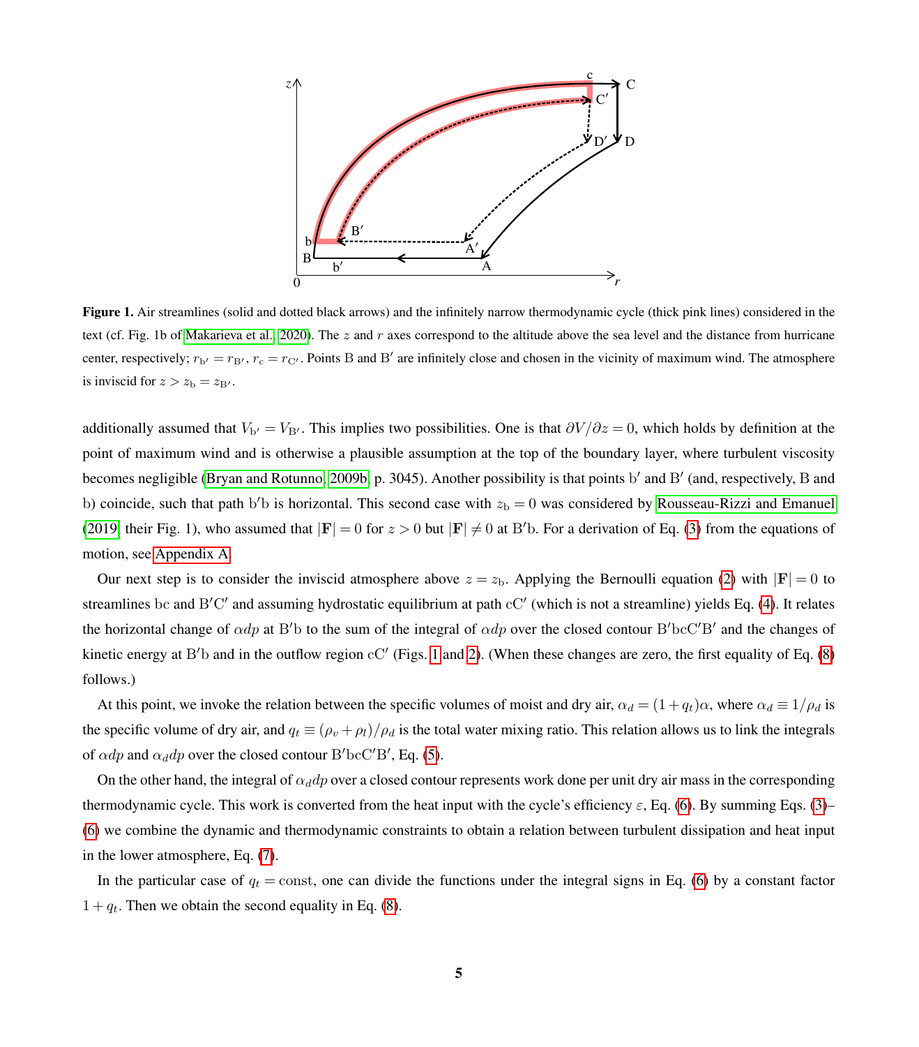**Figure 1.** Air streamlines (solid and dotted black arrows) and the infinitely narrow thermodynamic cycle (thick pink lines) considered in the text (cf. Fig. 1b of Makarieva et al., 2020). The $z$ and $r$ axes correspond to the altitude above the sea level and the distance from hurricane center, respectively; $r_{\mathrm{b}'} = r_{\mathrm{B}'}$, $r_{\mathrm{c}} = r_{\mathrm{C}'}$. Points B and B$'$ are infinitely close and chosen in the vicinity of maximum wind. The atmosphere is inviscid for $z > z_{\mathrm{b}} = z_{\mathrm{B}'}$.

additionally assumed that $V_{\mathrm{b}'} = V_{\mathrm{B}'}$. This implies two possibilities. One is that $\partial V/\partial z = 0$, which holds by definition at the point of maximum wind and is otherwise a plausible assumption at the top of the boundary layer, where turbulent viscosity becomes negligible (Bryan and Rotunno, 2009b, p. 3045). Another possibility is that points b$'$ and B$'$ (and, respectively, B and b) coincide, such that path b$'$b is horizontal. This second case with $z_{\mathrm{b}} = 0$ was considered by Rousseau-Rizzi and Emanuel (2019, their Fig. 1), who assumed that $|\mathbf{F}| = 0$ for $z > 0$ but $|\mathbf{F}| \neq 0$ at B$'$b. For a derivation of Eq. (3) from the equations of motion, see Appendix A.

Our next step is to consider the inviscid atmosphere above $z = z_{\mathrm{b}}$. Applying the Bernoulli equation (2) with $|\mathbf{F}| = 0$ to streamlines bc and B$'$C$'$ and assuming hydrostatic equilibrium at path cC$'$ (which is not a streamline) yields Eq. (4). It relates the horizontal change of $\alpha dp$ at B$'$b to the sum of the integral of $\alpha dp$ over the closed contour B$'$bcC$'$B$'$ and the changes of kinetic energy at B$'$b and in the outflow region cC$'$ (Figs. 1 and 2). (When these changes are zero, the first equality of Eq. (8) follows.)

At this point, we invoke the relation between the specific volumes of moist and dry air, $\alpha_d = (1 + q_t)\alpha$, where $\alpha_d \equiv 1/\rho_d$ is the specific volume of dry air, and $q_t \equiv (\rho_v + \rho_l)/\rho_d$ is the total water mixing ratio. This relation allows us to link the integrals of $\alpha dp$ and $\alpha_d dp$ over the closed contour B$'$bcC$'$B$'$, Eq. (5).

On the other hand, the integral of $\alpha_d dp$ over a closed contour represents work done per unit dry air mass in the corresponding thermodynamic cycle. This work is converted from the heat input with the cycle's efficiency $\varepsilon$, Eq. (6). By summing Eqs. (3)–(6) we combine the dynamic and thermodynamic constraints to obtain a relation between turbulent dissipation and heat input in the lower atmosphere, Eq. (7).

In the particular case of $q_t = \mathrm{const}$, one can divide the functions under the integral signs in Eq. (6) by a constant factor $1 + q_t$. Then we obtain the second equality in Eq. (8).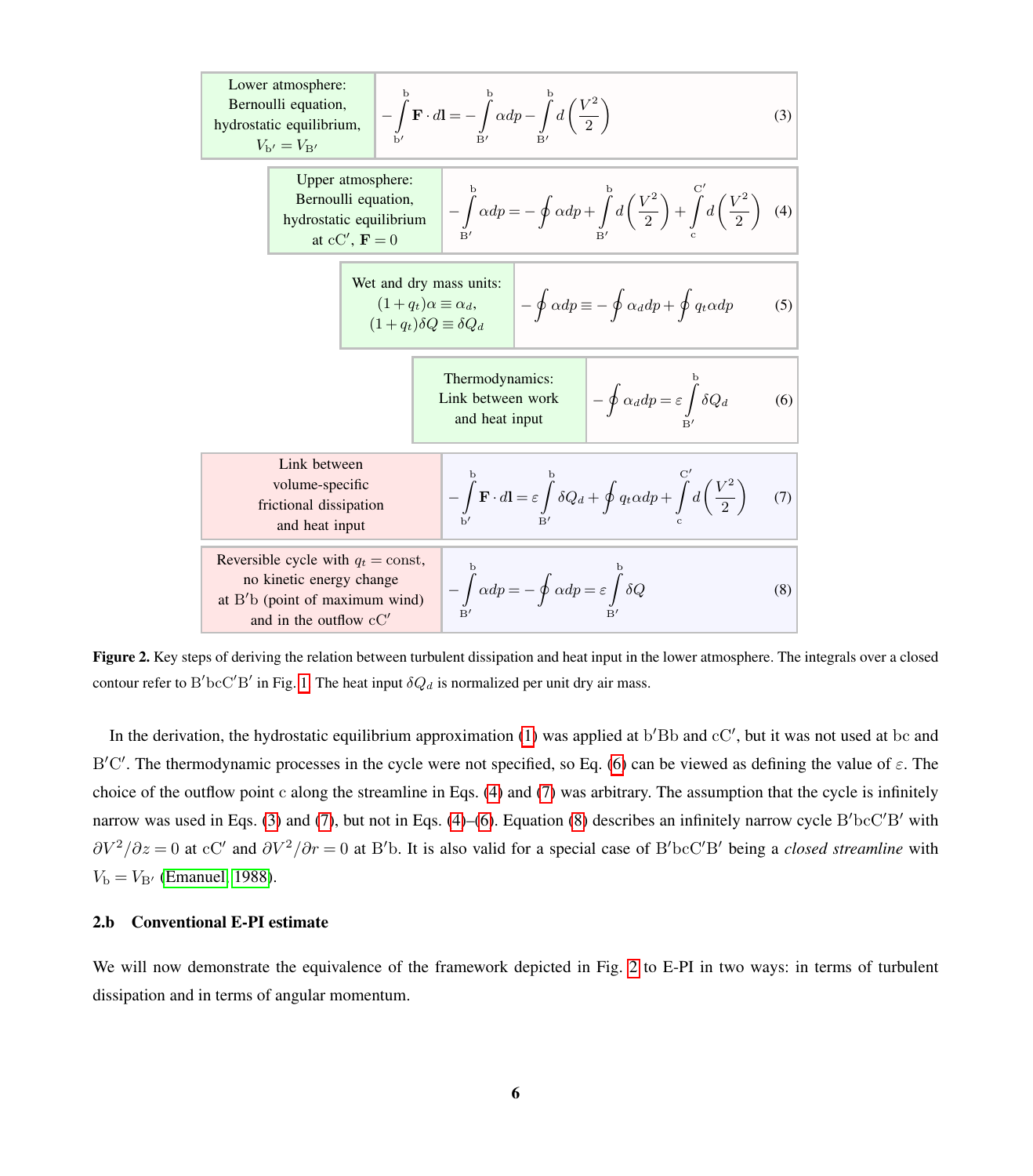| Lower atmosphere: Bernoulli equation, hydrostatic equilibrium, $V_{\mathrm{b}'} = V_{\mathrm{B}'}$ | $$-\int_{\mathrm{b}'}^{\mathrm{b}} \mathbf{F}\cdot d\mathbf{l} = -\int_{\mathrm{B}'}^{\mathrm{b}} \alpha dp - \int_{\mathrm{B}'}^{\mathrm{b}} d\left(\frac{V^2}{2}\right) \quad (3)$$ |
|---|---|
| Upper atmosphere: Bernoulli equation, hydrostatic equilibrium at $\mathrm{cC}'$, $\mathbf{F}=0$ | $$-\int_{\mathrm{B}'}^{\mathrm{b}} \alpha dp = -\oint \alpha dp + \int_{\mathrm{B}'}^{\mathrm{b}} d\left(\frac{V^2}{2}\right) + \int_{\mathrm{c}}^{\mathrm{C}'} d\left(\frac{V^2}{2}\right) \quad (4)$$ |
| Wet and dry mass units: $(1+q_t)\alpha \equiv \alpha_d$, $(1+q_t)\delta Q \equiv \delta Q_d$ | $$-\oint \alpha dp \equiv -\oint \alpha_d dp + \oint q_t \alpha dp \quad (5)$$ |
| Thermodynamics: Link between work and heat input | $$-\oint \alpha_d dp = \varepsilon \int_{\mathrm{B}'}^{\mathrm{b}} \delta Q_d \quad (6)$$ |
| Link between volume-specific frictional dissipation and heat input | $$-\int_{\mathrm{b}'}^{\mathrm{b}} \mathbf{F}\cdot d\mathbf{l} = \varepsilon \int_{\mathrm{B}'}^{\mathrm{b}} \delta Q_d + \oint q_t \alpha dp + \int_{\mathrm{c}}^{\mathrm{C}'} d\left(\frac{V^2}{2}\right) \quad (7)$$ |
| Reversible cycle with $q_t = \mathrm{const}$, no kinetic energy change at $\mathrm{B}'\mathrm{b}$ (point of maximum wind) and in the outflow $\mathrm{cC}'$ | $$-\int_{\mathrm{B}'}^{\mathrm{b}} \alpha dp = -\oint \alpha dp = \varepsilon \int_{\mathrm{B}'}^{\mathrm{b}} \delta Q \quad (8)$$ |

**Figure 2.** Key steps of deriving the relation between turbulent dissipation and heat input in the lower atmosphere. The integrals over a closed contour refer to $\mathrm{B}'\mathrm{bcC}'\mathrm{B}'$ in Fig. 1. The heat input $\delta Q_d$ is normalized per unit dry air mass.

In the derivation, the hydrostatic equilibrium approximation (1) was applied at $\mathrm{b}'\mathrm{Bb}$ and $\mathrm{cC}'$, but it was not used at $\mathrm{bc}$ and $\mathrm{B}'\mathrm{C}'$. The thermodynamic processes in the cycle were not specified, so Eq. (6) can be viewed as defining the value of $\varepsilon$. The choice of the outflow point $\mathrm{c}$ along the streamline in Eqs. (4) and (7) was arbitrary. The assumption that the cycle is infinitely narrow was used in Eqs. (3) and (7), but not in Eqs. (4)–(6). Equation (8) describes an infinitely narrow cycle $\mathrm{B}'\mathrm{bcC}'\mathrm{B}'$ with $\partial V^2/\partial z = 0$ at $\mathrm{cC}'$ and $\partial V^2/\partial r = 0$ at $\mathrm{B}'\mathrm{b}$. It is also valid for a special case of $\mathrm{B}'\mathrm{bcC}'\mathrm{B}'$ being a *closed streamline* with $V_{\mathrm{b}} = V_{\mathrm{B}'}$ (Emanuel, 1988).

### 2.b Conventional E-PI estimate

We will now demonstrate the equivalence of the framework depicted in Fig. 2 to E-PI in two ways: in terms of turbulent dissipation and in terms of angular momentum.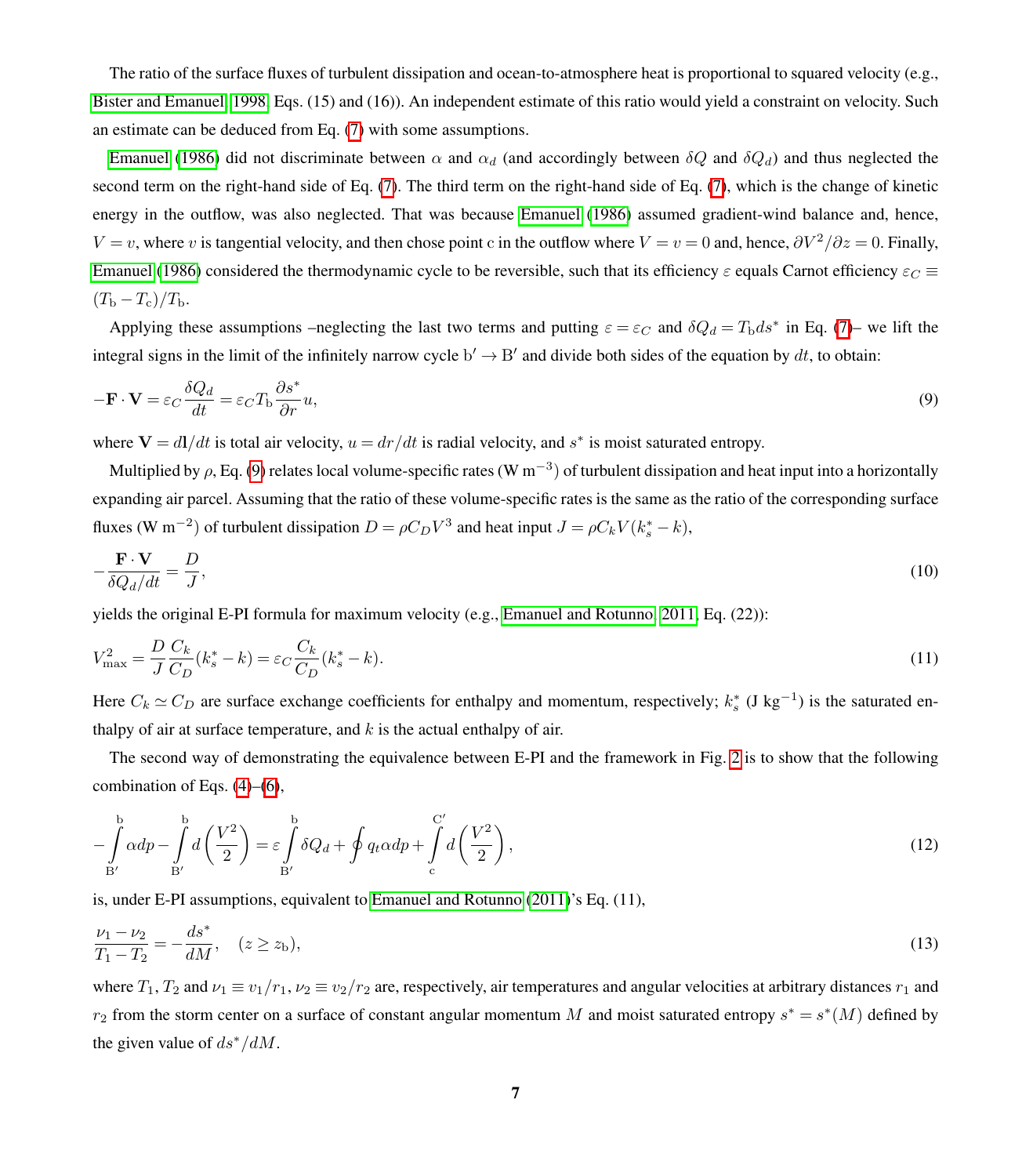The ratio of the surface fluxes of turbulent dissipation and ocean-to-atmosphere heat is proportional to squared velocity (e.g., Bister and Emanuel, 1998, Eqs. (15) and (16)). An independent estimate of this ratio would yield a constraint on velocity. Such an estimate can be deduced from Eq. (7) with some assumptions.

Emanuel (1986) did not discriminate between $\alpha$ and $\alpha_d$ (and accordingly between $\delta Q$ and $\delta Q_d$) and thus neglected the second term on the right-hand side of Eq. (7). The third term on the right-hand side of Eq. (7), which is the change of kinetic energy in the outflow, was also neglected. That was because Emanuel (1986) assumed gradient-wind balance and, hence, $V = v$, where $v$ is tangential velocity, and then chose point c in the outflow where $V = v = 0$ and, hence, $\partial V^2/\partial z = 0$. Finally, Emanuel (1986) considered the thermodynamic cycle to be reversible, such that its efficiency $\varepsilon$ equals Carnot efficiency $\varepsilon_C \equiv (T_\mathrm{b} - T_\mathrm{c})/T_\mathrm{b}$.

Applying these assumptions –neglecting the last two terms and putting $\varepsilon = \varepsilon_C$ and $\delta Q_d = T_\mathrm{b} ds^*$ in Eq. (7)– we lift the integral signs in the limit of the infinitely narrow cycle $\mathrm{b}' \to \mathrm{B}'$ and divide both sides of the equation by $dt$, to obtain:

$$-\mathbf{F}\cdot\mathbf{V} = \varepsilon_C \frac{\delta Q_d}{dt} = \varepsilon_C T_\mathrm{b} \frac{\partial s^*}{\partial r} u, \tag{9}$$

where $\mathbf{V} = d\mathbf{l}/dt$ is total air velocity, $u = dr/dt$ is radial velocity, and $s^*$ is moist saturated entropy.

Multiplied by $\rho$, Eq. (9) relates local volume-specific rates (W m$^{-3}$) of turbulent dissipation and heat input into a horizontally expanding air parcel. Assuming that the ratio of these volume-specific rates is the same as the ratio of the corresponding surface fluxes (W m$^{-2}$) of turbulent dissipation $D = \rho C_D V^3$ and heat input $J = \rho C_k V (k_s^* - k)$,

$$-\frac{\mathbf{F}\cdot\mathbf{V}}{\delta Q_d/dt} = \frac{D}{J}, \tag{10}$$

yields the original E-PI formula for maximum velocity (e.g., Emanuel and Rotunno, 2011, Eq. (22)):

$$V_\mathrm{max}^2 = \frac{D}{J}\frac{C_k}{C_D}(k_s^* - k) = \varepsilon_C \frac{C_k}{C_D}(k_s^* - k). \tag{11}$$

Here $C_k \simeq C_D$ are surface exchange coefficients for enthalpy and momentum, respectively; $k_s^*$ (J kg$^{-1}$) is the saturated enthalpy of air at surface temperature, and $k$ is the actual enthalpy of air.

The second way of demonstrating the equivalence between E-PI and the framework in Fig. 2 is to show that the following combination of Eqs. (4)–(6),

$$-\int_{\mathrm{B}'}^{\mathrm{b}} \alpha dp - \int_{\mathrm{B}'}^{\mathrm{b}} d\left(\frac{V^2}{2}\right) = \varepsilon \int_{\mathrm{B}'}^{\mathrm{b}} \delta Q_d + \oint q_t \alpha dp + \int_{\mathrm{c}}^{\mathrm{C}'} d\left(\frac{V^2}{2}\right), \tag{12}$$

is, under E-PI assumptions, equivalent to Emanuel and Rotunno (2011)'s Eq. (11),

$$\frac{\nu_1 - \nu_2}{T_1 - T_2} = -\frac{ds^*}{dM}, \quad (z \geq z_\mathrm{b}), \tag{13}$$

where $T_1, T_2$ and $\nu_1 \equiv v_1/r_1, \nu_2 \equiv v_2/r_2$ are, respectively, air temperatures and angular velocities at arbitrary distances $r_1$ and $r_2$ from the storm center on a surface of constant angular momentum $M$ and moist saturated entropy $s^* = s^*(M)$ defined by the given value of $ds^*/dM$.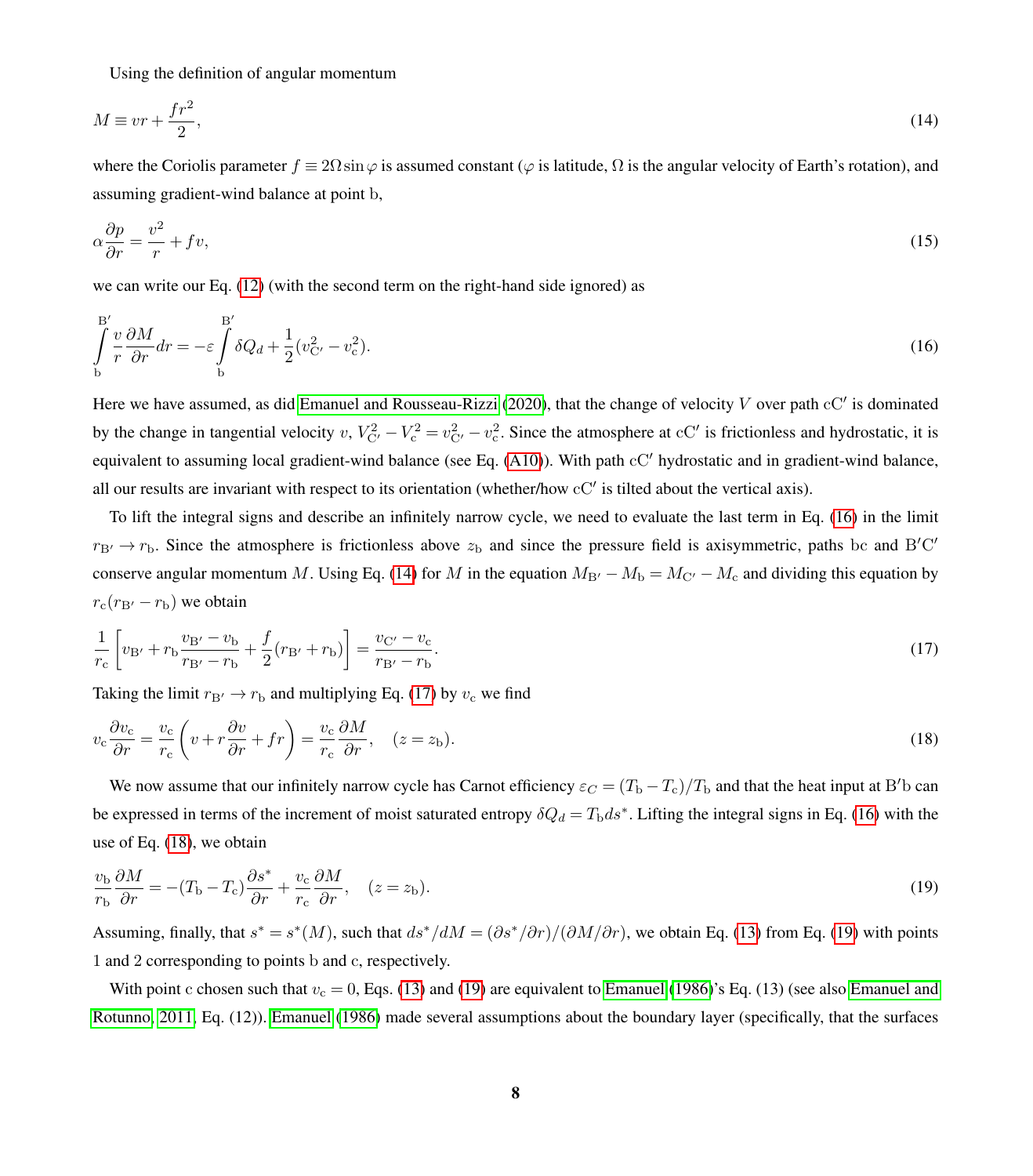Using the definition of angular momentum

$$M \equiv vr + \frac{fr^2}{2}, \tag{14}$$

where the Coriolis parameter $f \equiv 2\Omega \sin\varphi$ is assumed constant ($\varphi$ is latitude, $\Omega$ is the angular velocity of Earth's rotation), and assuming gradient-wind balance at point $\mathrm{b}$,

$$\alpha \frac{\partial p}{\partial r} = \frac{v^2}{r} + fv, \tag{15}$$

we can write our Eq. (12) (with the second term on the right-hand side ignored) as

$$\int\limits_{\mathrm{b}}^{\mathrm{B}'} \frac{v}{r}\frac{\partial M}{\partial r} dr = -\varepsilon \int\limits_{\mathrm{b}}^{\mathrm{B}'} \delta Q_d + \frac{1}{2}(v_{\mathrm{C}'}^2 - v_{\mathrm{c}}^2). \tag{16}$$

Here we have assumed, as did Emanuel and Rousseau-Rizzi (2020), that the change of velocity $V$ over path $\mathrm{cC}'$ is dominated by the change in tangential velocity $v$, $V_{\mathrm{C}'}^2 - V_{\mathrm{c}}^2 = v_{\mathrm{C}'}^2 - v_{\mathrm{c}}^2$. Since the atmosphere at $\mathrm{cC}'$ is frictionless and hydrostatic, it is equivalent to assuming local gradient-wind balance (see Eq. (A10)). With path $\mathrm{cC}'$ hydrostatic and in gradient-wind balance, all our results are invariant with respect to its orientation (whether/how $\mathrm{cC}'$ is tilted about the vertical axis).

To lift the integral signs and describe an infinitely narrow cycle, we need to evaluate the last term in Eq. (16) in the limit $r_{\mathrm{B}'} \to r_{\mathrm{b}}$. Since the atmosphere is frictionless above $z_{\mathrm{b}}$ and since the pressure field is axisymmetric, paths $\mathrm{bc}$ and $\mathrm{B}'\mathrm{C}'$ conserve angular momentum $M$. Using Eq. (14) for $M$ in the equation $M_{\mathrm{B}'} - M_{\mathrm{b}} = M_{\mathrm{C}'} - M_{\mathrm{c}}$ and dividing this equation by $r_{\mathrm{c}}(r_{\mathrm{B}'} - r_{\mathrm{b}})$ we obtain

$$\frac{1}{r_{\mathrm{c}}}\left[v_{\mathrm{B}'} + r_{\mathrm{b}}\frac{v_{\mathrm{B}'} - v_{\mathrm{b}}}{r_{\mathrm{B}'} - r_{\mathrm{b}}} + \frac{f}{2}(r_{\mathrm{B}'} + r_{\mathrm{b}})\right] = \frac{v_{\mathrm{C}'} - v_{\mathrm{c}}}{r_{\mathrm{B}'} - r_{\mathrm{b}}}. \tag{17}$$

Taking the limit $r_{\mathrm{B}'} \to r_{\mathrm{b}}$ and multiplying Eq. (17) by $v_{\mathrm{c}}$ we find

$$v_{\mathrm{c}}\frac{\partial v_{\mathrm{c}}}{\partial r} = \frac{v_{\mathrm{c}}}{r_{\mathrm{c}}}\left(v + r\frac{\partial v}{\partial r} + fr\right) = \frac{v_{\mathrm{c}}}{r_{\mathrm{c}}}\frac{\partial M}{\partial r}, \quad (z = z_{\mathrm{b}}). \tag{18}$$

We now assume that our infinitely narrow cycle has Carnot efficiency $\varepsilon_C = (T_{\mathrm{b}} - T_{\mathrm{c}})/T_{\mathrm{b}}$ and that the heat input at $\mathrm{B}'\mathrm{b}$ can be expressed in terms of the increment of moist saturated entropy $\delta Q_d = T_{\mathrm{b}} ds^*$. Lifting the integral signs in Eq. (16) with the use of Eq. (18), we obtain

$$\frac{v_{\mathrm{b}}}{r_{\mathrm{b}}}\frac{\partial M}{\partial r} = -(T_{\mathrm{b}} - T_{\mathrm{c}})\frac{\partial s^*}{\partial r} + \frac{v_{\mathrm{c}}}{r_{\mathrm{c}}}\frac{\partial M}{\partial r}, \quad (z = z_{\mathrm{b}}). \tag{19}$$

Assuming, finally, that $s^* = s^*(M)$, such that $ds^*/dM = (\partial s^*/\partial r)/(\partial M/\partial r)$, we obtain Eq. (13) from Eq. (19) with points 1 and 2 corresponding to points $\mathrm{b}$ and $\mathrm{c}$, respectively.

With point $\mathrm{c}$ chosen such that $v_{\mathrm{c}} = 0$, Eqs. (13) and (19) are equivalent to Emanuel (1986)'s Eq. (13) (see also Emanuel and Rotunno, 2011, Eq. (12)). Emanuel (1986) made several assumptions about the boundary layer (specifically, that the surfaces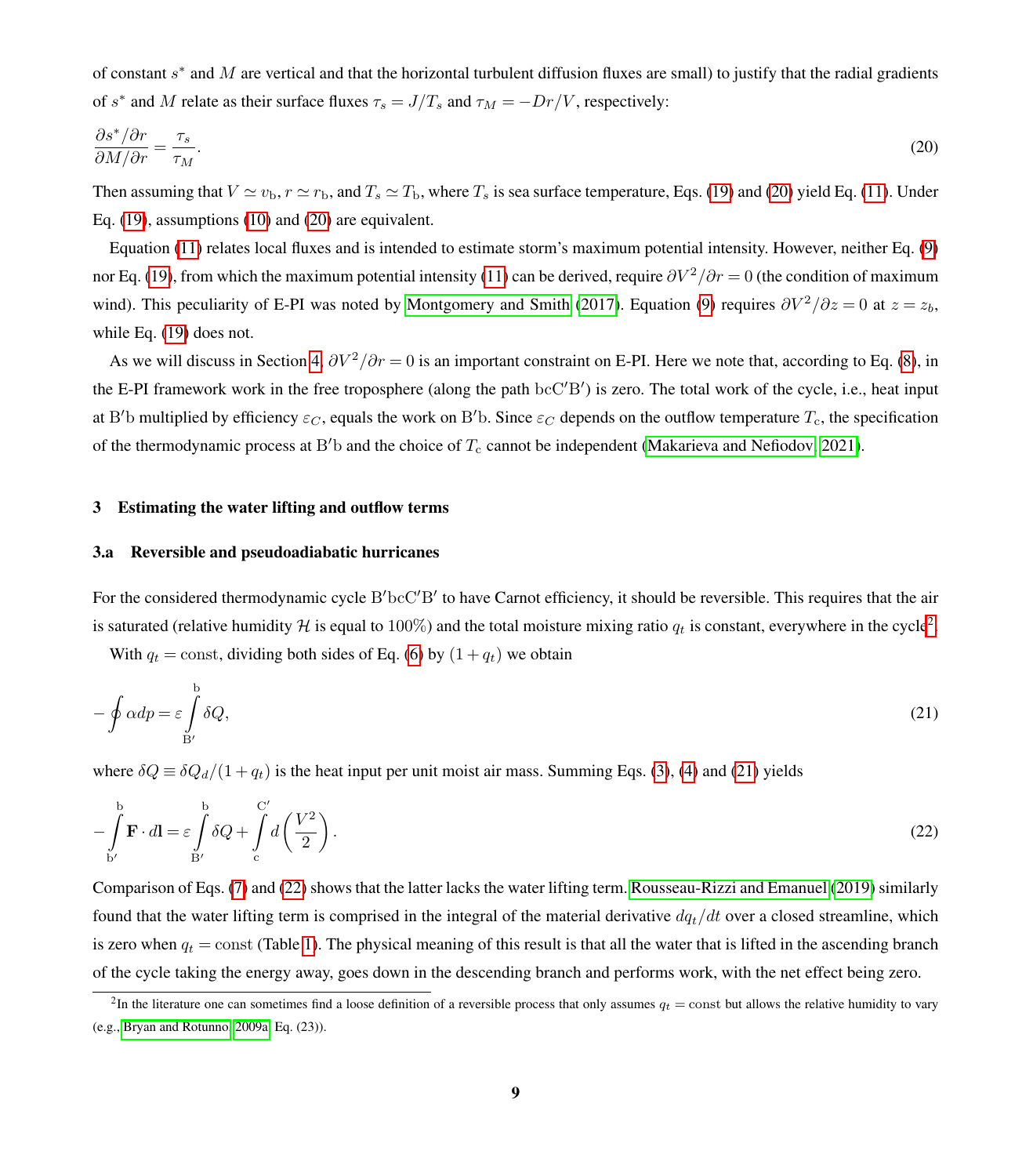of constant $s^*$ and $M$ are vertical and that the horizontal turbulent diffusion fluxes are small) to justify that the radial gradients of $s^*$ and $M$ relate as their surface fluxes $\tau_s = J/T_s$ and $\tau_M = -Dr/V$, respectively:

$$\frac{\partial s^*/\partial r}{\partial M/\partial r} = \frac{\tau_s}{\tau_M}. \tag{20}$$

Then assuming that $V \simeq v_{\rm b}$, $r \simeq r_{\rm b}$, and $T_s \simeq T_{\rm b}$, where $T_s$ is sea surface temperature, Eqs. (19) and (20) yield Eq. (11). Under Eq. (19), assumptions (10) and (20) are equivalent.

Equation (11) relates local fluxes and is intended to estimate storm's maximum potential intensity. However, neither Eq. (9) nor Eq. (19), from which the maximum potential intensity (11) can be derived, require $\partial V^2/\partial r = 0$ (the condition of maximum wind). This peculiarity of E-PI was noted by Montgomery and Smith (2017). Equation (9) requires $\partial V^2/\partial z = 0$ at $z = z_b$, while Eq. (19) does not.

As we will discuss in Section 4, $\partial V^2/\partial r = 0$ is an important constraint on E-PI. Here we note that, according to Eq. (8), in the E-PI framework work in the free troposphere (along the path $\rm bcC'B'$) is zero. The total work of the cycle, i.e., heat input at $\rm B'b$ multiplied by efficiency $\varepsilon_C$, equals the work on $\rm B'b$. Since $\varepsilon_C$ depends on the outflow temperature $T_{\rm c}$, the specification of the thermodynamic process at $\rm B'b$ and the choice of $T_{\rm c}$ cannot be independent (Makarieva and Nefiodov, 2021).

## 3 Estimating the water lifting and outflow terms

### 3.a Reversible and pseudoadiabatic hurricanes

For the considered thermodynamic cycle $\rm B'bcC'B'$ to have Carnot efficiency, it should be reversible. This requires that the air is saturated (relative humidity $\mathcal{H}$ is equal to $100\%$) and the total moisture mixing ratio $q_t$ is constant, everywhere in the cycle[2].

With $q_t = \text{const}$, dividing both sides of Eq. (6) by $(1+q_t)$ we obtain

$$-\oint \alpha dp = \varepsilon \int_{\rm B'}^{\rm b} \delta Q, \tag{21}$$

where $\delta Q \equiv \delta Q_d/(1+q_t)$ is the heat input per unit moist air mass. Summing Eqs. (3), (4) and (21) yields

$$-\int_{\rm b'}^{\rm b} \mathbf{F}\cdot d\mathbf{l} = \varepsilon \int_{\rm B'}^{\rm b} \delta Q + \int_{\rm c}^{\rm C'} d\left(\frac{V^2}{2}\right). \tag{22}$$

Comparison of Eqs. (7) and (22) shows that the latter lacks the water lifting term. Rousseau-Rizzi and Emanuel (2019) similarly found that the water lifting term is comprised in the integral of the material derivative $dq_t/dt$ over a closed streamline, which is zero when $q_t = \text{const}$ (Table 1). The physical meaning of this result is that all the water that is lifted in the ascending branch of the cycle taking the energy away, goes down in the descending branch and performs work, with the net effect being zero.

---

[2] In the literature one can sometimes find a loose definition of a reversible process that only assumes $q_t = \text{const}$ but allows the relative humidity to vary (e.g., Bryan and Rotunno 2009a Eq. (23)).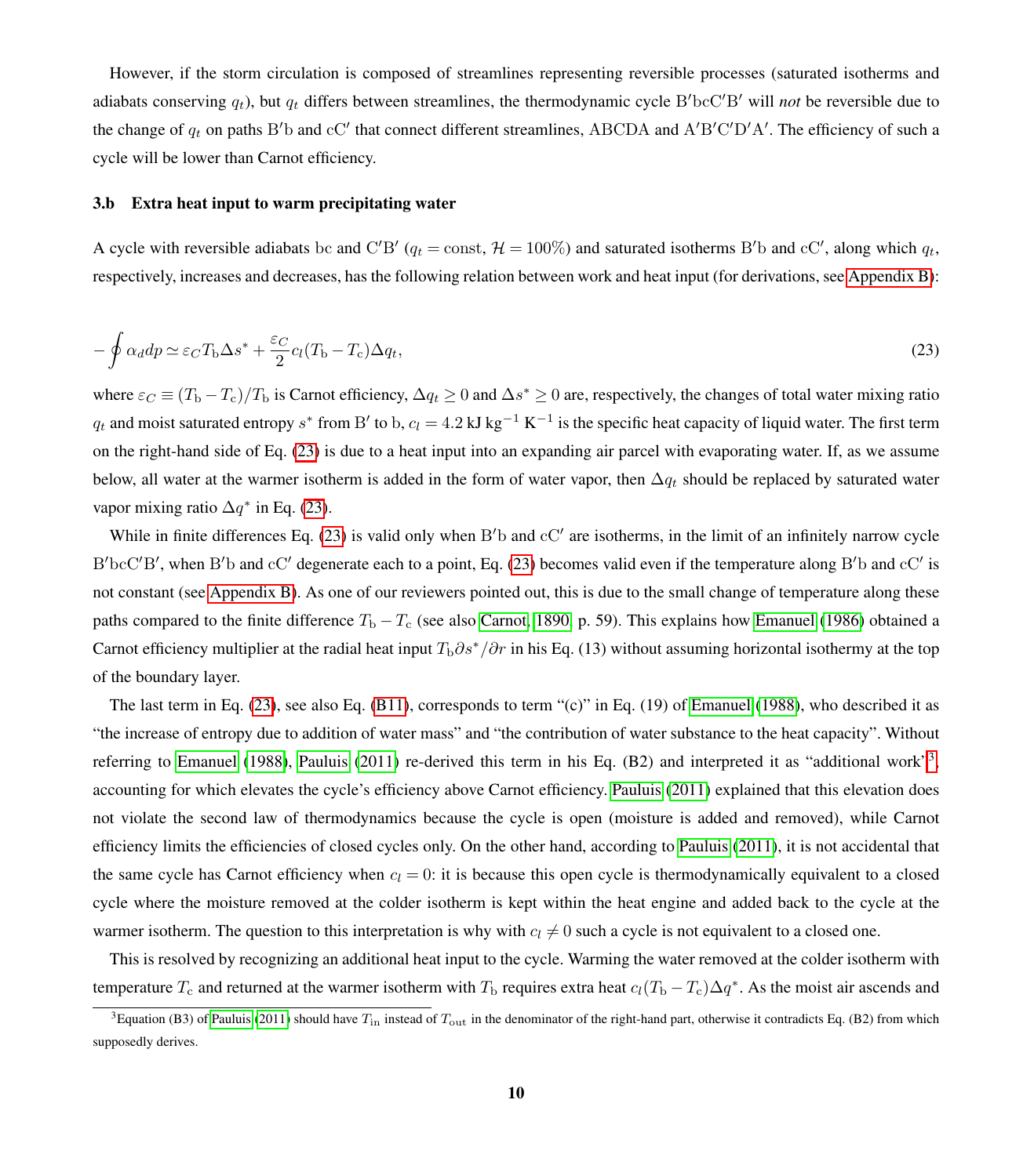However, if the storm circulation is composed of streamlines representing reversible processes (saturated isotherms and adiabats conserving $q_t$), but $q_t$ differs between streamlines, the thermodynamic cycle $\mathrm{B'bcC'B'}$ will *not* be reversible due to the change of $q_t$ on paths $\mathrm{B'b}$ and $\mathrm{cC'}$ that connect different streamlines, ABCDA and $\mathrm{A'B'C'D'A'}$. The efficiency of such a cycle will be lower than Carnot efficiency.

### 3.b Extra heat input to warm precipitating water

A cycle with reversible adiabats bc and $\mathrm{C'B'}$ ($q_t = \mathrm{const}$, $\mathcal{H} = 100\%$) and saturated isotherms $\mathrm{B'b}$ and $\mathrm{cC'}$, along which $q_t$, respectively, increases and decreases, has the following relation between work and heat input (for derivations, see Appendix B):

$$
-\oint \alpha_d dp \simeq \varepsilon_C T_\mathrm{b} \Delta s^* + \frac{\varepsilon_C}{2} c_l (T_\mathrm{b} - T_\mathrm{c}) \Delta q_t, \tag{23}
$$

where $\varepsilon_C \equiv (T_\mathrm{b} - T_\mathrm{c})/T_\mathrm{b}$ is Carnot efficiency, $\Delta q_t \geq 0$ and $\Delta s^* \geq 0$ are, respectively, the changes of total water mixing ratio $q_t$ and moist saturated entropy $s^*$ from $\mathrm{B'}$ to b, $c_l = 4.2\ \mathrm{kJ\ kg^{-1}\ K^{-1}}$ is the specific heat capacity of liquid water. The first term on the right-hand side of Eq. (23) is due to a heat input into an expanding air parcel with evaporating water. If, as we assume below, all water at the warmer isotherm is added in the form of water vapor, then $\Delta q_t$ should be replaced by saturated water vapor mixing ratio $\Delta q^*$ in Eq. (23).

While in finite differences Eq. (23) is valid only when $\mathrm{B'b}$ and $\mathrm{cC'}$ are isotherms, in the limit of an infinitely narrow cycle $\mathrm{B'bcC'B'}$, when $\mathrm{B'b}$ and $\mathrm{cC'}$ degenerate each to a point, Eq. (23) becomes valid even if the temperature along $\mathrm{B'b}$ and $\mathrm{cC'}$ is not constant (see Appendix B). As one of our reviewers pointed out, this is due to the small change of temperature along these paths compared to the finite difference $T_\mathrm{b} - T_\mathrm{c}$ (see also Carnot, 1890, p. 59). This explains how Emanuel (1986) obtained a Carnot efficiency multiplier at the radial heat input $T_\mathrm{b}\partial s^*/\partial r$ in his Eq. (13) without assuming horizontal isothermy at the top of the boundary layer.

The last term in Eq. (23), see also Eq. (B11), corresponds to term "(c)" in Eq. (19) of Emanuel (1988), who described it as "the increase of entropy due to addition of water mass" and "the contribution of water substance to the heat capacity". Without referring to Emanuel (1988), Pauluis (2011) re-derived this term in his Eq. (B2) and interpreted it as "additional work"[3], accounting for which elevates the cycle's efficiency above Carnot efficiency. Pauluis (2011) explained that this elevation does not violate the second law of thermodynamics because the cycle is open (moisture is added and removed), while Carnot efficiency limits the efficiencies of closed cycles only. On the other hand, according to Pauluis (2011), it is not accidental that the same cycle has Carnot efficiency when $c_l = 0$: it is because this open cycle is thermodynamically equivalent to a closed cycle where the moisture removed at the colder isotherm is kept within the heat engine and added back to the cycle at the warmer isotherm. The question to this interpretation is why with $c_l \neq 0$ such a cycle is not equivalent to a closed one.

This is resolved by recognizing an additional heat input to the cycle. Warming the water removed at the colder isotherm with temperature $T_\mathrm{c}$ and returned at the warmer isotherm with $T_\mathrm{b}$ requires extra heat $c_l(T_\mathrm{b} - T_\mathrm{c})\Delta q^*$. As the moist air ascends and

[3] Equation (B3) of Pauluis (2011) should have $T_\mathrm{in}$ instead of $T_\mathrm{out}$ in the denominator of the right-hand part, otherwise it contradicts Eq. (B2) from which supposedly derives.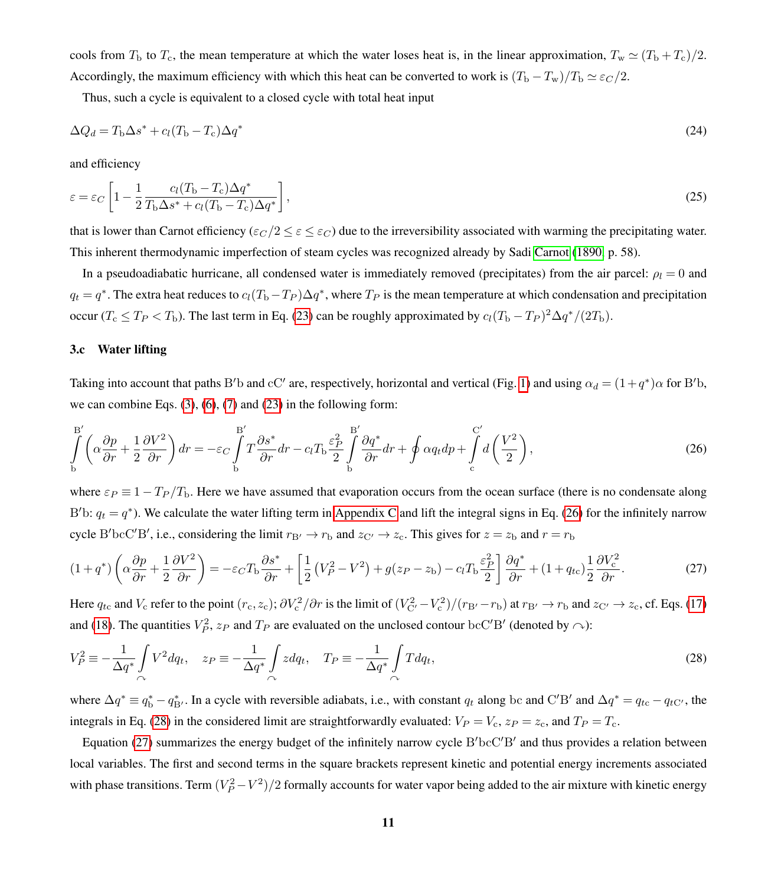cools from $T_\mathrm{b}$ to $T_\mathrm{c}$, the mean temperature at which the water loses heat is, in the linear approximation, $T_\mathrm{w} \simeq (T_\mathrm{b} + T_\mathrm{c})/2$. Accordingly, the maximum efficiency with which this heat can be converted to work is $(T_\mathrm{b} - T_\mathrm{w})/T_\mathrm{b} \simeq \varepsilon_C/2$.

Thus, such a cycle is equivalent to a closed cycle with total heat input

$$\Delta Q_d = T_\mathrm{b}\Delta s^* + c_l(T_\mathrm{b} - T_\mathrm{c})\Delta q^* \tag{24}$$

and efficiency

$$\varepsilon = \varepsilon_C\left[1 - \frac{1}{2}\frac{c_l(T_\mathrm{b} - T_\mathrm{c})\Delta q^*}{T_\mathrm{b}\Delta s^* + c_l(T_\mathrm{b} - T_\mathrm{c})\Delta q^*}\right], \tag{25}$$

that is lower than Carnot efficiency ($\varepsilon_C/2 \le \varepsilon \le \varepsilon_C$) due to the irreversibility associated with warming the precipitating water. This inherent thermodynamic imperfection of steam cycles was recognized already by Sadi Carnot (1890, p. 58).

In a pseudoadiabatic hurricane, all condensed water is immediately removed (precipitates) from the air parcel: $\rho_l = 0$ and $q_t = q^*$. The extra heat reduces to $c_l(T_\mathrm{b} - T_P)\Delta q^*$, where $T_P$ is the mean temperature at which condensation and precipitation occur ($T_\mathrm{c} \le T_P < T_\mathrm{b}$). The last term in Eq. (23) can be roughly approximated by $c_l(T_\mathrm{b} - T_P)^2\Delta q^*/(2T_\mathrm{b})$.

### 3.c Water lifting

Taking into account that paths $\mathrm{B'b}$ and $\mathrm{cC'}$ are, respectively, horizontal and vertical (Fig. 1) and using $\alpha_d = (1+q^*)\alpha$ for $\mathrm{B'b}$, we can combine Eqs. (3), (6), (7) and (23) in the following form:

$$\int_\mathrm{b}^{\mathrm{B'}}\left(\alpha\frac{\partial p}{\partial r} + \frac{1}{2}\frac{\partial V^2}{\partial r}\right)dr = -\varepsilon_C\int_\mathrm{b}^{\mathrm{B'}} T\frac{\partial s^*}{\partial r}dr - c_l T_\mathrm{b}\frac{\varepsilon_P^2}{2}\int_\mathrm{b}^{\mathrm{B'}}\frac{\partial q^*}{\partial r}dr + \oint \alpha q_t dp + \int_\mathrm{c}^{\mathrm{C'}} d\left(\frac{V^2}{2}\right), \tag{26}$$

where $\varepsilon_P \equiv 1 - T_P/T_\mathrm{b}$. Here we have assumed that evaporation occurs from the ocean surface (there is no condensate along $\mathrm{B'b}$: $q_t = q^*$). We calculate the water lifting term in Appendix C and lift the integral signs in Eq. (26) for the infinitely narrow cycle $\mathrm{B'bcC'B'}$, i.e., considering the limit $r_{\mathrm{B'}} \to r_\mathrm{b}$ and $z_{\mathrm{C'}} \to z_\mathrm{c}$. This gives for $z = z_\mathrm{b}$ and $r = r_\mathrm{b}$

$$(1+q^*)\left(\alpha\frac{\partial p}{\partial r} + \frac{1}{2}\frac{\partial V^2}{\partial r}\right) = -\varepsilon_C T_\mathrm{b}\frac{\partial s^*}{\partial r} + \left[\frac{1}{2}\left(V_P^2 - V^2\right) + g(z_P - z_\mathrm{b}) - c_l T_\mathrm{b}\frac{\varepsilon_P^2}{2}\right]\frac{\partial q^*}{\partial r} + (1+q_{t\mathrm{c}})\frac{1}{2}\frac{\partial V_\mathrm{c}^2}{\partial r}. \tag{27}$$

Here $q_{t\mathrm{c}}$ and $V_\mathrm{c}$ refer to the point $(r_\mathrm{c}, z_\mathrm{c})$; $\partial V_\mathrm{c}^2/\partial r$ is the limit of $(V_{\mathrm{C'}}^2 - V_\mathrm{c}^2)/(r_{\mathrm{B'}} - r_\mathrm{b})$ at $r_{\mathrm{B'}} \to r_\mathrm{b}$ and $z_{\mathrm{C'}} \to z_\mathrm{c}$, cf. Eqs. (17) and (18). The quantities $V_P^2$, $z_P$ and $T_P$ are evaluated on the unclosed contour $\mathrm{bcC'B'}$ (denoted by $\frown$):

$$V_P^2 \equiv -\frac{1}{\Delta q^*}\int_\frown V^2 dq_t, \quad z_P \equiv -\frac{1}{\Delta q^*}\int_\frown z dq_t, \quad T_P \equiv -\frac{1}{\Delta q^*}\int_\frown T dq_t, \tag{28}$$

where $\Delta q^* \equiv q_\mathrm{b}^* - q_{\mathrm{B'}}^*$. In a cycle with reversible adiabats, i.e., with constant $q_t$ along $\mathrm{bc}$ and $\mathrm{C'B'}$ and $\Delta q^* = q_{t\mathrm{c}} - q_{t\mathrm{C'}}$, the integrals in Eq. (28) in the considered limit are straightforwardly evaluated: $V_P = V_\mathrm{c}$, $z_P = z_\mathrm{c}$, and $T_P = T_\mathrm{c}$.

Equation (27) summarizes the energy budget of the infinitely narrow cycle $\mathrm{B'bcC'B'}$ and thus provides a relation between local variables. The first and second terms in the square brackets represent kinetic and potential energy increments associated with phase transitions. Term $(V_P^2 - V^2)/2$ formally accounts for water vapor being added to the air mixture with kinetic energy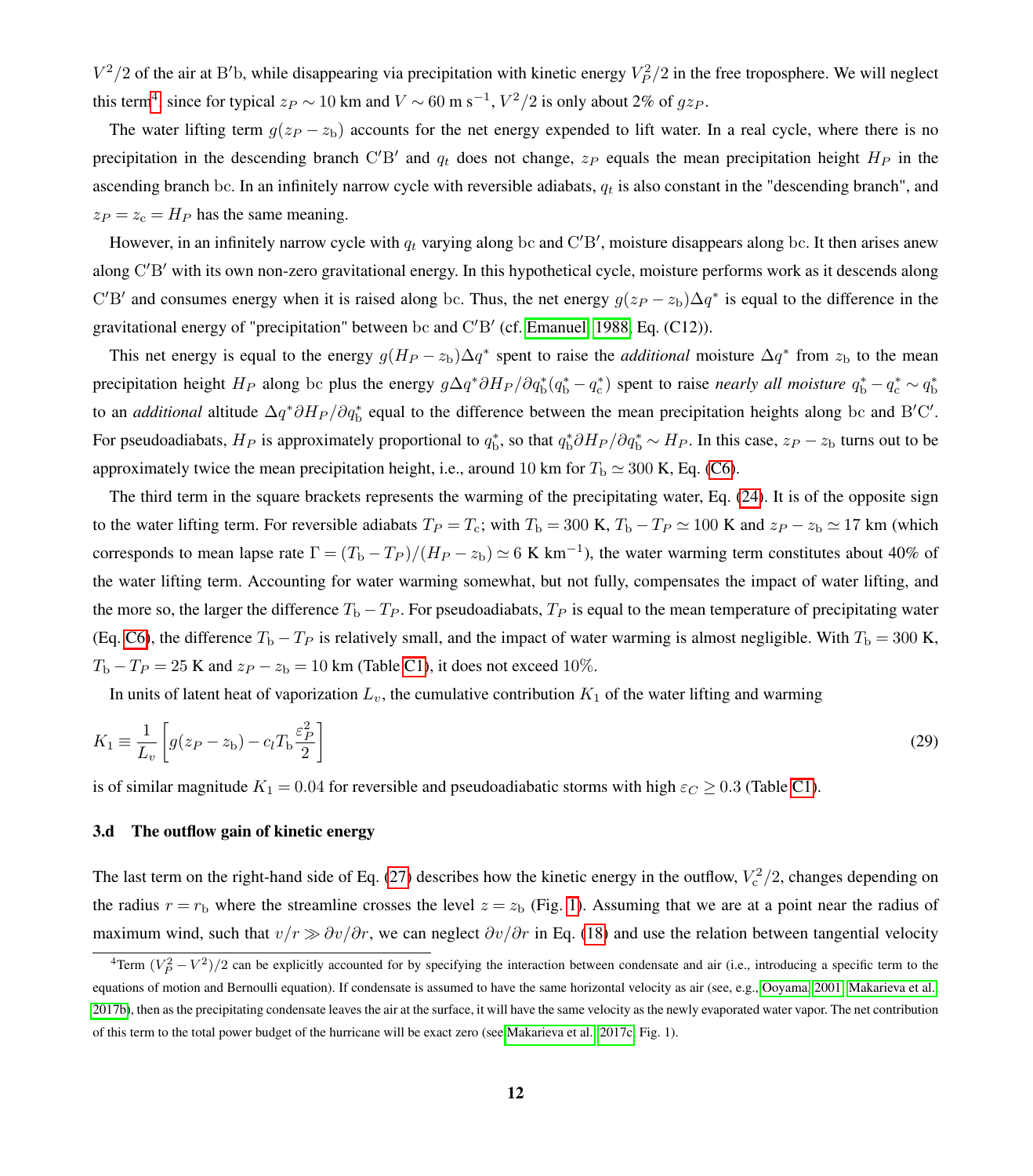$V^2/2$ of the air at $\mathrm{B'b}$, while disappearing via precipitation with kinetic energy $V_P^2/2$ in the free troposphere. We will neglect this term[4], since for typical $z_P \sim 10$ km and $V \sim 60$ m s$^{-1}$, $V^2/2$ is only about 2% of $gz_P$.

The water lifting term $g(z_P - z_\mathrm{b})$ accounts for the net energy expended to lift water. In a real cycle, where there is no precipitation in the descending branch $\mathrm{C'B'}$ and $q_t$ does not change, $z_P$ equals the mean precipitation height $H_P$ in the ascending branch $\mathrm{bc}$. In an infinitely narrow cycle with reversible adiabats, $q_t$ is also constant in the "descending branch", and $z_P = z_\mathrm{c} = H_P$ has the same meaning.

However, in an infinitely narrow cycle with $q_t$ varying along $\mathrm{bc}$ and $\mathrm{C'B'}$, moisture disappears along $\mathrm{bc}$. It then arises anew along $\mathrm{C'B'}$ with its own non-zero gravitational energy. In this hypothetical cycle, moisture performs work as it descends along $\mathrm{C'B'}$ and consumes energy when it is raised along $\mathrm{bc}$. Thus, the net energy $g(z_P - z_\mathrm{b})\Delta q^*$ is equal to the difference in the gravitational energy of "precipitation" between $\mathrm{bc}$ and $\mathrm{C'B'}$ (cf. Emanuel 1988, Eq. (C12)).

This net energy is equal to the energy $g(H_P - z_\mathrm{b})\Delta q^*$ spent to raise the *additional* moisture $\Delta q^*$ from $z_\mathrm{b}$ to the mean precipitation height $H_P$ along $\mathrm{bc}$ plus the energy $g\Delta q^* \partial H_P/\partial q_\mathrm{b}^*(q_\mathrm{b}^* - q_\mathrm{c}^*)$ spent to raise *nearly all moisture* $q_\mathrm{b}^* - q_\mathrm{c}^* \sim q_\mathrm{b}^*$ to an *additional* altitude $\Delta q^* \partial H_P/\partial q_\mathrm{b}^*$ equal to the difference between the mean precipitation heights along $\mathrm{bc}$ and $\mathrm{B'C'}$. For pseudoadiabats, $H_P$ is approximately proportional to $q_\mathrm{b}^*$, so that $q_\mathrm{b}^* \partial H_P/\partial q_\mathrm{b}^* \sim H_P$. In this case, $z_P - z_\mathrm{b}$ turns out to be approximately twice the mean precipitation height, i.e., around 10 km for $T_\mathrm{b} \simeq 300$ K, Eq. (C6).

The third term in the square brackets represents the warming of the precipitating water, Eq. (24). It is of the opposite sign to the water lifting term. For reversible adiabats $T_P = T_\mathrm{c}$; with $T_\mathrm{b} = 300$ K, $T_\mathrm{b} - T_P \simeq 100$ K and $z_P - z_\mathrm{b} \simeq 17$ km (which corresponds to mean lapse rate $\Gamma = (T_\mathrm{b} - T_P)/(H_P - z_\mathrm{b}) \simeq 6$ K km$^{-1}$), the water warming term constitutes about 40% of the water lifting term. Accounting for water warming somewhat, but not fully, compensates the impact of water lifting, and the more so, the larger the difference $T_\mathrm{b} - T_P$. For pseudoadiabats, $T_P$ is equal to the mean temperature of precipitating water (Eq. C6), the difference $T_\mathrm{b} - T_P$ is relatively small, and the impact of water warming is almost negligible. With $T_\mathrm{b} = 300$ K, $T_\mathrm{b} - T_P = 25$ K and $z_P - z_\mathrm{b} = 10$ km (Table C1), it does not exceed 10%.

In units of latent heat of vaporization $L_v$, the cumulative contribution $K_1$ of the water lifting and warming

$$
K_1 \equiv \frac{1}{L_v}\left[g(z_P - z_\mathrm{b}) - c_l T_\mathrm{b}\frac{\varepsilon_P^2}{2}\right] \tag{29}
$$

is of similar magnitude $K_1 = 0.04$ for reversible and pseudoadiabatic storms with high $\varepsilon_C \geq 0.3$ (Table C1).

### 3.d The outflow gain of kinetic energy

The last term on the right-hand side of Eq. (27) describes how the kinetic energy in the outflow, $V_\mathrm{c}^2/2$, changes depending on the radius $r = r_\mathrm{b}$ where the streamline crosses the level $z = z_\mathrm{b}$ (Fig. 1). Assuming that we are at a point near the radius of maximum wind, such that $v/r \gg \partial v/\partial r$, we can neglect $\partial v/\partial r$ in Eq. (18) and use the relation between tangential velocity

---

[4] Term $(V_P^2 - V^2)/2$ can be explicitly accounted for by specifying the interaction between condensate and air (i.e., introducing a specific term to the equations of motion and Bernoulli equation). If condensate is assumed to have the same horizontal velocity as air (see, e.g., Ooyama 2001; Makarieva et al. 2017b), then as the precipitating condensate leaves the air at the surface, it will have the same velocity as the newly evaporated water vapor. The net contribution of this term to the total power budget of the hurricane will be exact zero (see Makarieva et al. 2017c, Fig. 1).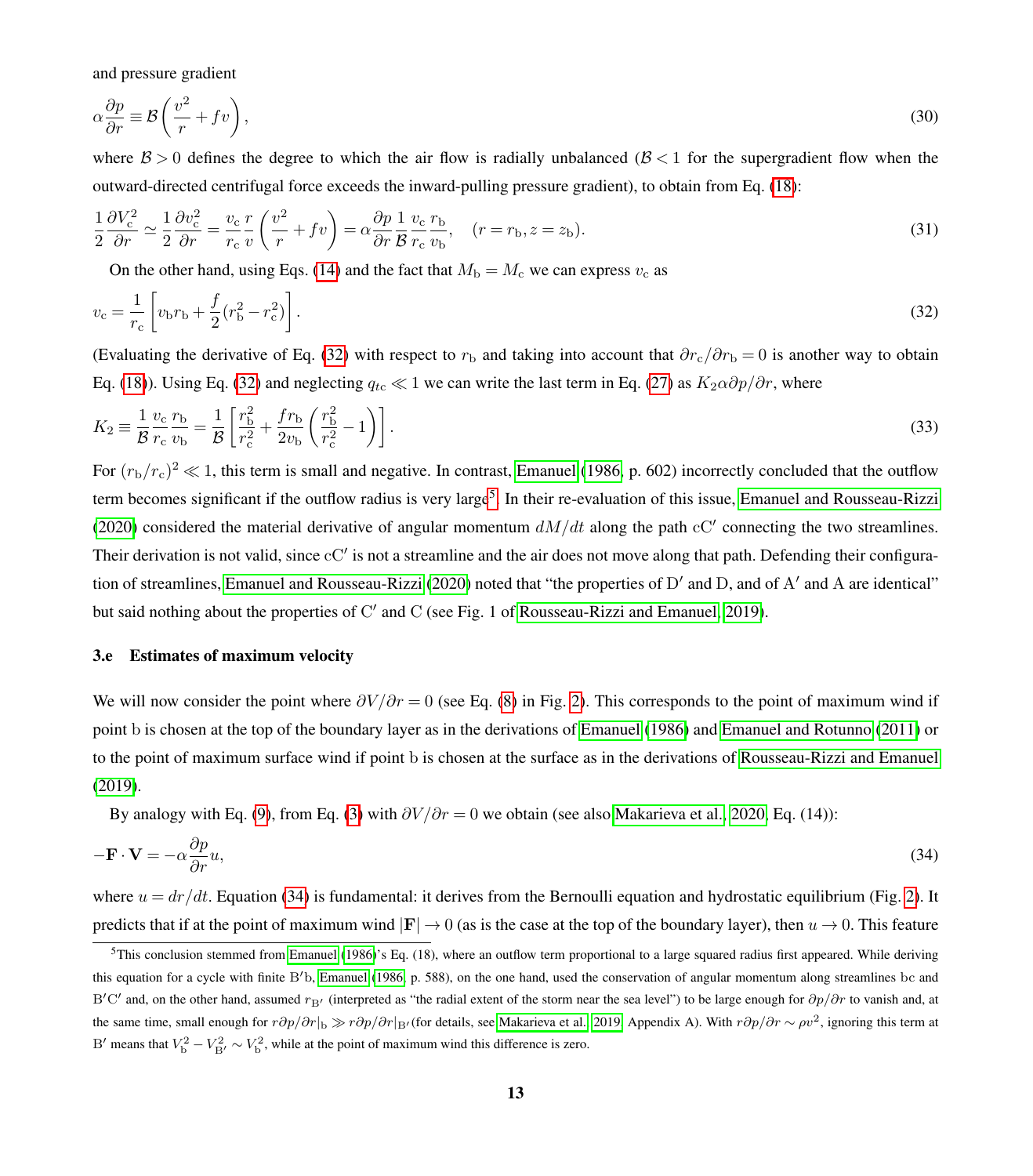and pressure gradient

$$\alpha \frac{\partial p}{\partial r} \equiv \mathcal{B}\left(\frac{v^2}{r} + fv\right), \tag{30}$$

where $\mathcal{B} > 0$ defines the degree to which the air flow is radially unbalanced ($\mathcal{B} < 1$ for the supergradient flow when the outward-directed centrifugal force exceeds the inward-pulling pressure gradient), to obtain from Eq. (18):

$$\frac{1}{2}\frac{\partial V_{\rm c}^2}{\partial r} \simeq \frac{1}{2}\frac{\partial v_{\rm c}^2}{\partial r} = \frac{v_{\rm c}}{r_{\rm c}}\frac{r}{v}\left(\frac{v^2}{r} + fv\right) = \alpha\frac{\partial p}{\partial r}\frac{1}{\mathcal{B}}\frac{v_{\rm c}}{r_{\rm c}}\frac{r_{\rm b}}{v_{\rm b}}, \quad (r = r_{\rm b}, z = z_{\rm b}). \tag{31}$$

On the other hand, using Eqs. (14) and the fact that $M_{\rm b} = M_{\rm c}$ we can express $v_{\rm c}$ as

$$v_{\rm c} = \frac{1}{r_{\rm c}}\left[v_{\rm b} r_{\rm b} + \frac{f}{2}(r_{\rm b}^2 - r_{\rm c}^2)\right]. \tag{32}$$

(Evaluating the derivative of Eq. (32) with respect to $r_{\rm b}$ and taking into account that $\partial r_{\rm c}/\partial r_{\rm b} = 0$ is another way to obtain Eq. (18)). Using Eq. (32) and neglecting $q_{tc} \ll 1$ we can write the last term in Eq. (27) as $K_2 \alpha \partial p/\partial r$, where

$$K_2 \equiv \frac{1}{\mathcal{B}}\frac{v_{\rm c}}{r_{\rm c}}\frac{r_{\rm b}}{v_{\rm b}} = \frac{1}{\mathcal{B}}\left[\frac{r_{\rm b}^2}{r_{\rm c}^2} + \frac{f r_{\rm b}}{2 v_{\rm b}}\left(\frac{r_{\rm b}^2}{r_{\rm c}^2} - 1\right)\right]. \tag{33}$$

For $(r_{\rm b}/r_{\rm c})^2 \ll 1$, this term is small and negative. In contrast, Emanuel (1986, p. 602) incorrectly concluded that the outflow term becomes significant if the outflow radius is very large[5]. In their re-evaluation of this issue, Emanuel and Rousseau-Rizzi (2020) considered the material derivative of angular momentum $dM/dt$ along the path $\rm cC'$ connecting the two streamlines. Their derivation is not valid, since $\rm cC'$ is not a streamline and the air does not move along that path. Defending their configuration of streamlines, Emanuel and Rousseau-Rizzi (2020) noted that "the properties of $\rm D'$ and D, and of $\rm A'$ and A are identical" but said nothing about the properties of $\rm C'$ and C (see Fig. 1 of Rousseau-Rizzi and Emanuel, 2019).

### 3.e Estimates of maximum velocity

We will now consider the point where $\partial V/\partial r = 0$ (see Eq. (8) in Fig. 2). This corresponds to the point of maximum wind if point b is chosen at the top of the boundary layer as in the derivations of Emanuel (1986) and Emanuel and Rotunno (2011) or to the point of maximum surface wind if point b is chosen at the surface as in the derivations of Rousseau-Rizzi and Emanuel (2019).

By analogy with Eq. (9), from Eq. (3) with $\partial V/\partial r = 0$ we obtain (see also Makarieva et al. 2020, Eq. (14)):

$$-\mathbf{F}\cdot\mathbf{V} = -\alpha\frac{\partial p}{\partial r}u, \tag{34}$$

where $u = dr/dt$. Equation (34) is fundamental: it derives from the Bernoulli equation and hydrostatic equilibrium (Fig. 2). It predicts that if at the point of maximum wind $|\mathbf{F}| \to 0$ (as is the case at the top of the boundary layer), then $u \to 0$. This feature

[5] This conclusion stemmed from Emanuel (1986)'s Eq. (18), where an outflow term proportional to a large squared radius first appeared. While deriving this equation for a cycle with finite $\rm B'b$, Emanuel (1986, p. 588), on the one hand, used the conservation of angular momentum along streamlines bc and $\rm B'C'$ and, on the other hand, assumed $r_{\rm B'}$ (interpreted as "the radial extent of the storm near the sea level") to be large enough for $\partial p/\partial r$ to vanish and, at the same time, small enough for $r\partial p/\partial r|_{\rm b} \gg r\partial p/\partial r|_{\rm B'}$ (for details, see Makarieva et al. 2019, Appendix A). With $r\partial p/\partial r \sim \rho v^2$, ignoring this term at $\rm B'$ means that $V_{\rm b}^2 - V_{\rm B'}^2 \sim V_{\rm b}^2$, while at the point of maximum wind this difference is zero.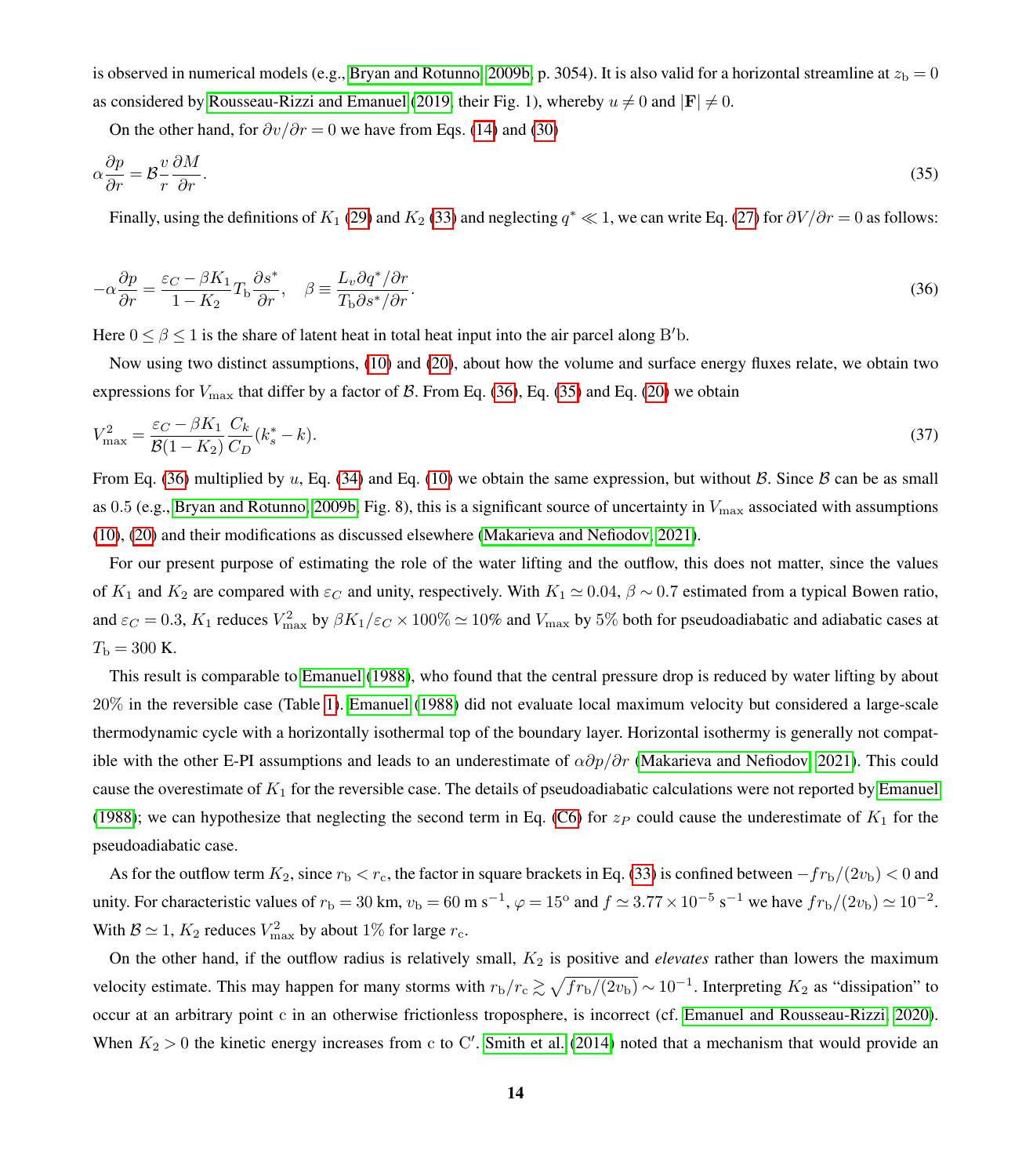is observed in numerical models (e.g., Bryan and Rotunno, 2009b, p. 3054). It is also valid for a horizontal streamline at $z_\mathrm{b} = 0$ as considered by Rousseau-Rizzi and Emanuel (2019, their Fig. 1), whereby $u \neq 0$ and $|\mathbf{F}| \neq 0$.

On the other hand, for $\partial v/\partial r = 0$ we have from Eqs. (14) and (30)

$$\alpha \frac{\partial p}{\partial r} = \mathcal{B} \frac{v}{r} \frac{\partial M}{\partial r}. \tag{35}$$

Finally, using the definitions of $K_1$ (29) and $K_2$ (33) and neglecting $q^* \ll 1$, we can write Eq. (27) for $\partial V/\partial r = 0$ as follows:

$$-\alpha \frac{\partial p}{\partial r} = \frac{\varepsilon_C - \beta K_1}{1 - K_2} T_\mathrm{b} \frac{\partial s^*}{\partial r}, \quad \beta \equiv \frac{L_v \partial q^*/\partial r}{T_\mathrm{b} \partial s^*/\partial r}. \tag{36}$$

Here $0 \leq \beta \leq 1$ is the share of latent heat in total heat input into the air parcel along $\mathrm{B}'\mathrm{b}$.

Now using two distinct assumptions, (10) and (20), about how the volume and surface energy fluxes relate, we obtain two expressions for $V_\mathrm{max}$ that differ by a factor of $\mathcal{B}$. From Eq. (36), Eq. (35) and Eq. (20) we obtain

$$V_\mathrm{max}^2 = \frac{\varepsilon_C - \beta K_1}{\mathcal{B}(1 - K_2)} \frac{C_k}{C_D} (k_s^* - k). \tag{37}$$

From Eq. (36) multiplied by $u$, Eq. (34) and Eq. (10) we obtain the same expression, but without $\mathcal{B}$. Since $\mathcal{B}$ can be as small as $0.5$ (e.g., Bryan and Rotunno, 2009b, Fig. 8), this is a significant source of uncertainty in $V_\mathrm{max}$ associated with assumptions (10), (20) and their modifications as discussed elsewhere (Makarieva and Nefiodov, 2021).

For our present purpose of estimating the role of the water lifting and the outflow, this does not matter, since the values of $K_1$ and $K_2$ are compared with $\varepsilon_C$ and unity, respectively. With $K_1 \simeq 0.04$, $\beta \sim 0.7$ estimated from a typical Bowen ratio, and $\varepsilon_C = 0.3$, $K_1$ reduces $V_\mathrm{max}^2$ by $\beta K_1/\varepsilon_C \times 100\% \simeq 10\%$ and $V_\mathrm{max}$ by $5\%$ both for pseudoadiabatic and adiabatic cases at $T_\mathrm{b} = 300$ K.

This result is comparable to Emanuel (1988), who found that the central pressure drop is reduced by water lifting by about $20\%$ in the reversible case (Table 1). Emanuel (1988) did not evaluate local maximum velocity but considered a large-scale thermodynamic cycle with a horizontally isothermal top of the boundary layer. Horizontal isothermy is generally not compatible with the other E-PI assumptions and leads to an underestimate of $\alpha \partial p/\partial r$ (Makarieva and Nefiodov, 2021). This could cause the overestimate of $K_1$ for the reversible case. The details of pseudoadiabatic calculations were not reported by Emanuel (1988); we can hypothesize that neglecting the second term in Eq. (C6) for $z_P$ could cause the underestimate of $K_1$ for the pseudoadiabatic case.

As for the outflow term $K_2$, since $r_\mathrm{b} < r_\mathrm{c}$, the factor in square brackets in Eq. (33) is confined between $-f r_\mathrm{b}/(2 v_\mathrm{b}) < 0$ and unity. For characteristic values of $r_\mathrm{b} = 30$ km, $v_\mathrm{b} = 60$ m s$^{-1}$, $\varphi = 15^\mathrm{o}$ and $f \simeq 3.77 \times 10^{-5}$ s$^{-1}$ we have $f r_\mathrm{b}/(2 v_\mathrm{b}) \simeq 10^{-2}$. With $\mathcal{B} \simeq 1$, $K_2$ reduces $V_\mathrm{max}^2$ by about $1\%$ for large $r_\mathrm{c}$.

On the other hand, if the outflow radius is relatively small, $K_2$ is positive and *elevates* rather than lowers the maximum velocity estimate. This may happen for many storms with $r_\mathrm{b}/r_\mathrm{c} \gtrsim \sqrt{f r_\mathrm{b}/(2 v_\mathrm{b})} \sim 10^{-1}$. Interpreting $K_2$ as "dissipation" to occur at an arbitrary point c in an otherwise frictionless troposphere, is incorrect (cf. Emanuel and Rousseau-Rizzi, 2020). When $K_2 > 0$ the kinetic energy increases from c to $\mathrm{C}'$. Smith et al. (2014) noted that a mechanism that would provide an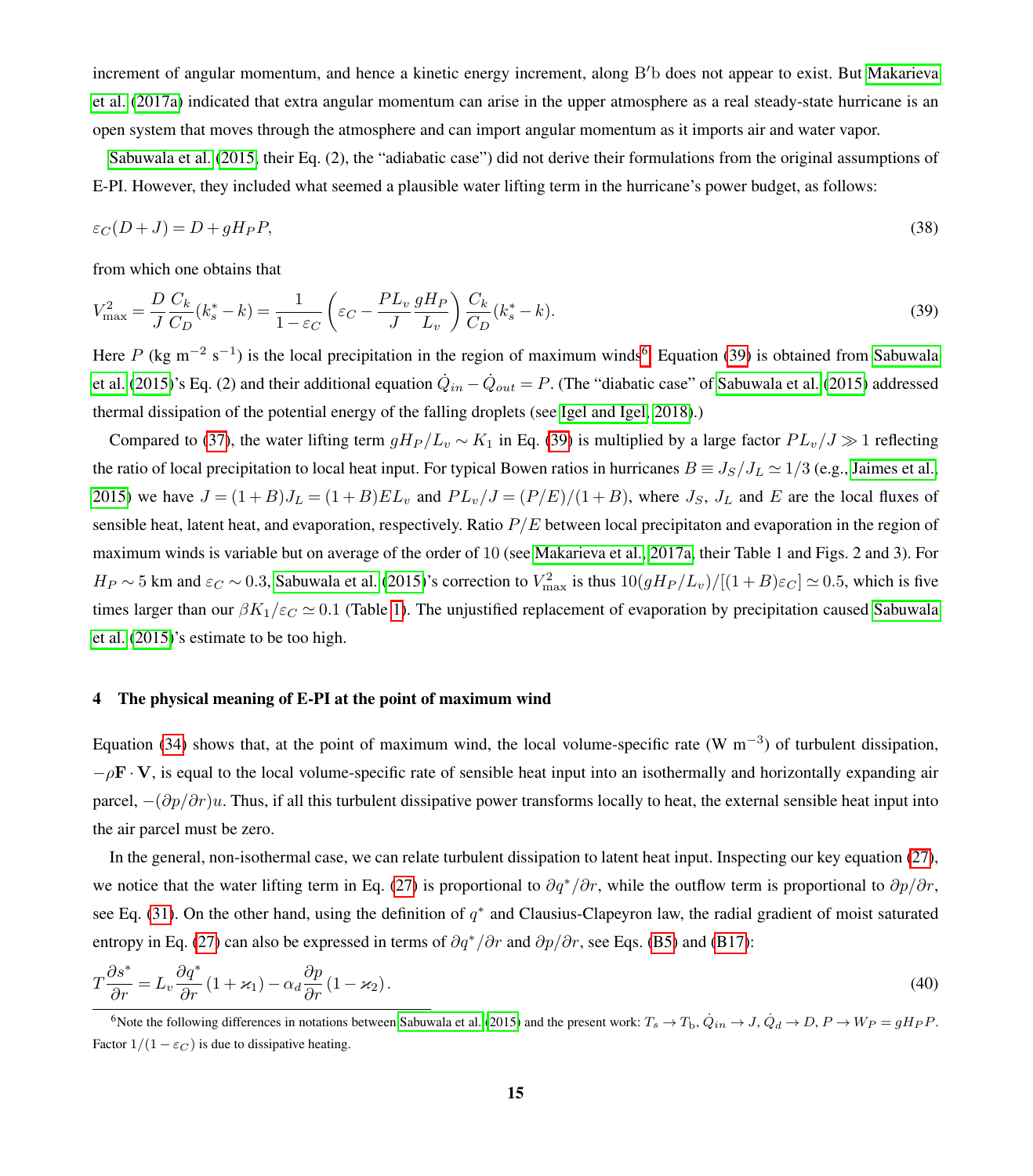increment of angular momentum, and hence a kinetic energy increment, along B′b does not appear to exist. But Makarieva et al. (2017a) indicated that extra angular momentum can arise in the upper atmosphere as a real steady-state hurricane is an open system that moves through the atmosphere and can import angular momentum as it imports air and water vapor.

Sabuwala et al. (2015, their Eq. (2), the "adiabatic case") did not derive their formulations from the original assumptions of E-PI. However, they included what seemed a plausible water lifting term in the hurricane's power budget, as follows:

$$
\varepsilon_C(D+J) = D + gH_P P, \tag{38}
$$

from which one obtains that

$$
V_{\max}^2 = \frac{D}{J}\frac{C_k}{C_D}(k_s^* - k) = \frac{1}{1-\varepsilon_C}\left(\varepsilon_C - \frac{PL_v}{J}\frac{gH_P}{L_v}\right)\frac{C_k}{C_D}(k_s^* - k). \tag{39}
$$

Here $P$ (kg m$^{-2}$ s$^{-1}$) is the local precipitation in the region of maximum winds[6]. Equation (39) is obtained from Sabuwala et al. (2015)'s Eq. (2) and their additional equation $\dot{Q}_{in} - \dot{Q}_{out} = P$. (The "diabatic case" of Sabuwala et al. (2015) addressed thermal dissipation of the potential energy of the falling droplets (see Igel and Igel, 2018).)

Compared to (37), the water lifting term $gH_P/L_v \sim K_1$ in Eq. (39) is multiplied by a large factor $PL_v/J \gg 1$ reflecting the ratio of local precipitation to local heat input. For typical Bowen ratios in hurricanes $B \equiv J_S/J_L \simeq 1/3$ (e.g., Jaimes et al., 2015) we have $J = (1+B)J_L = (1+B)EL_v$ and $PL_v/J = (P/E)/(1+B)$, where $J_S$, $J_L$ and $E$ are the local fluxes of sensible heat, latent heat, and evaporation, respectively. Ratio $P/E$ between local precipitaton and evaporation in the region of maximum winds is variable but on average of the order of 10 (see Makarieva et al., 2017a, their Table 1 and Figs. 2 and 3). For $H_P \sim 5$ km and $\varepsilon_C \sim 0.3$, Sabuwala et al. (2015)'s correction to $V_{\max}^2$ is thus $10(gH_P/L_v)/[(1+B)\varepsilon_C] \simeq 0.5$, which is five times larger than our $\beta K_1/\varepsilon_C \simeq 0.1$ (Table 1). The unjustified replacement of evaporation by precipitation caused Sabuwala et al. (2015)'s estimate to be too high.

## 4 The physical meaning of E-PI at the point of maximum wind

Equation (34) shows that, at the point of maximum wind, the local volume-specific rate (W m$^{-3}$) of turbulent dissipation, $-\rho \mathbf{F}\cdot\mathbf{V}$, is equal to the local volume-specific rate of sensible heat input into an isothermally and horizontally expanding air parcel, $-(\partial p/\partial r)u$. Thus, if all this turbulent dissipative power transforms locally to heat, the external sensible heat input into the air parcel must be zero.

In the general, non-isothermal case, we can relate turbulent dissipation to latent heat input. Inspecting our key equation (27), we notice that the water lifting term in Eq. (27) is proportional to $\partial q^*/\partial r$, while the outflow term is proportional to $\partial p/\partial r$, see Eq. (31). On the other hand, using the definition of $q^*$ and Clausius-Clapeyron law, the radial gradient of moist saturated entropy in Eq. (27) can also be expressed in terms of $\partial q^*/\partial r$ and $\partial p/\partial r$, see Eqs. (B5) and (B17):

$$
T\frac{\partial s^*}{\partial r} = L_v\frac{\partial q^*}{\partial r}(1+\varkappa_1) - \alpha_d\frac{\partial p}{\partial r}(1-\varkappa_2). \tag{40}
$$

[6] Note the following differences in notations between Sabuwala et al. (2015) and the present work: $T_s \to T_b$, $\dot{Q}_{in} \to J$, $\dot{Q}_d \to D$, $P \to W_P = gH_P P$. Factor $1/(1-\varepsilon_C)$ is due to dissipative heating.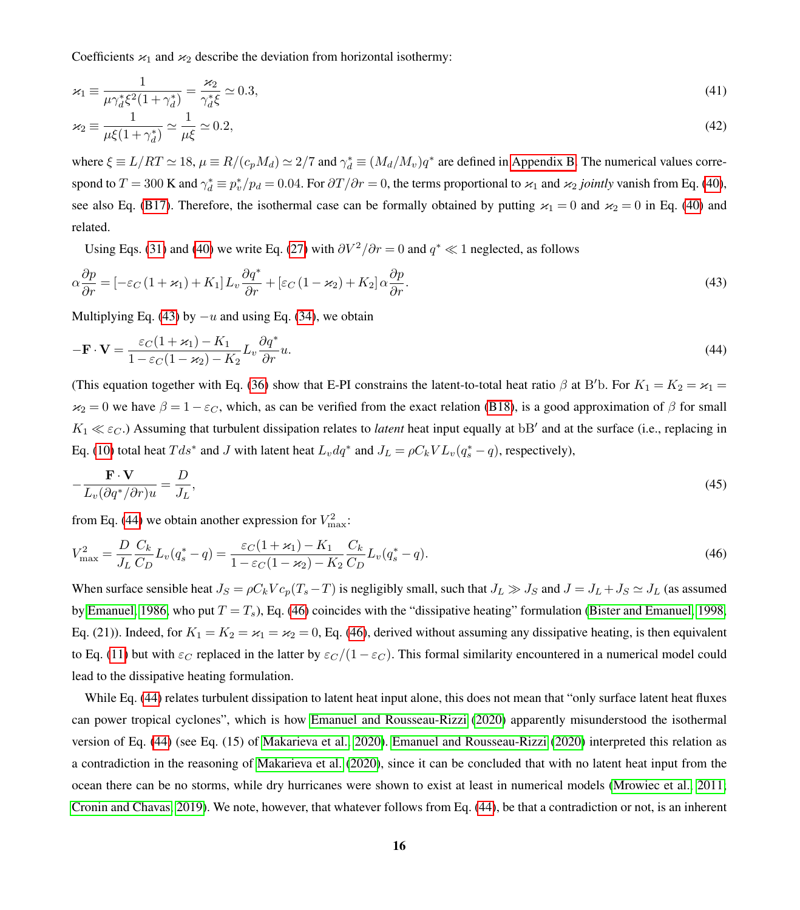Coefficients $\varkappa_1$ and $\varkappa_2$ describe the deviation from horizontal isothermy:

$$\varkappa_1 \equiv \frac{1}{\mu\gamma_d^*\xi^2(1+\gamma_d^*)} = \frac{\varkappa_2}{\gamma_d^*\xi} \simeq 0.3, \tag{41}$$

$$\varkappa_2 \equiv \frac{1}{\mu\xi(1+\gamma_d^*)} \simeq \frac{1}{\mu\xi} \simeq 0.2, \tag{42}$$

where $\xi \equiv L/RT \simeq 18$, $\mu \equiv R/(c_p M_d) \simeq 2/7$ and $\gamma_d^* \equiv (M_d/M_v)q^*$ are defined in Appendix B. The numerical values correspond to $T = 300$ K and $\gamma_d^* \equiv p_v^*/p_d = 0.04$. For $\partial T/\partial r = 0$, the terms proportional to $\varkappa_1$ and $\varkappa_2$ *jointly* vanish from Eq. (40), see also Eq. (B17). Therefore, the isothermal case can be formally obtained by putting $\varkappa_1 = 0$ and $\varkappa_2 = 0$ in Eq. (40) and related.

Using Eqs. (31) and (40) we write Eq. (27) with $\partial V^2/\partial r = 0$ and $q^* \ll 1$ neglected, as follows

$$\alpha\frac{\partial p}{\partial r} = \left[-\varepsilon_C\left(1+\varkappa_1\right)+K_1\right]L_v\frac{\partial q^*}{\partial r} + \left[\varepsilon_C\left(1-\varkappa_2\right)+K_2\right]\alpha\frac{\partial p}{\partial r}. \tag{43}$$

Multiplying Eq. (43) by $-u$ and using Eq. (34), we obtain

$$-\mathbf{F}\cdot\mathbf{V} = \frac{\varepsilon_C(1+\varkappa_1)-K_1}{1-\varepsilon_C(1-\varkappa_2)-K_2}L_v\frac{\partial q^*}{\partial r}u. \tag{44}$$

(This equation together with Eq. (36) show that E-PI constrains the latent-to-total heat ratio $\beta$ at B′b. For $K_1 = K_2 = \varkappa_1 = \varkappa_2 = 0$ we have $\beta = 1-\varepsilon_C$, which, as can be verified from the exact relation (B18), is a good approximation of $\beta$ for small $K_1 \ll \varepsilon_C$.) Assuming that turbulent dissipation relates to *latent* heat input equally at bB′ and at the surface (i.e., replacing in Eq. (10) total heat $Tds^*$ and $J$ with latent heat $L_v dq^*$ and $J_L = \rho C_k V L_v(q_s^* - q)$, respectively),

$$-\frac{\mathbf{F}\cdot\mathbf{V}}{L_v(\partial q^*/\partial r)u} = \frac{D}{J_L}, \tag{45}$$

from Eq. (44) we obtain another expression for $V_{\max}^2$:

$$V_{\max}^2 = \frac{D}{J_L}\frac{C_k}{C_D}L_v(q_s^*-q) = \frac{\varepsilon_C(1+\varkappa_1)-K_1}{1-\varepsilon_C(1-\varkappa_2)-K_2}\frac{C_k}{C_D}L_v(q_s^*-q). \tag{46}$$

When surface sensible heat $J_S = \rho C_k V c_p(T_s - T)$ is negligibly small, such that $J_L \gg J_S$ and $J = J_L + J_S \simeq J_L$ (as assumed by Emanuel, 1986, who put $T = T_s$), Eq. (46) coincides with the "dissipative heating" formulation (Bister and Emanuel, 1998, Eq. (21)). Indeed, for $K_1 = K_2 = \varkappa_1 = \varkappa_2 = 0$, Eq. (46), derived without assuming any dissipative heating, is then equivalent to Eq. (11) but with $\varepsilon_C$ replaced in the latter by $\varepsilon_C/(1-\varepsilon_C)$. This formal similarity encountered in a numerical model could lead to the dissipative heating formulation.

While Eq. (44) relates turbulent dissipation to latent heat input alone, this does not mean that "only surface latent heat fluxes can power tropical cyclones", which is how Emanuel and Rousseau-Rizzi (2020) apparently misunderstood the isothermal version of Eq. (44) (see Eq. (15) of Makarieva et al., 2020). Emanuel and Rousseau-Rizzi (2020) interpreted this relation as a contradiction in the reasoning of Makarieva et al. (2020), since it can be concluded that with no latent heat input from the ocean there can be no storms, while dry hurricanes were shown to exist at least in numerical models (Mrowiec et al., 2011; Cronin and Chavas, 2019). We note, however, that whatever follows from Eq. (44), be that a contradiction or not, is an inherent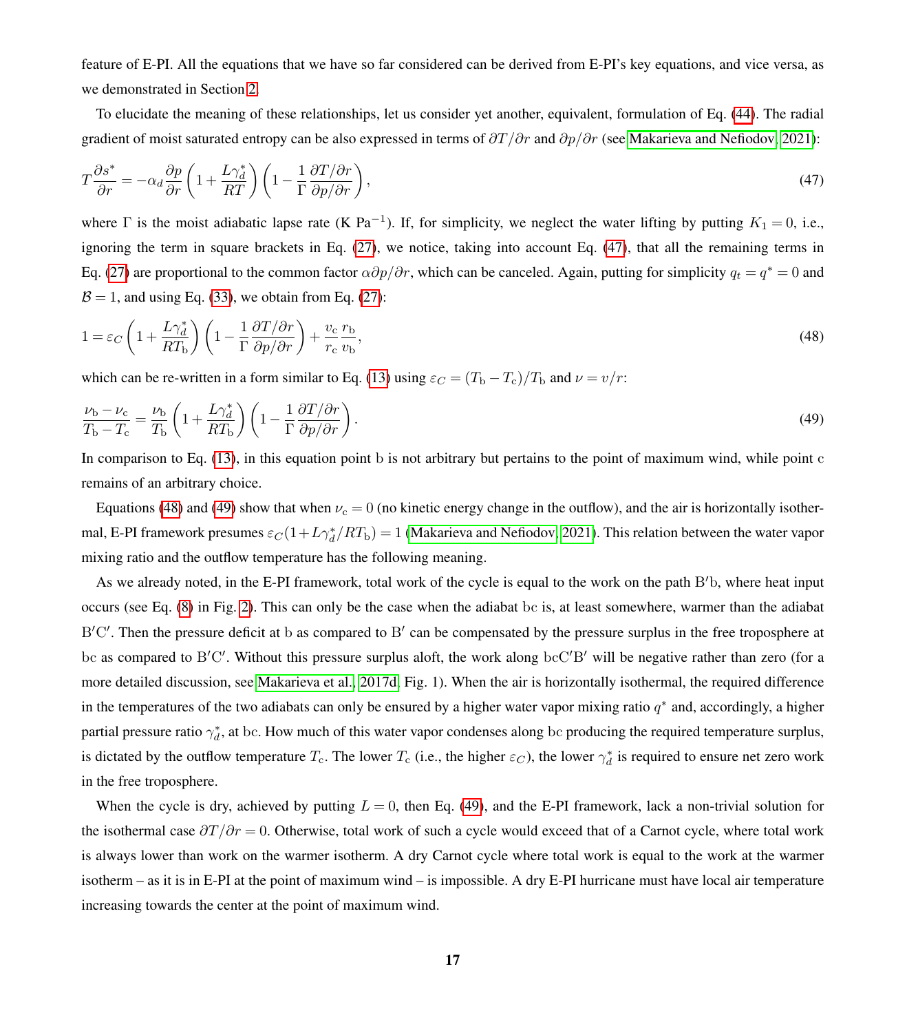feature of E-PI. All the equations that we have so far considered can be derived from E-PI's key equations, and vice versa, as we demonstrated in Section 2.

To elucidate the meaning of these relationships, let us consider yet another, equivalent, formulation of Eq. (44). The radial gradient of moist saturated entropy can be also expressed in terms of $\partial T/\partial r$ and $\partial p/\partial r$ (see Makarieva and Nefiodov, 2021):

$$T\frac{\partial s^*}{\partial r} = -\alpha_d \frac{\partial p}{\partial r}\left(1+\frac{L\gamma_d^*}{RT}\right)\left(1-\frac{1}{\Gamma}\frac{\partial T/\partial r}{\partial p/\partial r}\right), \tag{47}$$

where $\Gamma$ is the moist adiabatic lapse rate (K Pa$^{-1}$). If, for simplicity, we neglect the water lifting by putting $K_1 = 0$, i.e., ignoring the term in square brackets in Eq. (27), we notice, taking into account Eq. (47), that all the remaining terms in Eq. (27) are proportional to the common factor $\alpha \partial p/\partial r$, which can be canceled. Again, putting for simplicity $q_t = q^* = 0$ and $\mathcal{B} = 1$, and using Eq. (33), we obtain from Eq. (27):

$$1 = \varepsilon_C \left(1+\frac{L\gamma_d^*}{RT_\mathrm{b}}\right)\left(1-\frac{1}{\Gamma}\frac{\partial T/\partial r}{\partial p/\partial r}\right) + \frac{v_\mathrm{c}}{r_\mathrm{c}}\frac{r_\mathrm{b}}{v_\mathrm{b}}, \tag{48}$$

which can be re-written in a form similar to Eq. (13) using $\varepsilon_C = (T_\mathrm{b} - T_\mathrm{c})/T_\mathrm{b}$ and $\nu = v/r$:

$$\frac{\nu_\mathrm{b} - \nu_\mathrm{c}}{T_\mathrm{b} - T_\mathrm{c}} = \frac{\nu_\mathrm{b}}{T_\mathrm{b}}\left(1+\frac{L\gamma_d^*}{RT_\mathrm{b}}\right)\left(1-\frac{1}{\Gamma}\frac{\partial T/\partial r}{\partial p/\partial r}\right). \tag{49}$$

In comparison to Eq. (13), in this equation point b is not arbitrary but pertains to the point of maximum wind, while point c remains of an arbitrary choice.

Equations (48) and (49) show that when $\nu_\mathrm{c} = 0$ (no kinetic energy change in the outflow), and the air is horizontally isothermal, E-PI framework presumes $\varepsilon_C(1 + L\gamma_d^*/RT_\mathrm{b}) = 1$ (Makarieva and Nefiodov, 2021). This relation between the water vapor mixing ratio and the outflow temperature has the following meaning.

As we already noted, in the E-PI framework, total work of the cycle is equal to the work on the path B′b, where heat input occurs (see Eq. (8) in Fig. 2). This can only be the case when the adiabat bc is, at least somewhere, warmer than the adiabat B′C′. Then the pressure deficit at b as compared to B′ can be compensated by the pressure surplus in the free troposphere at bc as compared to B′C′. Without this pressure surplus aloft, the work along bcC′B′ will be negative rather than zero (for a more detailed discussion, see Makarieva et al., 2017d, Fig. 1). When the air is horizontally isothermal, the required difference in the temperatures of the two adiabats can only be ensured by a higher water vapor mixing ratio $q^*$ and, accordingly, a higher partial pressure ratio $\gamma_d^*$, at bc. How much of this water vapor condenses along bc producing the required temperature surplus, is dictated by the outflow temperature $T_\mathrm{c}$. The lower $T_\mathrm{c}$ (i.e., the higher $\varepsilon_C$), the lower $\gamma_d^*$ is required to ensure net zero work in the free troposphere.

When the cycle is dry, achieved by putting $L = 0$, then Eq. (49), and the E-PI framework, lack a non-trivial solution for the isothermal case $\partial T/\partial r = 0$. Otherwise, total work of such a cycle would exceed that of a Carnot cycle, where total work is always lower than work on the warmer isotherm. A dry Carnot cycle where total work is equal to the work at the warmer isotherm – as it is in E-PI at the point of maximum wind – is impossible. A dry E-PI hurricane must have local air temperature increasing towards the center at the point of maximum wind.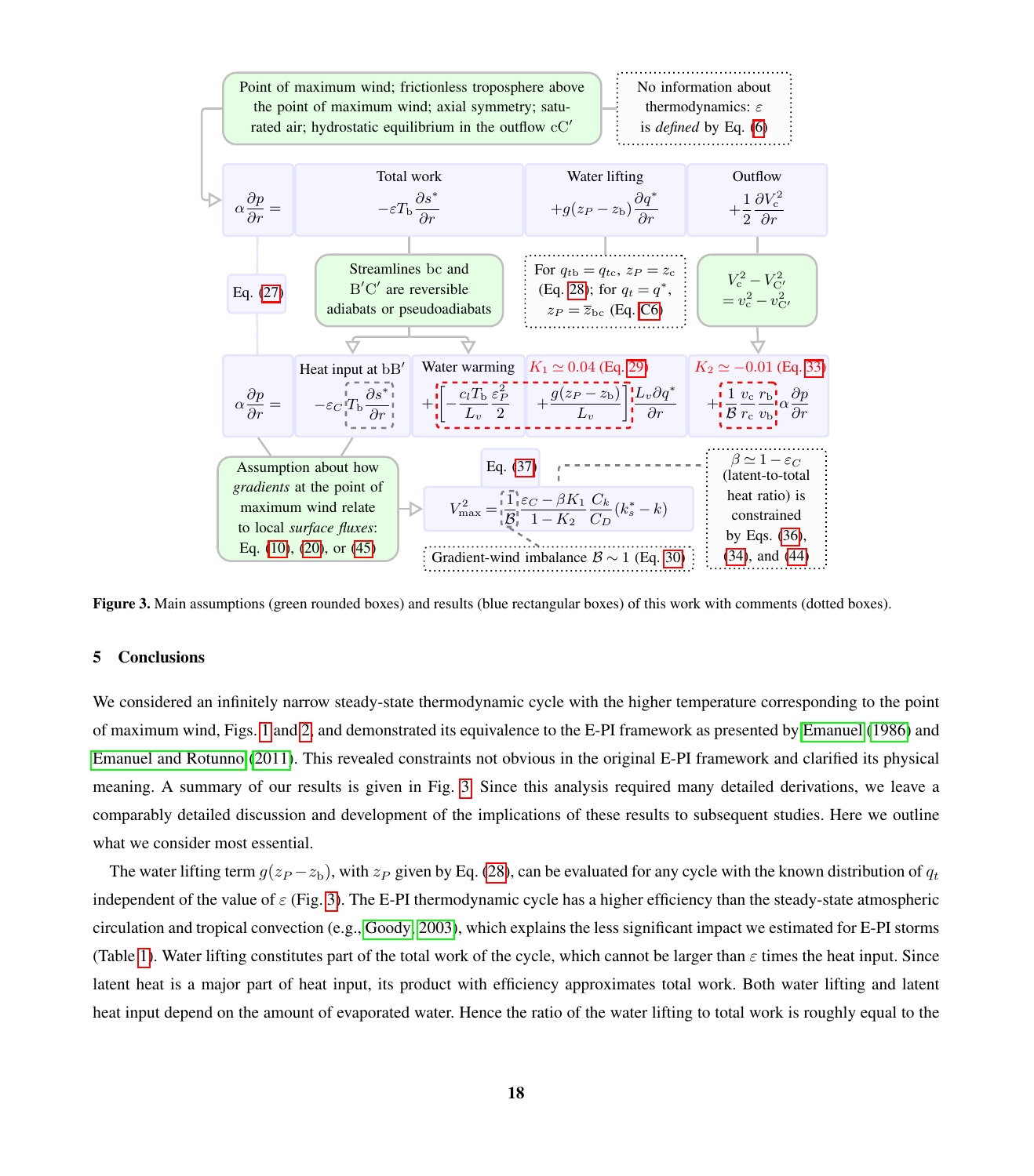Point of maximum wind; frictionless troposphere above the point of maximum wind; axial symmetry; saturated air; hydrostatic equilibrium in the outflow cC′

No information about thermodynamics: $\varepsilon$ is *defined* by Eq. (6)

$$\alpha\frac{\partial p}{\partial r} = \underbrace{-\varepsilon T_\mathrm{b}\frac{\partial s^*}{\partial r}}_{\text{Total work}} \underbrace{+g(z_P - z_\mathrm{b})\frac{\partial q^*}{\partial r}}_{\text{Water lifting}} \underbrace{+\frac{1}{2}\frac{\partial V_\mathrm{c}^2}{\partial r}}_{\text{Outflow}}$$

Eq. (27)

Streamlines bc and B′C′ are reversible adiabats or pseudoadiabats

For $q_\mathrm{tb} = q_\mathrm{tc}$, $z_P = z_\mathrm{c}$ (Eq. 28); for $q_t = q^*$, $z_P = \overline{z}_\mathrm{bc}$ (Eq. C6)

$V_\mathrm{c}^2 - V_{\mathrm{C}'}^2 = v_\mathrm{c}^2 - v_{\mathrm{C}'}^2$

$K_1 \simeq 0.04$ (Eq. 29)

$K_2 \simeq -0.01$ (Eq. 33)

$$\alpha\frac{\partial p}{\partial r} = \underbrace{-\varepsilon_C T_\mathrm{b}\frac{\partial s^*}{\partial r}}_{\text{Heat input at bB}'} \underbrace{+\left[-\frac{c_l T_\mathrm{b}}{L_v}\frac{\varepsilon_P^2}{2} + \frac{g(z_P - z_\mathrm{b})}{L_v}\right]\frac{L_v\partial q^*}{\partial r}}_{\text{Water warming}} + \frac{1}{\mathcal{B}}\frac{v_\mathrm{c}}{r_\mathrm{c}}\frac{r_\mathrm{b}}{v_\mathrm{b}}\alpha\frac{\partial p}{\partial r}$$

Assumption about how *gradients* at the point of maximum wind relate to local *surface fluxes*: Eq. (10), (20), or (45)

Eq. (37)

$$V_{\max}^2 = \frac{1}{\mathcal{B}}\frac{\varepsilon_C - \beta K_1}{1 - K_2}\frac{C_k}{C_D}(k_s^* - k)$$

Gradient-wind imbalance $\mathcal{B} \sim 1$ (Eq. 30)

$\beta \simeq 1 - \varepsilon_C$ (latent-to-total heat ratio) is constrained by Eqs. (36), (34), and (44)

**Figure 3.** Main assumptions (green rounded boxes) and results (blue rectangular boxes) of this work with comments (dotted boxes).

## 5 Conclusions

We considered an infinitely narrow steady-state thermodynamic cycle with the higher temperature corresponding to the point of maximum wind, Figs. 1 and 2, and demonstrated its equivalence to the E-PI framework as presented by Emanuel (1986) and Emanuel and Rotunno (2011). This revealed constraints not obvious in the original E-PI framework and clarified its physical meaning. A summary of our results is given in Fig. 3. Since this analysis required many detailed derivations, we leave a comparably detailed discussion and development of the implications of these results to subsequent studies. Here we outline what we consider most essential.

The water lifting term $g(z_P - z_\mathrm{b})$, with $z_P$ given by Eq. (28), can be evaluated for any cycle with the known distribution of $q_t$ independent of the value of $\varepsilon$ (Fig. 3). The E-PI thermodynamic cycle has a higher efficiency than the steady-state atmospheric circulation and tropical convection (e.g., Goody, 2003), which explains the less significant impact we estimated for E-PI storms (Table 1). Water lifting constitutes part of the total work of the cycle, which cannot be larger than $\varepsilon$ times the heat input. Since latent heat is a major part of heat input, its product with efficiency approximates total work. Both water lifting and latent heat input depend on the amount of evaporated water. Hence the ratio of the water lifting to total work is roughly equal to the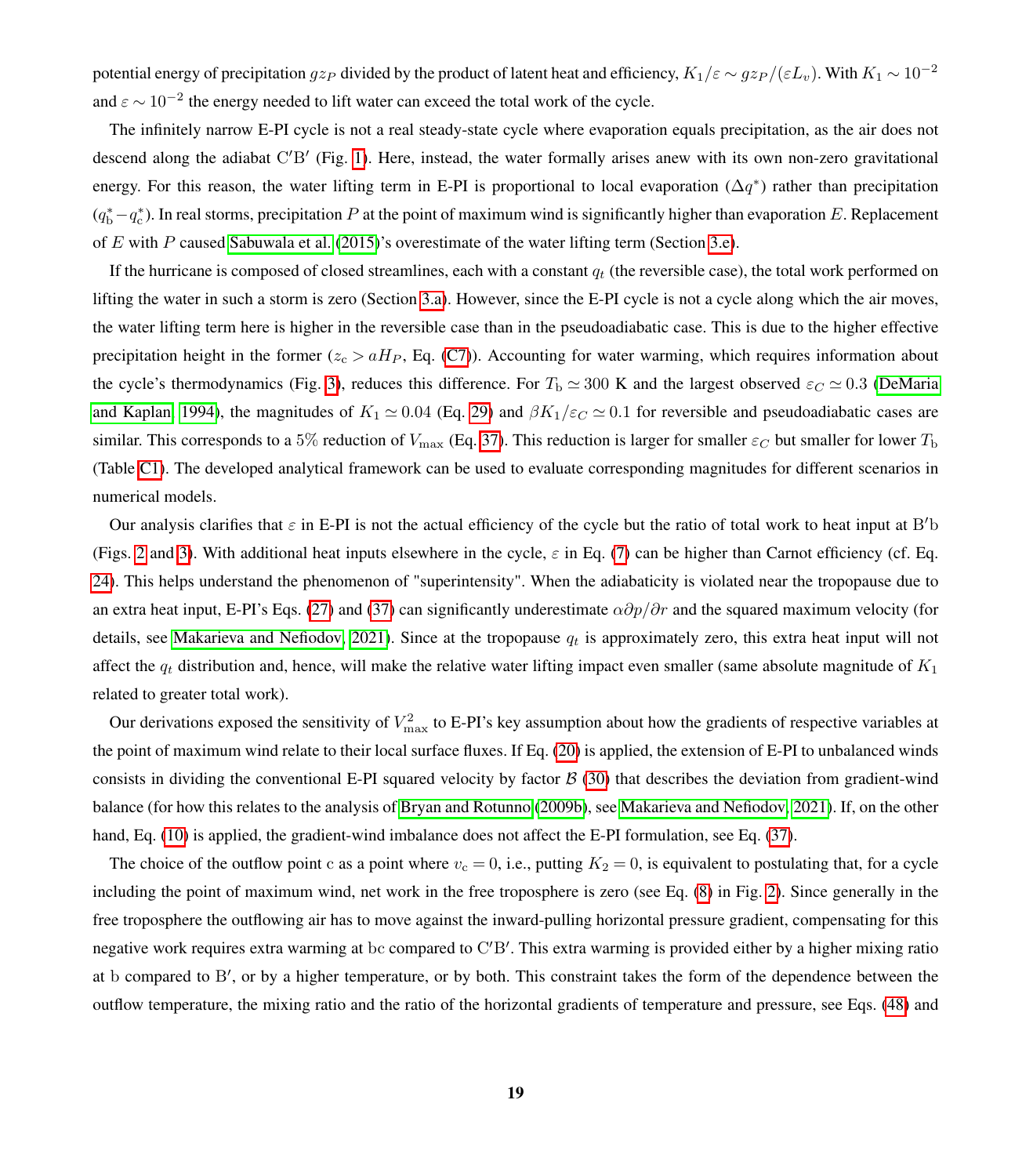potential energy of precipitation $gz_P$ divided by the product of latent heat and efficiency, $K_1/\varepsilon \sim gz_P/(\varepsilon L_v)$. With $K_1 \sim 10^{-2}$ and $\varepsilon \sim 10^{-2}$ the energy needed to lift water can exceed the total work of the cycle.

The infinitely narrow E-PI cycle is not a real steady-state cycle where evaporation equals precipitation, as the air does not descend along the adiabat $\mathrm{C'B'}$ (Fig. 1). Here, instead, the water formally arises anew with its own non-zero gravitational energy. For this reason, the water lifting term in E-PI is proportional to local evaporation ($\Delta q^*$) rather than precipitation ($q_\mathrm{b}^* - q_\mathrm{c}^*$). In real storms, precipitation $P$ at the point of maximum wind is significantly higher than evaporation $E$. Replacement of $E$ with $P$ caused Sabuwala et al. (2015)'s overestimate of the water lifting term (Section 3.e).

If the hurricane is composed of closed streamlines, each with a constant $q_t$ (the reversible case), the total work performed on lifting the water in such a storm is zero (Section 3.a). However, since the E-PI cycle is not a cycle along which the air moves, the water lifting term here is higher in the reversible case than in the pseudoadiabatic case. This is due to the higher effective precipitation height in the former ($z_\mathrm{c} > aH_P$, Eq. (C7)). Accounting for water warming, which requires information about the cycle's thermodynamics (Fig. 3), reduces this difference. For $T_\mathrm{b} \simeq 300$ K and the largest observed $\varepsilon_C \simeq 0.3$ (DeMaria and Kaplan, 1994), the magnitudes of $K_1 \simeq 0.04$ (Eq. 29) and $\beta K_1/\varepsilon_C \simeq 0.1$ for reversible and pseudoadiabatic cases are similar. This corresponds to a 5% reduction of $V_\mathrm{max}$ (Eq. 37). This reduction is larger for smaller $\varepsilon_C$ but smaller for lower $T_\mathrm{b}$ (Table C1). The developed analytical framework can be used to evaluate corresponding magnitudes for different scenarios in numerical models.

Our analysis clarifies that $\varepsilon$ in E-PI is not the actual efficiency of the cycle but the ratio of total work to heat input at $\mathrm{B'b}$ (Figs. 2 and 3). With additional heat inputs elsewhere in the cycle, $\varepsilon$ in Eq. (7) can be higher than Carnot efficiency (cf. Eq. 24). This helps understand the phenomenon of "superintensity". When the adiabaticity is violated near the tropopause due to an extra heat input, E-PI's Eqs. (27) and (37) can significantly underestimate $\alpha \partial p/\partial r$ and the squared maximum velocity (for details, see Makarieva and Nefiodov, 2021). Since at the tropopause $q_t$ is approximately zero, this extra heat input will not affect the $q_t$ distribution and, hence, will make the relative water lifting impact even smaller (same absolute magnitude of $K_1$ related to greater total work).

Our derivations exposed the sensitivity of $V_\mathrm{max}^2$ to E-PI's key assumption about how the gradients of respective variables at the point of maximum wind relate to their local surface fluxes. If Eq. (20) is applied, the extension of E-PI to unbalanced winds consists in dividing the conventional E-PI squared velocity by factor $\mathcal{B}$ (30) that describes the deviation from gradient-wind balance (for how this relates to the analysis of Bryan and Rotunno (2009b), see Makarieva and Nefiodov, 2021). If, on the other hand, Eq. (10) is applied, the gradient-wind imbalance does not affect the E-PI formulation, see Eq. (37).

The choice of the outflow point c as a point where $v_\mathrm{c} = 0$, i.e., putting $K_2 = 0$, is equivalent to postulating that, for a cycle including the point of maximum wind, net work in the free troposphere is zero (see Eq. (8) in Fig. 2). Since generally in the free troposphere the outflowing air has to move against the inward-pulling horizontal pressure gradient, compensating for this negative work requires extra warming at bc compared to $\mathrm{C'B'}$. This extra warming is provided either by a higher mixing ratio at b compared to $\mathrm{B'}$, or by a higher temperature, or by both. This constraint takes the form of the dependence between the outflow temperature, the mixing ratio and the ratio of the horizontal gradients of temperature and pressure, see Eqs. (48) and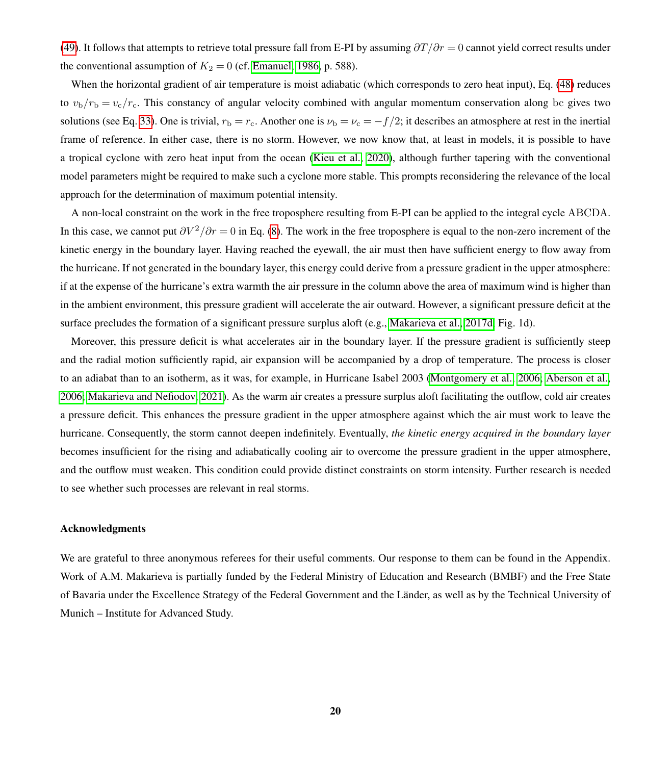(49). It follows that attempts to retrieve total pressure fall from E-PI by assuming $\partial T/\partial r = 0$ cannot yield correct results under the conventional assumption of $K_2 = 0$ (cf. Emanuel, 1986, p. 588).

When the horizontal gradient of air temperature is moist adiabatic (which corresponds to zero heat input), Eq. (48) reduces to $v_{\rm b}/r_{\rm b} = v_{\rm c}/r_{\rm c}$. This constancy of angular velocity combined with angular momentum conservation along $\rm bc$ gives two solutions (see Eq. 33). One is trivial, $r_{\rm b} = r_{\rm c}$. Another one is $\nu_{\rm b} = \nu_{\rm c} = -f/2$; it describes an atmosphere at rest in the inertial frame of reference. In either case, there is no storm. However, we now know that, at least in models, it is possible to have a tropical cyclone with zero heat input from the ocean (Kieu et al., 2020), although further tapering with the conventional model parameters might be required to make such a cyclone more stable. This prompts reconsidering the relevance of the local approach for the determination of maximum potential intensity.

A non-local constraint on the work in the free troposphere resulting from E-PI can be applied to the integral cycle $\rm ABCDA$. In this case, we cannot put $\partial V^2/\partial r = 0$ in Eq. (8). The work in the free troposphere is equal to the non-zero increment of the kinetic energy in the boundary layer. Having reached the eyewall, the air must then have sufficient energy to flow away from the hurricane. If not generated in the boundary layer, this energy could derive from a pressure gradient in the upper atmosphere: if at the expense of the hurricane's extra warmth the air pressure in the column above the area of maximum wind is higher than in the ambient environment, this pressure gradient will accelerate the air outward. However, a significant pressure deficit at the surface precludes the formation of a significant pressure surplus aloft (e.g., Makarieva et al., 2017d, Fig. 1d).

Moreover, this pressure deficit is what accelerates air in the boundary layer. If the pressure gradient is sufficiently steep and the radial motion sufficiently rapid, air expansion will be accompanied by a drop of temperature. The process is closer to an adiabat than to an isotherm, as it was, for example, in Hurricane Isabel 2003 (Montgomery et al., 2006; Aberson et al., 2006; Makarieva and Nefiodov, 2021). As the warm air creates a pressure surplus aloft facilitating the outflow, cold air creates a pressure deficit. This enhances the pressure gradient in the upper atmosphere against which the air must work to leave the hurricane. Consequently, the storm cannot deepen indefinitely. Eventually, *the kinetic energy acquired in the boundary layer* becomes insufficient for the rising and adiabatically cooling air to overcome the pressure gradient in the upper atmosphere, and the outflow must weaken. This condition could provide distinct constraints on storm intensity. Further research is needed to see whether such processes are relevant in real storms.

## Acknowledgments

We are grateful to three anonymous referees for their useful comments. Our response to them can be found in the Appendix. Work of A.M. Makarieva is partially funded by the Federal Ministry of Education and Research (BMBF) and the Free State of Bavaria under the Excellence Strategy of the Federal Government and the Länder, as well as by the Technical University of Munich – Institute for Advanced Study.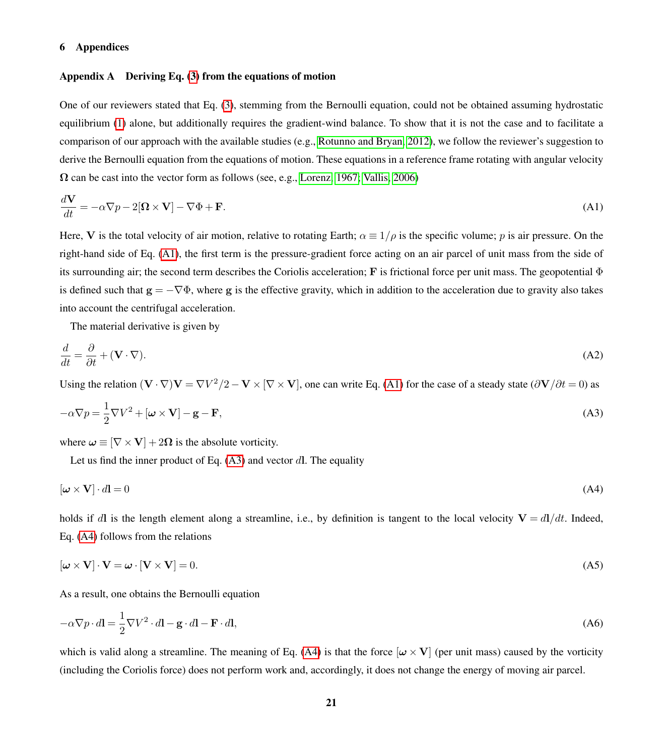## 6 Appendices

### Appendix A Deriving Eq. (3) from the equations of motion

One of our reviewers stated that Eq. (3), stemming from the Bernoulli equation, could not be obtained assuming hydrostatic equilibrium (1) alone, but additionally requires the gradient-wind balance. To show that it is not the case and to facilitate a comparison of our approach with the available studies (e.g., Rotunno and Bryan, 2012), we follow the reviewer's suggestion to derive the Bernoulli equation from the equations of motion. These equations in a reference frame rotating with angular velocity $\mathbf{\Omega}$ can be cast into the vector form as follows (see, e.g., Lorenz, 1967; Vallis, 2006)

$$\frac{d\mathbf{V}}{dt} = -\alpha\nabla p - 2[\mathbf{\Omega}\times\mathbf{V}] - \nabla\Phi + \mathbf{F}. \tag{A1}$$

Here, $\mathbf{V}$ is the total velocity of air motion, relative to rotating Earth; $\alpha \equiv 1/\rho$ is the specific volume; $p$ is air pressure. On the right-hand side of Eq. (A1), the first term is the pressure-gradient force acting on an air parcel of unit mass from the side of its surrounding air; the second term describes the Coriolis acceleration; $\mathbf{F}$ is frictional force per unit mass. The geopotential $\Phi$ is defined such that $\mathbf{g} = -\nabla\Phi$, where $\mathbf{g}$ is the effective gravity, which in addition to the acceleration due to gravity also takes into account the centrifugal acceleration.

The material derivative is given by

$$\frac{d}{dt} = \frac{\partial}{\partial t} + (\mathbf{V}\cdot\nabla). \tag{A2}$$

Using the relation $(\mathbf{V}\cdot\nabla)\mathbf{V} = \nabla V^2/2 - \mathbf{V}\times[\nabla\times\mathbf{V}]$, one can write Eq. (A1) for the case of a steady state ($\partial\mathbf{V}/\partial t = 0$) as

$$-\alpha\nabla p = \frac{1}{2}\nabla V^2 + [\boldsymbol{\omega}\times\mathbf{V}] - \mathbf{g} - \mathbf{F}, \tag{A3}$$

where $\boldsymbol{\omega} \equiv [\nabla\times\mathbf{V}] + 2\mathbf{\Omega}$ is the absolute vorticity.

Let us find the inner product of Eq. (A3) and vector $d\mathbf{l}$. The equality

$$[\boldsymbol{\omega}\times\mathbf{V}]\cdot d\mathbf{l} = 0 \tag{A4}$$

holds if $d\mathbf{l}$ is the length element along a streamline, i.e., by definition is tangent to the local velocity $\mathbf{V} = d\mathbf{l}/dt$. Indeed, Eq. (A4) follows from the relations

$$[\boldsymbol{\omega}\times\mathbf{V}]\cdot\mathbf{V} = \boldsymbol{\omega}\cdot[\mathbf{V}\times\mathbf{V}] = 0. \tag{A5}$$

As a result, one obtains the Bernoulli equation

$$-\alpha\nabla p\cdot d\mathbf{l} = \frac{1}{2}\nabla V^2\cdot d\mathbf{l} - \mathbf{g}\cdot d\mathbf{l} - \mathbf{F}\cdot d\mathbf{l}, \tag{A6}$$

which is valid along a streamline. The meaning of Eq. (A4) is that the force $[\boldsymbol{\omega}\times\mathbf{V}]$ (per unit mass) caused by the vorticity (including the Coriolis force) does not perform work and, accordingly, it does not change the energy of moving air parcel.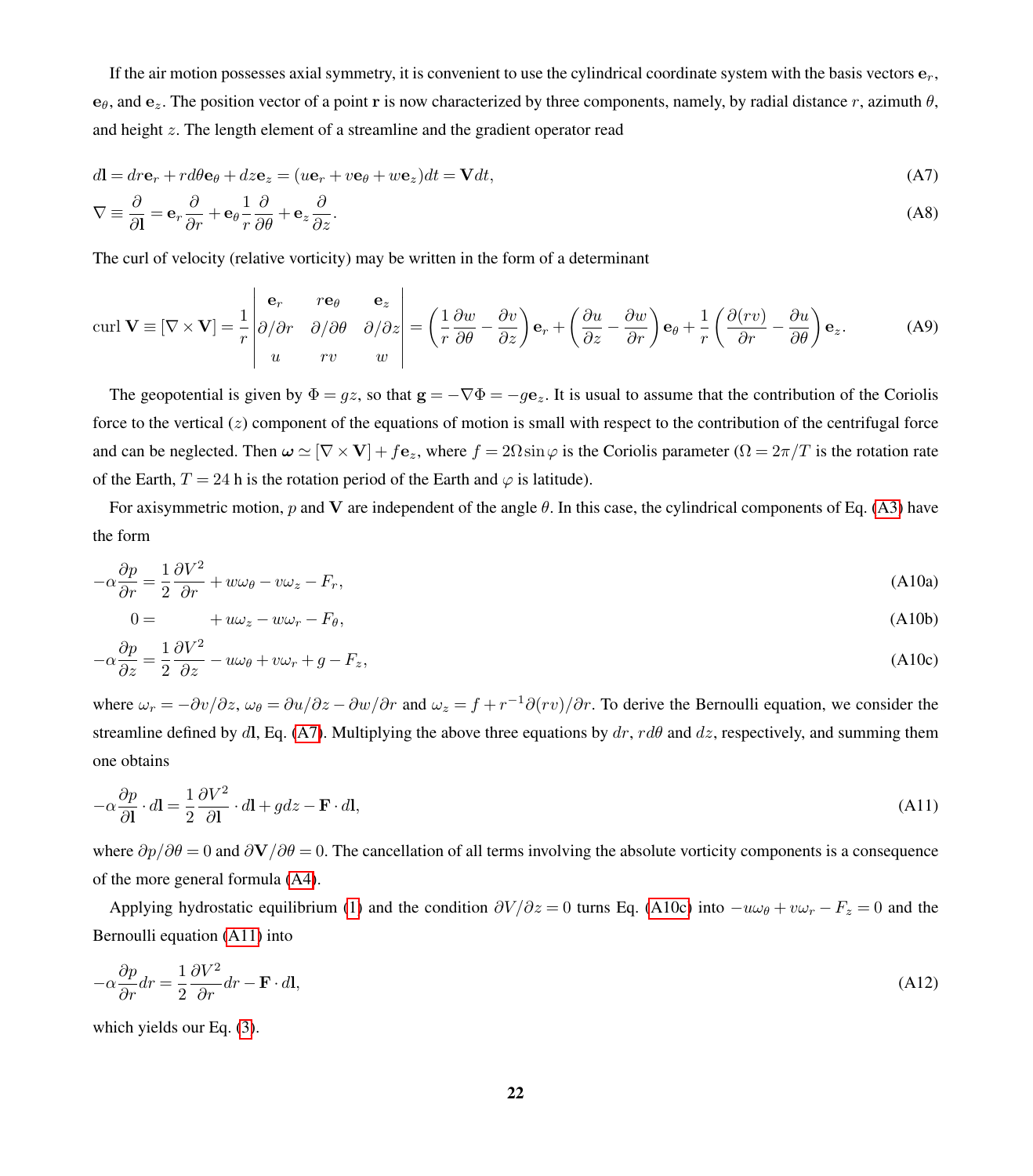If the air motion possesses axial symmetry, it is convenient to use the cylindrical coordinate system with the basis vectors $\mathbf{e}_r$, $\mathbf{e}_\theta$, and $\mathbf{e}_z$. The position vector of a point $\mathbf{r}$ is now characterized by three components, namely, by radial distance $r$, azimuth $\theta$, and height $z$. The length element of a streamline and the gradient operator read

$$d\mathbf{l} = dr\mathbf{e}_r + rd\theta\mathbf{e}_\theta + dz\mathbf{e}_z = (u\mathbf{e}_r + v\mathbf{e}_\theta + w\mathbf{e}_z)dt = \mathbf{V}dt, \tag{A7}$$

$$\nabla \equiv \frac{\partial}{\partial \mathbf{l}} = \mathbf{e}_r\frac{\partial}{\partial r} + \mathbf{e}_\theta\frac{1}{r}\frac{\partial}{\partial \theta} + \mathbf{e}_z\frac{\partial}{\partial z}. \tag{A8}$$

The curl of velocity (relative vorticity) may be written in the form of a determinant

$$\text{curl}\,\mathbf{V} \equiv [\nabla \times \mathbf{V}] = \frac{1}{r}\begin{vmatrix} \mathbf{e}_r & r\mathbf{e}_\theta & \mathbf{e}_z \\ \partial/\partial r & \partial/\partial\theta & \partial/\partial z \\ u & rv & w \end{vmatrix} = \left(\frac{1}{r}\frac{\partial w}{\partial \theta} - \frac{\partial v}{\partial z}\right)\mathbf{e}_r + \left(\frac{\partial u}{\partial z} - \frac{\partial w}{\partial r}\right)\mathbf{e}_\theta + \frac{1}{r}\left(\frac{\partial (rv)}{\partial r} - \frac{\partial u}{\partial \theta}\right)\mathbf{e}_z. \tag{A9}$$

The geopotential is given by $\Phi = gz$, so that $\mathbf{g} = -\nabla\Phi = -g\mathbf{e}_z$. It is usual to assume that the contribution of the Coriolis force to the vertical ($z$) component of the equations of motion is small with respect to the contribution of the centrifugal force and can be neglected. Then $\boldsymbol{\omega} \simeq [\nabla \times \mathbf{V}] + f\mathbf{e}_z$, where $f = 2\Omega\sin\varphi$ is the Coriolis parameter ($\Omega = 2\pi/T$ is the rotation rate of the Earth, $T = 24$ h is the rotation period of the Earth and $\varphi$ is latitude).

For axisymmetric motion, $p$ and $\mathbf{V}$ are independent of the angle $\theta$. In this case, the cylindrical components of Eq. (A3) have the form

$$-\alpha\frac{\partial p}{\partial r} = \frac{1}{2}\frac{\partial V^2}{\partial r} + w\omega_\theta - v\omega_z - F_r, \tag{A10a}$$

$$0 = \quad + u\omega_z - w\omega_r - F_\theta, \tag{A10b}$$

$$-\alpha\frac{\partial p}{\partial z} = \frac{1}{2}\frac{\partial V^2}{\partial z} - u\omega_\theta + v\omega_r + g - F_z, \tag{A10c}$$

where $\omega_r = -\partial v/\partial z$, $\omega_\theta = \partial u/\partial z - \partial w/\partial r$ and $\omega_z = f + r^{-1}\partial(rv)/\partial r$. To derive the Bernoulli equation, we consider the streamline defined by $d\mathbf{l}$, Eq. (A7). Multiplying the above three equations by $dr$, $rd\theta$ and $dz$, respectively, and summing them one obtains

$$-\alpha\frac{\partial p}{\partial \mathbf{l}}\cdot d\mathbf{l} = \frac{1}{2}\frac{\partial V^2}{\partial \mathbf{l}}\cdot d\mathbf{l} + gdz - \mathbf{F}\cdot d\mathbf{l}, \tag{A11}$$

where $\partial p/\partial\theta = 0$ and $\partial\mathbf{V}/\partial\theta = 0$. The cancellation of all terms involving the absolute vorticity components is a consequence of the more general formula (A4).

Applying hydrostatic equilibrium (1) and the condition $\partial V/\partial z = 0$ turns Eq. (A10c) into $-u\omega_\theta + v\omega_r - F_z = 0$ and the Bernoulli equation (A11) into

$$-\alpha\frac{\partial p}{\partial r}dr = \frac{1}{2}\frac{\partial V^2}{\partial r}dr - \mathbf{F}\cdot d\mathbf{l}, \tag{A12}$$

which yields our Eq. (3).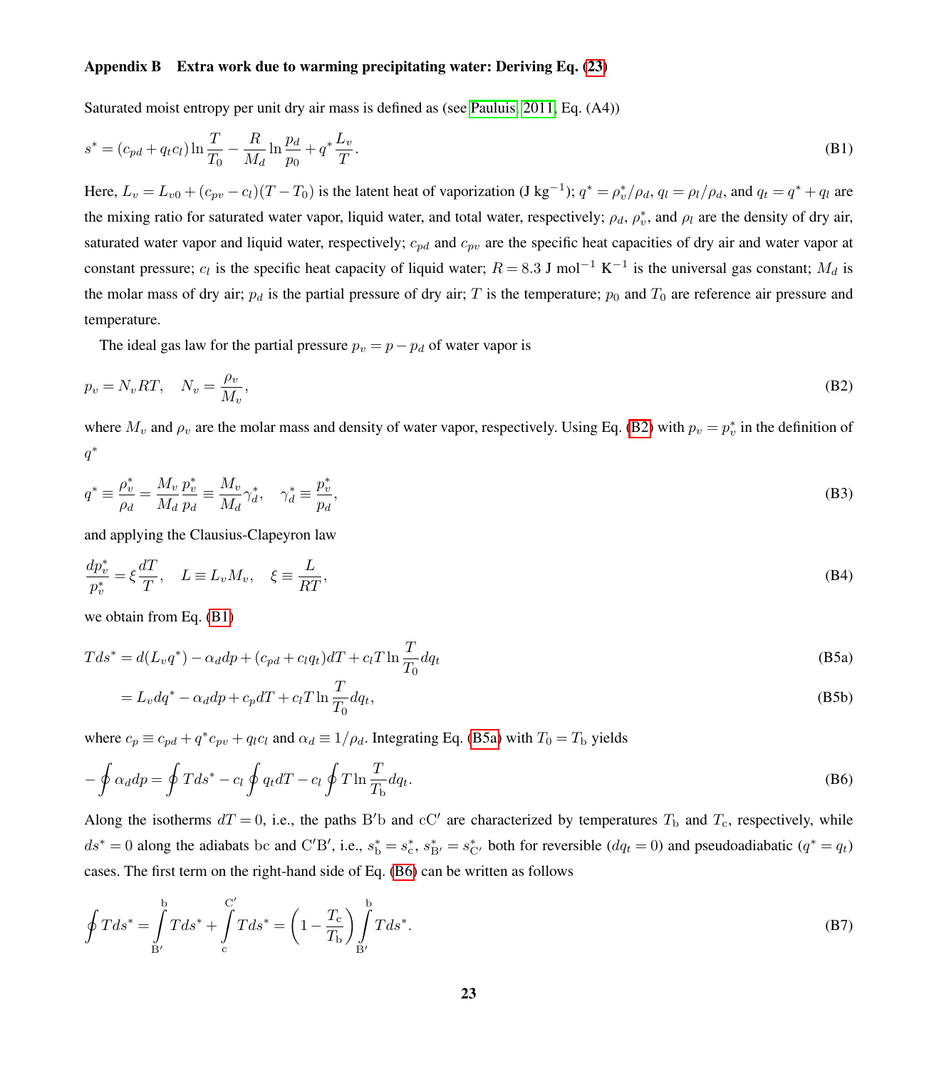### Appendix B Extra work due to warming precipitating water: Deriving Eq. (23)

Saturated moist entropy per unit dry air mass is defined as (see Pauluis, 2011, Eq. (A4))

$$s^* = (c_{pd} + q_t c_l)\ln\frac{T}{T_0} - \frac{R}{M_d}\ln\frac{p_d}{p_0} + q^*\frac{L_v}{T}. \tag{B1}$$

Here, $L_v = L_{v0} + (c_{pv} - c_l)(T - T_0)$ is the latent heat of vaporization (J kg$^{-1}$); $q^* = \rho_v^*/\rho_d$, $q_l = \rho_l/\rho_d$, and $q_t = q^* + q_l$ are the mixing ratio for saturated water vapor, liquid water, and total water, respectively; $\rho_d$, $\rho_v^*$, and $\rho_l$ are the density of dry air, saturated water vapor and liquid water, respectively; $c_{pd}$ and $c_{pv}$ are the specific heat capacities of dry air and water vapor at constant pressure; $c_l$ is the specific heat capacity of liquid water; $R = 8.3$ J mol$^{-1}$ K$^{-1}$ is the universal gas constant; $M_d$ is the molar mass of dry air; $p_d$ is the partial pressure of dry air; $T$ is the temperature; $p_0$ and $T_0$ are reference air pressure and temperature.

The ideal gas law for the partial pressure $p_v = p - p_d$ of water vapor is

$$p_v = N_v RT, \quad N_v = \frac{\rho_v}{M_v}, \tag{B2}$$

where $M_v$ and $\rho_v$ are the molar mass and density of water vapor, respectively. Using Eq. (B2) with $p_v = p_v^*$ in the definition of $q^*$

$$q^* \equiv \frac{\rho_v^*}{\rho_d} = \frac{M_v}{M_d}\frac{p_v^*}{p_d} \equiv \frac{M_v}{M_d}\gamma_d^*, \quad \gamma_d^* \equiv \frac{p_v^*}{p_d}, \tag{B3}$$

and applying the Clausius-Clapeyron law

$$\frac{dp_v^*}{p_v^*} = \xi\frac{dT}{T}, \quad L \equiv L_v M_v, \quad \xi \equiv \frac{L}{RT}, \tag{B4}$$

we obtain from Eq. (B1)

$$Tds^* = d(L_v q^*) - \alpha_d dp + (c_{pd} + c_l q_t)dT + c_l T\ln\frac{T}{T_0}dq_t \tag{B5a}$$

$$= L_v dq^* - \alpha_d dp + c_p dT + c_l T\ln\frac{T}{T_0}dq_t, \tag{B5b}$$

where $c_p \equiv c_{pd} + q^* c_{pv} + q_l c_l$ and $\alpha_d \equiv 1/\rho_d$. Integrating Eq. (B5a) with $T_0 = T_\mathrm{b}$ yields

$$-\oint \alpha_d dp = \oint Tds^* - c_l\oint q_t dT - c_l\oint T\ln\frac{T}{T_\mathrm{b}}dq_t. \tag{B6}$$

Along the isotherms $dT = 0$, i.e., the paths $\mathrm{B'b}$ and $\mathrm{cC'}$ are characterized by temperatures $T_\mathrm{b}$ and $T_\mathrm{c}$, respectively, while $ds^* = 0$ along the adiabats $\mathrm{bc}$ and $\mathrm{C'B'}$, i.e., $s_\mathrm{b}^* = s_\mathrm{c}^*$, $s_\mathrm{B'}^* = s_\mathrm{C'}^*$ both for reversible ($dq_t = 0$) and pseudoadiabatic ($q^* = q_t$) cases. The first term on the right-hand side of Eq. (B6) can be written as follows

$$\oint Tds^* = \int_{\mathrm{B'}}^{\mathrm{b}} Tds^* + \int_{\mathrm{c}}^{\mathrm{C'}} Tds^* = \left(1 - \frac{T_\mathrm{c}}{T_\mathrm{b}}\right)\int_{\mathrm{B'}}^{\mathrm{b}} Tds^*. \tag{B7}$$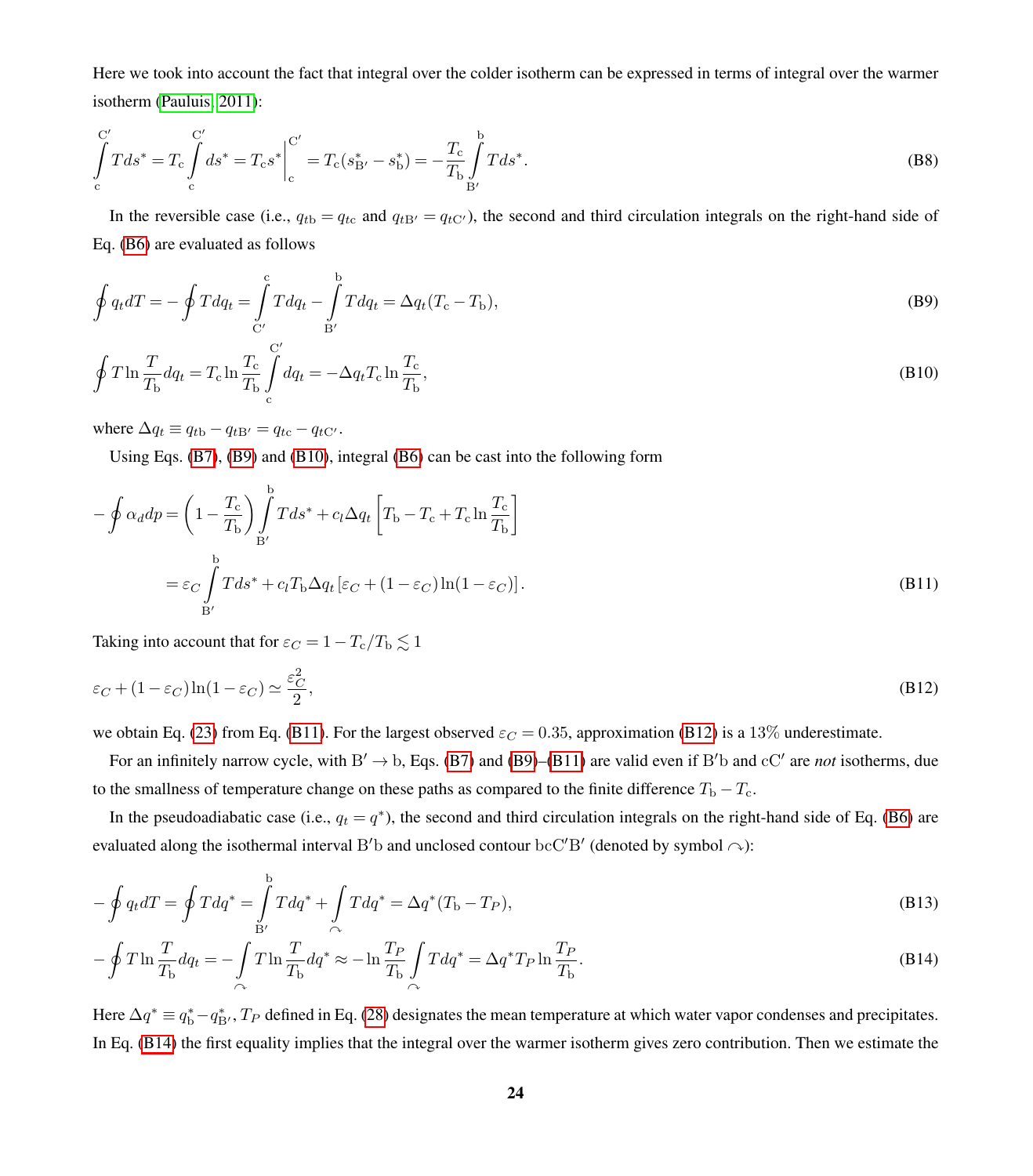Here we took into account the fact that integral over the colder isotherm can be expressed in terms of integral over the warmer isotherm (Pauluis, 2011):

$$\int_{\mathrm{c}}^{\mathrm{C'}} T ds^* = T_{\mathrm{c}} \int_{\mathrm{c}}^{\mathrm{C'}} ds^* = T_{\mathrm{c}} s^* \Big|_{\mathrm{c}}^{\mathrm{C'}} = T_{\mathrm{c}}(s^*_{\mathrm{B'}} - s^*_{\mathrm{b}}) = -\frac{T_{\mathrm{c}}}{T_{\mathrm{b}}} \int_{\mathrm{B'}}^{\mathrm{b}} T ds^*. \tag{B8}$$

In the reversible case (i.e., $q_{t\mathrm{b}} = q_{t\mathrm{c}}$ and $q_{t\mathrm{B'}} = q_{t\mathrm{C'}}$), the second and third circulation integrals on the right-hand side of Eq. (B6) are evaluated as follows

$$\oint q_t dT = -\oint T dq_t = \int_{\mathrm{C'}}^{\mathrm{c}} T dq_t - \int_{\mathrm{B'}}^{\mathrm{b}} T dq_t = \Delta q_t (T_{\mathrm{c}} - T_{\mathrm{b}}), \tag{B9}$$

$$\oint T \ln\frac{T}{T_{\mathrm{b}}} dq_t = T_{\mathrm{c}} \ln\frac{T_{\mathrm{c}}}{T_{\mathrm{b}}} \int_{\mathrm{c}}^{\mathrm{C'}} dq_t = -\Delta q_t T_{\mathrm{c}} \ln\frac{T_{\mathrm{c}}}{T_{\mathrm{b}}}, \tag{B10}$$

where $\Delta q_t \equiv q_{t\mathrm{b}} - q_{t\mathrm{B'}} = q_{t\mathrm{c}} - q_{t\mathrm{C'}}$.

Using Eqs. (B7), (B9) and (B10), integral (B6) can be cast into the following form

$$\begin{aligned}
-\oint \alpha_d dp &= \left(1 - \frac{T_{\mathrm{c}}}{T_{\mathrm{b}}}\right) \int_{\mathrm{B'}}^{\mathrm{b}} T ds^* + c_l \Delta q_t \left[T_{\mathrm{b}} - T_{\mathrm{c}} + T_{\mathrm{c}} \ln\frac{T_{\mathrm{c}}}{T_{\mathrm{b}}}\right] \\
&= \varepsilon_C \int_{\mathrm{B'}}^{\mathrm{b}} T ds^* + c_l T_{\mathrm{b}} \Delta q_t \left[\varepsilon_C + (1-\varepsilon_C)\ln(1-\varepsilon_C)\right].
\end{aligned} \tag{B11}$$

Taking into account that for $\varepsilon_C = 1 - T_{\mathrm{c}}/T_{\mathrm{b}} \lesssim 1$

$$\varepsilon_C + (1-\varepsilon_C)\ln(1-\varepsilon_C) \simeq \frac{\varepsilon_C^2}{2}, \tag{B12}$$

we obtain Eq. (23) from Eq. (B11). For the largest observed $\varepsilon_C = 0.35$, approximation (B12) is a 13% underestimate.

For an infinitely narrow cycle, with $\mathrm{B'} \to \mathrm{b}$, Eqs. (B7) and (B9)–(B11) are valid even if $\mathrm{B'b}$ and $\mathrm{cC'}$ are *not* isotherms, due to the smallness of temperature change on these paths as compared to the finite difference $T_{\mathrm{b}} - T_{\mathrm{c}}$.

In the pseudoadiabatic case (i.e., $q_t = q^*$), the second and third circulation integrals on the right-hand side of Eq. (B6) are evaluated along the isothermal interval $\mathrm{B'b}$ and unclosed contour $\mathrm{bcC'B'}$ (denoted by symbol $\curvearrowright$):

$$-\oint q_t dT = \oint T dq^* = \int_{\mathrm{B'}}^{\mathrm{b}} T dq^* + \int_{\curvearrowright} T dq^* = \Delta q^* (T_{\mathrm{b}} - T_P), \tag{B13}$$

$$-\oint T \ln\frac{T}{T_{\mathrm{b}}} dq_t = -\int_{\curvearrowright} T \ln\frac{T}{T_{\mathrm{b}}} dq^* \approx -\ln\frac{T_P}{T_{\mathrm{b}}} \int_{\curvearrowright} T dq^* = \Delta q^* T_P \ln\frac{T_P}{T_{\mathrm{b}}}. \tag{B14}$$

Here $\Delta q^* \equiv q^*_{\mathrm{b}} - q^*_{\mathrm{B'}}$, $T_P$ defined in Eq. (28) designates the mean temperature at which water vapor condenses and precipitates. In Eq. (B14) the first equality implies that the integral over the warmer isotherm gives zero contribution. Then we estimate the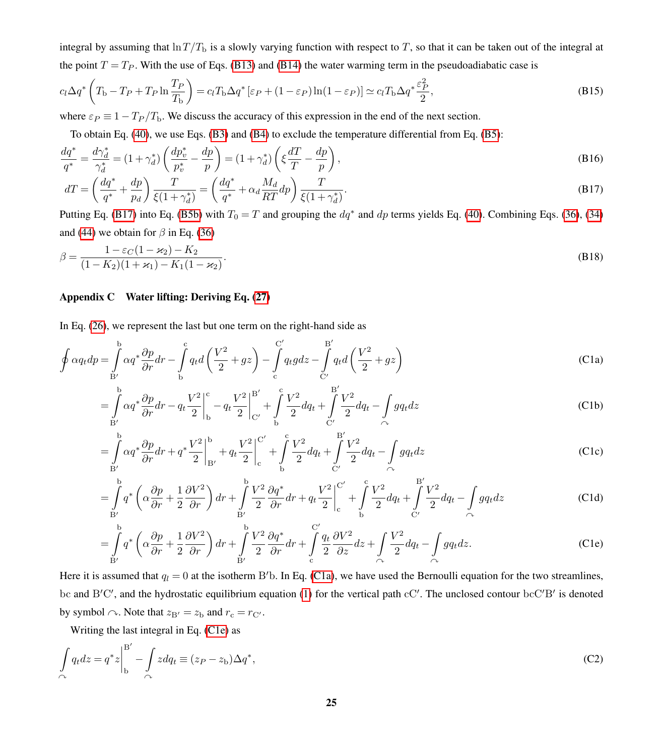integral by assuming that $\ln T/T_\mathrm{b}$ is a slowly varying function with respect to $T$, so that it can be taken out of the integral at the point $T = T_P$. With the use of Eqs. (B13) and (B14) the water warming term in the pseudoadiabatic case is

$$c_l \Delta q^* \left( T_\mathrm{b} - T_P + T_P \ln \frac{T_P}{T_\mathrm{b}} \right) = c_l T_\mathrm{b} \Delta q^* \left[ \varepsilon_P + (1 - \varepsilon_P) \ln(1 - \varepsilon_P) \right] \simeq c_l T_\mathrm{b} \Delta q^* \frac{\varepsilon_P^2}{2}, \tag{B15}$$

where $\varepsilon_P \equiv 1 - T_P/T_\mathrm{b}$. We discuss the accuracy of this expression in the end of the next section.

To obtain Eq. (40), we use Eqs. (B3) and (B4) to exclude the temperature differential from Eq. (B5):

$$\frac{dq^*}{q^*} = \frac{d\gamma_d^*}{\gamma_d^*} = (1 + \gamma_d^*) \left( \frac{dp_v^*}{p_v^*} - \frac{dp}{p} \right) = (1 + \gamma_d^*) \left( \xi \frac{dT}{T} - \frac{dp}{p} \right), \tag{B16}$$

$$dT = \left( \frac{dq^*}{q^*} + \frac{dp}{p_d} \right) \frac{T}{\xi(1 + \gamma_d^*)} = \left( \frac{dq^*}{q^*} + \alpha_d \frac{M_d}{RT} dp \right) \frac{T}{\xi(1 + \gamma_d^*)}. \tag{B17}$$

Putting Eq. (B17) into Eq. (B5b) with $T_0 = T$ and grouping the $dq^*$ and $dp$ terms yields Eq. (40). Combining Eqs. (36), (34) and (44) we obtain for $\beta$ in Eq. (36)

$$\beta = \frac{1 - \varepsilon_C(1 - \varkappa_2) - K_2}{(1 - K_2)(1 + \varkappa_1) - K_1(1 - \varkappa_2)}. \tag{B18}$$

## Appendix C Water lifting: Deriving Eq. (27)

In Eq. (26), we represent the last but one term on the right-hand side as

$$\oint \alpha q_t dp = \int_{\mathrm{B}'}^{\mathrm{b}} \alpha q^* \frac{\partial p}{\partial r} dr - \int_{\mathrm{b}}^{\mathrm{c}} q_t d\left( \frac{V^2}{2} + gz \right) - \int_{\mathrm{c}}^{\mathrm{C}'} q_t g dz - \int_{\mathrm{C}'}^{\mathrm{B}'} q_t d\left( \frac{V^2}{2} + gz \right) \tag{C1a}$$

$$= \int_{\mathrm{B}'}^{\mathrm{b}} \alpha q^* \frac{\partial p}{\partial r} dr - q_t \frac{V^2}{2}\bigg|_{\mathrm{b}}^{\mathrm{c}} - q_t \frac{V^2}{2}\bigg|_{\mathrm{C}'}^{\mathrm{B}'} + \int_{\mathrm{b}}^{\mathrm{c}} \frac{V^2}{2} dq_t + \int_{\mathrm{C}'}^{\mathrm{B}'} \frac{V^2}{2} dq_t - \int_{\frown} g q_t dz \tag{C1b}$$

$$= \int_{\mathrm{B}'}^{\mathrm{b}} \alpha q^* \frac{\partial p}{\partial r} dr + q^* \frac{V^2}{2}\bigg|_{\mathrm{B}'}^{\mathrm{b}} + q_t \frac{V^2}{2}\bigg|_{\mathrm{c}}^{\mathrm{C}'} + \int_{\mathrm{b}}^{\mathrm{c}} \frac{V^2}{2} dq_t + \int_{\mathrm{C}'}^{\mathrm{B}'} \frac{V^2}{2} dq_t - \int_{\frown} g q_t dz \tag{C1c}$$

$$= \int_{\mathrm{B}'}^{\mathrm{b}} q^* \left( \alpha \frac{\partial p}{\partial r} + \frac{1}{2} \frac{\partial V^2}{\partial r} \right) dr + \int_{\mathrm{B}'}^{\mathrm{b}} \frac{V^2}{2} \frac{\partial q^*}{\partial r} dr + q_t \frac{V^2}{2}\bigg|_{\mathrm{c}}^{\mathrm{C}'} + \int_{\mathrm{b}}^{\mathrm{c}} \frac{V^2}{2} dq_t + \int_{\mathrm{C}'}^{\mathrm{B}'} \frac{V^2}{2} dq_t - \int_{\frown} g q_t dz \tag{C1d}$$

$$= \int_{\mathrm{B}'}^{\mathrm{b}} q^* \left( \alpha \frac{\partial p}{\partial r} + \frac{1}{2} \frac{\partial V^2}{\partial r} \right) dr + \int_{\mathrm{B}'}^{\mathrm{b}} \frac{V^2}{2} \frac{\partial q^*}{\partial r} dr + \int_{\mathrm{c}}^{\mathrm{C}'} \frac{q_t}{2} \frac{\partial V^2}{\partial z} dz + \int_{\frown} \frac{V^2}{2} dq_t - \int_{\frown} g q_t dz. \tag{C1e}$$

Here it is assumed that $q_l = 0$ at the isotherm $\mathrm{B}'\mathrm{b}$. In Eq. (C1a), we have used the Bernoulli equation for the two streamlines, $\mathrm{bc}$ and $\mathrm{B}'\mathrm{C}'$, and the hydrostatic equilibrium equation (1) for the vertical path $\mathrm{cC}'$. The unclosed contour $\mathrm{bcC}'\mathrm{B}'$ is denoted by symbol $\frown$. Note that $z_{\mathrm{B}'} = z_\mathrm{b}$ and $r_\mathrm{c} = r_{\mathrm{C}'}$.

Writing the last integral in Eq. (C1e) as

$$\int_{\frown} q_t dz = q^* z\bigg|_{\mathrm{b}}^{\mathrm{B}'} - \int_{\frown} z dq_t \equiv (z_P - z_\mathrm{b}) \Delta q^*, \tag{C2}$$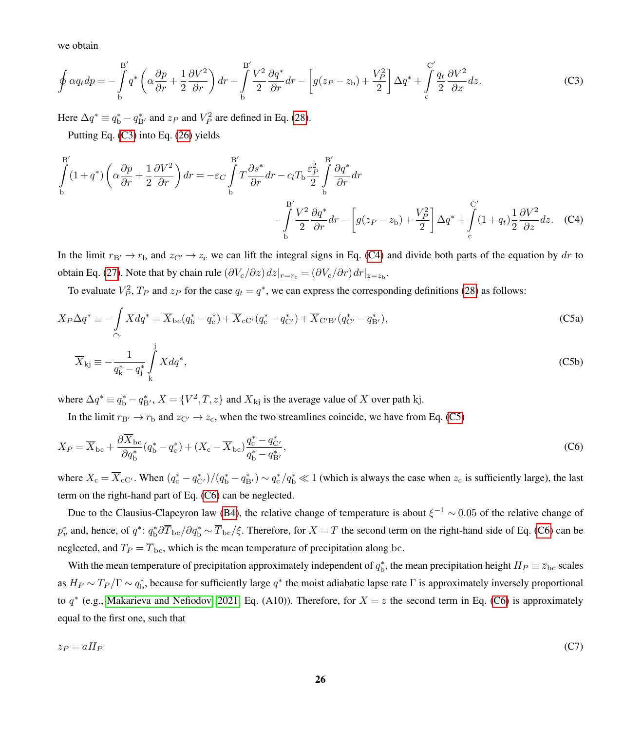we obtain

$$\oint \alpha q_t dp = -\int_{\mathrm{b}}^{\mathrm{B}'} q^* \left( \alpha \frac{\partial p}{\partial r} + \frac{1}{2}\frac{\partial V^2}{\partial r} \right) dr - \int_{\mathrm{b}}^{\mathrm{B}'} \frac{V^2}{2}\frac{\partial q^*}{\partial r} dr - \left[ g(z_P - z_{\mathrm{b}}) + \frac{V_P^2}{2} \right] \Delta q^* + \int_{\mathrm{c}}^{\mathrm{C}'} \frac{q_t}{2}\frac{\partial V^2}{\partial z} dz. \tag{C3}$$

Here $\Delta q^* \equiv q^*_{\mathrm{b}} - q^*_{\mathrm{B}'}$ and $z_P$ and $V_P^2$ are defined in Eq. (28).

Putting Eq. (C3) into Eq. (26) yields

$$\int_{\mathrm{b}}^{\mathrm{B}'} (1+q^*) \left( \alpha \frac{\partial p}{\partial r} + \frac{1}{2}\frac{\partial V^2}{\partial r} \right) dr = -\varepsilon_C \int_{\mathrm{b}}^{\mathrm{B}'} T \frac{\partial s^*}{\partial r} dr - c_l T_{\mathrm{b}} \frac{\varepsilon_P^2}{2} \int_{\mathrm{b}}^{\mathrm{B}'} \frac{\partial q^*}{\partial r} dr$$
$$- \int_{\mathrm{b}}^{\mathrm{B}'} \frac{V^2}{2}\frac{\partial q^*}{\partial r} dr - \left[ g(z_P - z_{\mathrm{b}}) + \frac{V_P^2}{2} \right] \Delta q^* + \int_{\mathrm{c}}^{\mathrm{C}'} (1+q_t) \frac{1}{2}\frac{\partial V^2}{\partial z} dz. \tag{C4}$$

In the limit $r_{\mathrm{B}'} \to r_{\mathrm{b}}$ and $z_{\mathrm{C}'} \to z_{\mathrm{c}}$ we can lift the integral signs in Eq. (C4) and divide both parts of the equation by $dr$ to obtain Eq. (27). Note that by chain rule $(\partial V_{\mathrm{c}}/\partial z)\, dz|_{r=r_{\mathrm{c}}} = (\partial V_{\mathrm{c}}/\partial r)\, dr|_{z=z_{\mathrm{b}}}$.

To evaluate $V_P^2$, $T_P$ and $z_P$ for the case $q_t = q^*$, we can express the corresponding definitions (28) as follows:

$$X_P \Delta q^* \equiv -\int_{\frown} X dq^* = \overline{X}_{\mathrm{bc}}(q^*_{\mathrm{b}} - q^*_{\mathrm{c}}) + \overline{X}_{\mathrm{cC}'}(q^*_{\mathrm{c}} - q^*_{\mathrm{C}'}) + \overline{X}_{\mathrm{C}'\mathrm{B}'}(q^*_{\mathrm{C}'} - q^*_{\mathrm{B}'}), \tag{C5a}$$

$$\overline{X}_{\mathrm{kj}} \equiv -\frac{1}{q^*_{\mathrm{k}} - q^*_{\mathrm{j}}} \int_{\mathrm{k}}^{\mathrm{j}} X dq^*, \tag{C5b}$$

where $\Delta q^* \equiv q^*_{\mathrm{b}} - q^*_{\mathrm{B}'}$, $X = \{V^2, T, z\}$ and $\overline{X}_{\mathrm{kj}}$ is the average value of $X$ over path kj.

In the limit $r_{\mathrm{B}'} \to r_{\mathrm{b}}$ and $z_{\mathrm{C}'} \to z_{\mathrm{c}}$, when the two streamlines coincide, we have from Eq. (C5)

$$X_P = \overline{X}_{\mathrm{bc}} + \frac{\partial \overline{X}_{\mathrm{bc}}}{\partial q^*_{\mathrm{b}}}(q^*_{\mathrm{b}} - q^*_{\mathrm{c}}) + (X_{\mathrm{c}} - \overline{X}_{\mathrm{bc}}) \frac{q^*_{\mathrm{c}} - q^*_{\mathrm{C}'}}{q^*_{\mathrm{b}} - q^*_{\mathrm{B}'}}, \tag{C6}$$

where $X_{\mathrm{c}} = \overline{X}_{\mathrm{cC}'}$. When $(q^*_{\mathrm{c}} - q^*_{\mathrm{C}'})/(q^*_{\mathrm{b}} - q^*_{\mathrm{B}'}) \sim q^*_{\mathrm{c}}/q^*_{\mathrm{b}} \ll 1$ (which is always the case when $z_{\mathrm{c}}$ is sufficiently large), the last term on the right-hand part of Eq. (C6) can be neglected.

Due to the Clausius-Clapeyron law (B4), the relative change of temperature is about $\xi^{-1} \sim 0.05$ of the relative change of $p^*_v$ and, hence, of $q^*$: $q^*_{\mathrm{b}} \partial \overline{T}_{\mathrm{bc}}/\partial q^*_{\mathrm{b}} \sim \overline{T}_{\mathrm{bc}}/\xi$. Therefore, for $X = T$ the second term on the right-hand side of Eq. (C6) can be neglected, and $T_P = \overline{T}_{\mathrm{bc}}$, which is the mean temperature of precipitation along bc.

With the mean temperature of precipitation approximately independent of $q^*_{\mathrm{b}}$, the mean precipitation height $H_P \equiv \overline{z}_{\mathrm{bc}}$ scales as $H_P \sim T_P/\Gamma \sim q^*_{\mathrm{b}}$, because for sufficiently large $q^*$ the moist adiabatic lapse rate $\Gamma$ is approximately inversely proportional to $q^*$ (e.g., Makarieva and Nefiodov, 2021, Eq. (A10)). Therefore, for $X = z$ the second term in Eq. (C6) is approximately equal to the first one, such that

$$z_P = a H_P \tag{C7}$$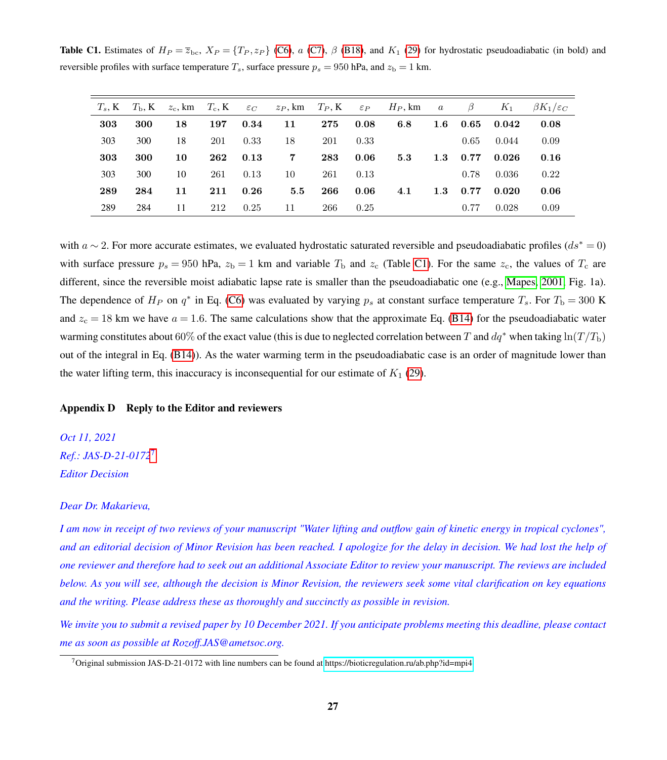**Table C1.** Estimates of $H_P = \overline{z}_{\rm bc}$, $X_P = \{T_P, z_P\}$ (C6), $a$ (C7), $\beta$ (B18), and $K_1$ (29) for hydrostatic pseudoadiabatic (in bold) and reversible profiles with surface temperature $T_s$, surface pressure $p_s = 950$ hPa, and $z_{\rm b} = 1$ km.

| $T_s$, K | $T_{\rm b}$, K | $z_{\rm c}$, km | $T_{\rm c}$, K | $\varepsilon_C$ | $z_P$, km | $T_P$, K | $\varepsilon_P$ | $H_P$, km | $a$ | $\beta$ | $K_1$ | $\beta K_1/\varepsilon_C$ |
|---|---|---|---|---|---|---|---|---|---|---|---|---|
| **303** | **300** | **18** | **197** | **0.34** | **11** | **275** | **0.08** | **6.8** | **1.6** | **0.65** | **0.042** | **0.08** |
| 303 | 300 | 18 | 201 | 0.33 | 18 | 201 | 0.33 | | | 0.65 | 0.044 | 0.09 |
| **303** | **300** | **10** | **262** | **0.13** | **7** | **283** | **0.06** | **5.3** | **1.3** | **0.77** | **0.026** | **0.16** |
| 303 | 300 | 10 | 261 | 0.13 | 10 | 261 | 0.13 | | | 0.78 | 0.036 | 0.22 |
| **289** | **284** | **11** | **211** | **0.26** | **5.5** | **266** | **0.06** | **4.1** | **1.3** | **0.77** | **0.020** | **0.06** |
| 289 | 284 | 11 | 212 | 0.25 | 11 | 266 | 0.25 | | | 0.77 | 0.028 | 0.09 |

with $a \sim 2$. For more accurate estimates, we evaluated hydrostatic saturated reversible and pseudoadiabatic profiles ($ds^* = 0$) with surface pressure $p_s = 950$ hPa, $z_{\rm b} = 1$ km and variable $T_{\rm b}$ and $z_{\rm c}$ (Table C1). For the same $z_{\rm c}$, the values of $T_{\rm c}$ are different, since the reversible moist adiabatic lapse rate is smaller than the pseudoadiabatic one (e.g., Mapes, 2001, Fig. 1a). The dependence of $H_P$ on $q^*$ in Eq. (C6) was evaluated by varying $p_s$ at constant surface temperature $T_s$. For $T_{\rm b} = 300$ K and $z_{\rm c} = 18$ km we have $a = 1.6$. The same calculations show that the approximate Eq. (B14) for the pseudoadiabatic water warming constitutes about 60% of the exact value (this is due to neglected correlation between $T$ and $dq^*$ when taking $\ln(T/T_{\rm b})$ out of the integral in Eq. (B14)). As the water warming term in the pseudoadiabatic case is an order of magnitude lower than the water lifting term, this inaccuracy is inconsequential for our estimate of $K_1$ (29).

## Appendix D Reply to the Editor and reviewers

*Oct 11, 2021*
*Ref.: JAS-D-21-0172*[7]
*Editor Decision*

*Dear Dr. Makarieva,*

*I am now in receipt of two reviews of your manuscript "Water lifting and outflow gain of kinetic energy in tropical cyclones", and an editorial decision of Minor Revision has been reached. I apologize for the delay in decision. We had lost the help of one reviewer and therefore had to seek out an additional Associate Editor to review your manuscript. The reviews are included below. As you will see, although the decision is Minor Revision, the reviewers seek some vital clarification on key equations and the writing. Please address these as thoroughly and succinctly as possible in revision.*

*We invite you to submit a revised paper by 10 December 2021. If you anticipate problems meeting this deadline, please contact me as soon as possible at Rozoff.JAS@ametsoc.org.*

[7] Original submission JAS-D-21-0172 with line numbers can be found at https://bioticregulation.ru/ab.php?id=mpi4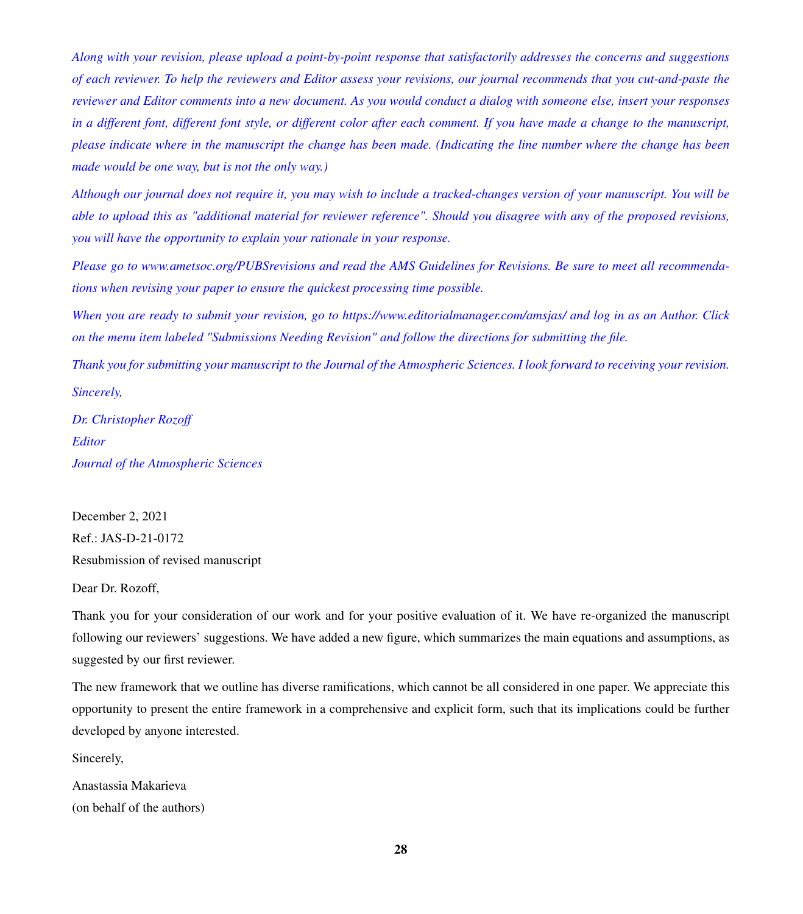*Along with your revision, please upload a point-by-point response that satisfactorily addresses the concerns and suggestions of each reviewer. To help the reviewers and Editor assess your revisions, our journal recommends that you cut-and-paste the reviewer and Editor comments into a new document. As you would conduct a dialog with someone else, insert your responses in a different font, different font style, or different color after each comment. If you have made a change to the manuscript, please indicate where in the manuscript the change has been made. (Indicating the line number where the change has been made would be one way, but is not the only way.)*

*Although our journal does not require it, you may wish to include a tracked-changes version of your manuscript. You will be able to upload this as "additional material for reviewer reference". Should you disagree with any of the proposed revisions, you will have the opportunity to explain your rationale in your response.*

*Please go to www.ametsoc.org/PUBSrevisions and read the AMS Guidelines for Revisions. Be sure to meet all recommendations when revising your paper to ensure the quickest processing time possible.*

*When you are ready to submit your revision, go to https://www.editorialmanager.com/amsjas/ and log in as an Author. Click on the menu item labeled "Submissions Needing Revision" and follow the directions for submitting the file.*

*Thank you for submitting your manuscript to the Journal of the Atmospheric Sciences. I look forward to receiving your revision.*

*Sincerely,*

*Dr. Christopher Rozoff*
*Editor*
*Journal of the Atmospheric Sciences*

December 2, 2021
Ref.: JAS-D-21-0172
Resubmission of revised manuscript

Dear Dr. Rozoff,

Thank you for your consideration of our work and for your positive evaluation of it. We have re-organized the manuscript following our reviewers' suggestions. We have added a new figure, which summarizes the main equations and assumptions, as suggested by our first reviewer.

The new framework that we outline has diverse ramifications, which cannot be all considered in one paper. We appreciate this opportunity to present the entire framework in a comprehensive and explicit form, such that its implications could be further developed by anyone interested.

Sincerely,

Anastassia Makarieva
(on behalf of the authors)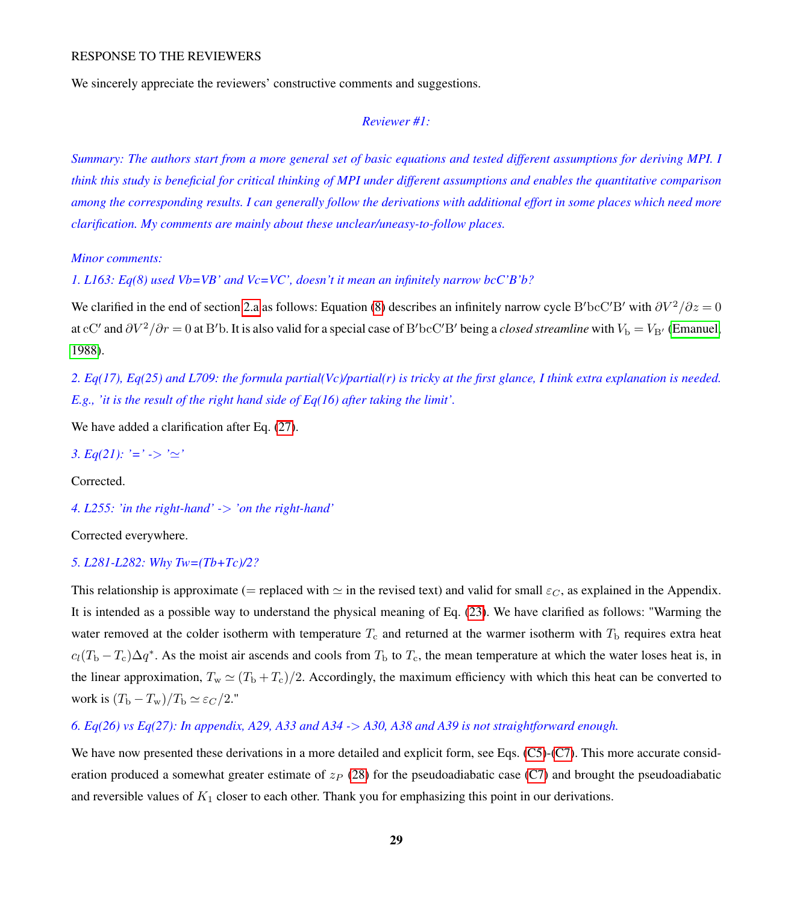RESPONSE TO THE REVIEWERS

We sincerely appreciate the reviewers' constructive comments and suggestions.

*Reviewer #1:*

*Summary: The authors start from a more general set of basic equations and tested different assumptions for deriving MPI. I think this study is beneficial for critical thinking of MPI under different assumptions and enables the quantitative comparison among the corresponding results. I can generally follow the derivations with additional effort in some places which need more clarification. My comments are mainly about these unclear/uneasy-to-follow places.*

*Minor comments:*

*1. L163: Eq(8) used Vb=VB' and Vc=VC', doesn't it mean an infinitely narrow bcC'B'b?*

We clarified in the end of section 2.a as follows: Equation (8) describes an infinitely narrow cycle $\mathrm{B'bcC'B'}$ with $\partial V^2/\partial z = 0$ at $\mathrm{cC'}$ and $\partial V^2/\partial r = 0$ at $\mathrm{B'b}$. It is also valid for a special case of $\mathrm{B'bcC'B'}$ being a *closed streamline* with $V_\mathrm{b} = V_{\mathrm{B'}}$ (Emanuel, 1988).

*2. Eq(17), Eq(25) and L709: the formula partial(Vc)/partial(r) is tricky at the first glance, I think extra explanation is needed. E.g., 'it is the result of the right hand side of Eq(16) after taking the limit'.*

We have added a clarification after Eq. (27).

*3. Eq(21): '=' -> '$\simeq$'*

Corrected.

*4. L255: 'in the right-hand' -> 'on the right-hand'*

Corrected everywhere.

*5. L281-L282: Why Tw=(Tb+Tc)/2?*

This relationship is approximate (= replaced with $\simeq$ in the revised text) and valid for small $\varepsilon_C$, as explained in the Appendix. It is intended as a possible way to understand the physical meaning of Eq. (23). We have clarified as follows: "Warming the water removed at the colder isotherm with temperature $T_\mathrm{c}$ and returned at the warmer isotherm with $T_\mathrm{b}$ requires extra heat $c_l(T_\mathrm{b} - T_\mathrm{c})\Delta q^*$. As the moist air ascends and cools from $T_\mathrm{b}$ to $T_\mathrm{c}$, the mean temperature at which the water loses heat is, in the linear approximation, $T_\mathrm{w} \simeq (T_\mathrm{b} + T_\mathrm{c})/2$. Accordingly, the maximum efficiency with which this heat can be converted to work is $(T_\mathrm{b} - T_\mathrm{w})/T_\mathrm{b} \simeq \varepsilon_C/2$."

*6. Eq(26) vs Eq(27): In appendix, A29, A33 and A34 -> A30, A38 and A39 is not straightforward enough.*

We have now presented these derivations in a more detailed and explicit form, see Eqs. (C5)-(C7). This more accurate consideration produced a somewhat greater estimate of $z_P$ (28) for the pseudoadiabatic case (C7) and brought the pseudoadiabatic and reversible values of $K_1$ closer to each other. Thank you for emphasizing this point in our derivations.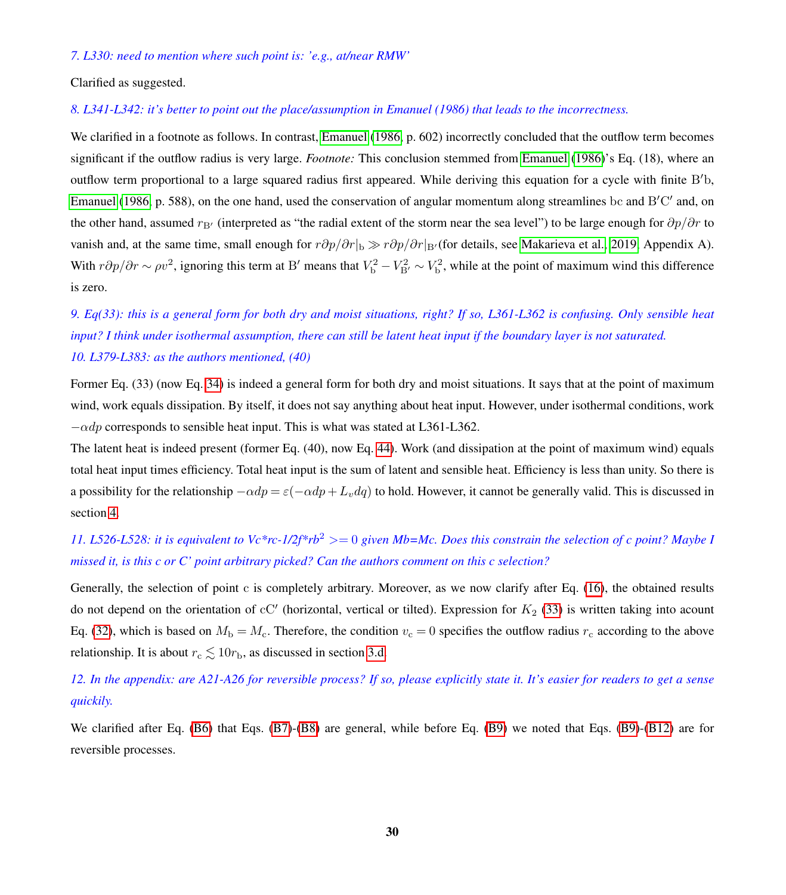*7. L330: need to mention where such point is: 'e.g., at/near RMW'*

Clarified as suggested.

*8. L341-L342: it's better to point out the place/assumption in Emanuel (1986) that leads to the incorrectness.*

We clarified in a footnote as follows. In contrast, Emanuel (1986, p. 602) incorrectly concluded that the outflow term becomes significant if the outflow radius is very large. *Footnote:* This conclusion stemmed from Emanuel (1986)'s Eq. (18), where an outflow term proportional to a large squared radius first appeared. While deriving this equation for a cycle with finite $\mathrm{B'b}$, Emanuel (1986, p. 588), on the one hand, used the conservation of angular momentum along streamlines $\mathrm{bc}$ and $\mathrm{B'C'}$ and, on the other hand, assumed $r_{\mathrm{B'}}$ (interpreted as "the radial extent of the storm near the sea level") to be large enough for $\partial p/\partial r$ to vanish and, at the same time, small enough for $r\partial p/\partial r|_{\mathrm{b}} \gg r\partial p/\partial r|_{\mathrm{B'}}$(for details, see Makarieva et al., 2019, Appendix A). With $r\partial p/\partial r \sim \rho v^2$, ignoring this term at $\mathrm{B'}$ means that $V_{\mathrm{b}}^2 - V_{\mathrm{B'}}^2 \sim V_{\mathrm{b}}^2$, while at the point of maximum wind this difference is zero.

*9. Eq(33): this is a general form for both dry and moist situations, right? If so, L361-L362 is confusing. Only sensible heat input? I think under isothermal assumption, there can still be latent heat input if the boundary layer is not saturated.*
*10. L379-L383: as the authors mentioned, (40)*

Former Eq. (33) (now Eq. 34) is indeed a general form for both dry and moist situations. It says that at the point of maximum wind, work equals dissipation. By itself, it does not say anything about heat input. However, under isothermal conditions, work $-\alpha dp$ corresponds to sensible heat input. This is what was stated at L361-L362.
The latent heat is indeed present (former Eq. (40), now Eq. 44). Work (and dissipation at the point of maximum wind) equals total heat input times efficiency. Total heat input is the sum of latent and sensible heat. Efficiency is less than unity. So there is a possibility for the relationship $-\alpha dp = \varepsilon(-\alpha dp + L_v dq)$ to hold. However, it cannot be generally valid. This is discussed in section 4.

*11. L526-L528: it is equivalent to Vc\*rc-1/2f\*rb$^2$ >= 0 given Mb=Mc. Does this constrain the selection of c point? Maybe I missed it, is this c or C' point arbitrary picked? Can the authors comment on this c selection?*

Generally, the selection of point $\mathrm{c}$ is completely arbitrary. Moreover, as we now clarify after Eq. (16), the obtained results do not depend on the orientation of $\mathrm{cC'}$ (horizontal, vertical or tilted). Expression for $K_2$ (33) is written taking into acount Eq. (32), which is based on $M_{\mathrm{b}} = M_{\mathrm{c}}$. Therefore, the condition $v_{\mathrm{c}} = 0$ specifies the outflow radius $r_{\mathrm{c}}$ according to the above relationship. It is about $r_{\mathrm{c}} \lesssim 10 r_{\mathrm{b}}$, as discussed in section 3.d.

*12. In the appendix: are A21-A26 for reversible process? If so, please explicitly state it. It's easier for readers to get a sense quickly.*

We clarified after Eq. (B6) that Eqs. (B7)-(B8) are general, while before Eq. (B9) we noted that Eqs. (B9)-(B12) are for reversible processes.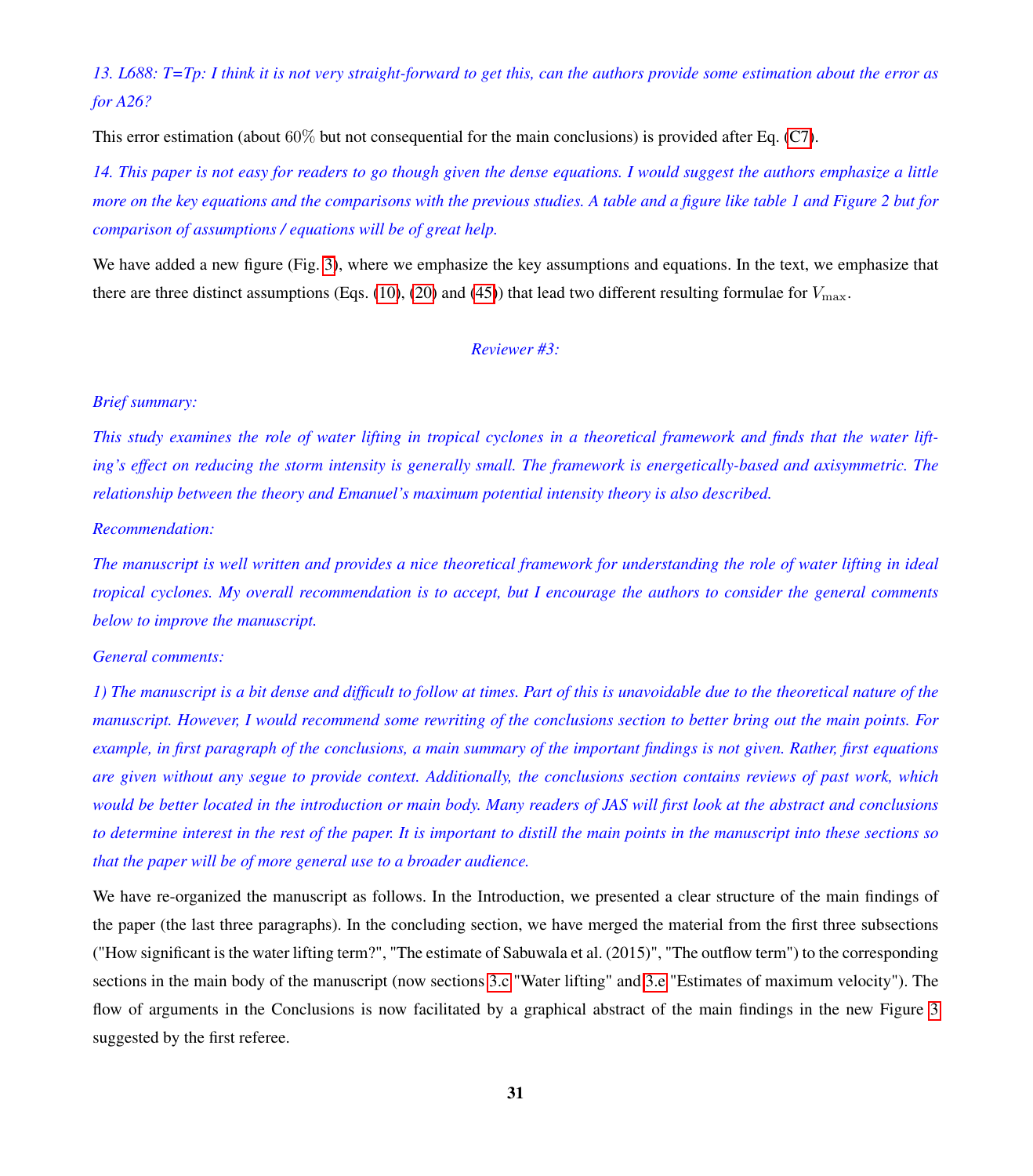*13. L688: T=Tp: I think it is not very straight-forward to get this, can the authors provide some estimation about the error as for A26?*

This error estimation (about 60% but not consequential for the main conclusions) is provided after Eq. (C7).

*14. This paper is not easy for readers to go though given the dense equations. I would suggest the authors emphasize a little more on the key equations and the comparisons with the previous studies. A table and a figure like table 1 and Figure 2 but for comparison of assumptions / equations will be of great help.*

We have added a new figure (Fig. 3), where we emphasize the key assumptions and equations. In the text, we emphasize that there are three distinct assumptions (Eqs. (10), (20) and (45)) that lead two different resulting formulae for $V_{\max}$.

*Reviewer #3:*

*Brief summary:*

*This study examines the role of water lifting in tropical cyclones in a theoretical framework and finds that the water lifting's effect on reducing the storm intensity is generally small. The framework is energetically-based and axisymmetric. The relationship between the theory and Emanuel's maximum potential intensity theory is also described.*

*Recommendation:*

*The manuscript is well written and provides a nice theoretical framework for understanding the role of water lifting in ideal tropical cyclones. My overall recommendation is to accept, but I encourage the authors to consider the general comments below to improve the manuscript.*

*General comments:*

*1) The manuscript is a bit dense and difficult to follow at times. Part of this is unavoidable due to the theoretical nature of the manuscript. However, I would recommend some rewriting of the conclusions section to better bring out the main points. For example, in first paragraph of the conclusions, a main summary of the important findings is not given. Rather, first equations are given without any segue to provide context. Additionally, the conclusions section contains reviews of past work, which would be better located in the introduction or main body. Many readers of JAS will first look at the abstract and conclusions to determine interest in the rest of the paper. It is important to distill the main points in the manuscript into these sections so that the paper will be of more general use to a broader audience.*

We have re-organized the manuscript as follows. In the Introduction, we presented a clear structure of the main findings of the paper (the last three paragraphs). In the concluding section, we have merged the material from the first three subsections ("How significant is the water lifting term?", "The estimate of Sabuwala et al. (2015)", "The outflow term") to the corresponding sections in the main body of the manuscript (now sections 3.c "Water lifting" and 3.e "Estimates of maximum velocity"). The flow of arguments in the Conclusions is now facilitated by a graphical abstract of the main findings in the new Figure 3 suggested by the first referee.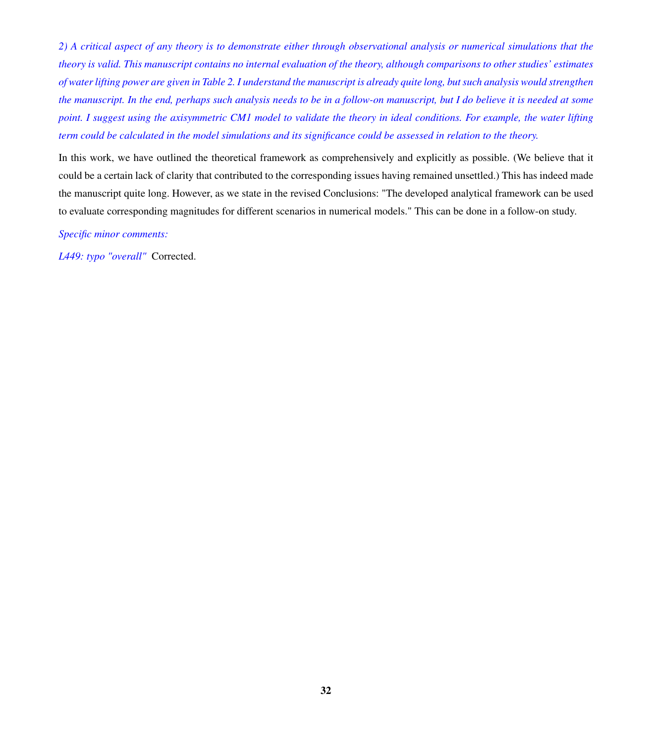*2) A critical aspect of any theory is to demonstrate either through observational analysis or numerical simulations that the theory is valid. This manuscript contains no internal evaluation of the theory, although comparisons to other studies' estimates of water lifting power are given in Table 2. I understand the manuscript is already quite long, but such analysis would strengthen the manuscript. In the end, perhaps such analysis needs to be in a follow-on manuscript, but I do believe it is needed at some point. I suggest using the axisymmetric CM1 model to validate the theory in ideal conditions. For example, the water lifting term could be calculated in the model simulations and its significance could be assessed in relation to the theory.*

In this work, we have outlined the theoretical framework as comprehensively and explicitly as possible. (We believe that it could be a certain lack of clarity that contributed to the corresponding issues having remained unsettled.) This has indeed made the manuscript quite long. However, as we state in the revised Conclusions: "The developed analytical framework can be used to evaluate corresponding magnitudes for different scenarios in numerical models." This can be done in a follow-on study.

*Specific minor comments:*

*L449: typo "overall"* Corrected.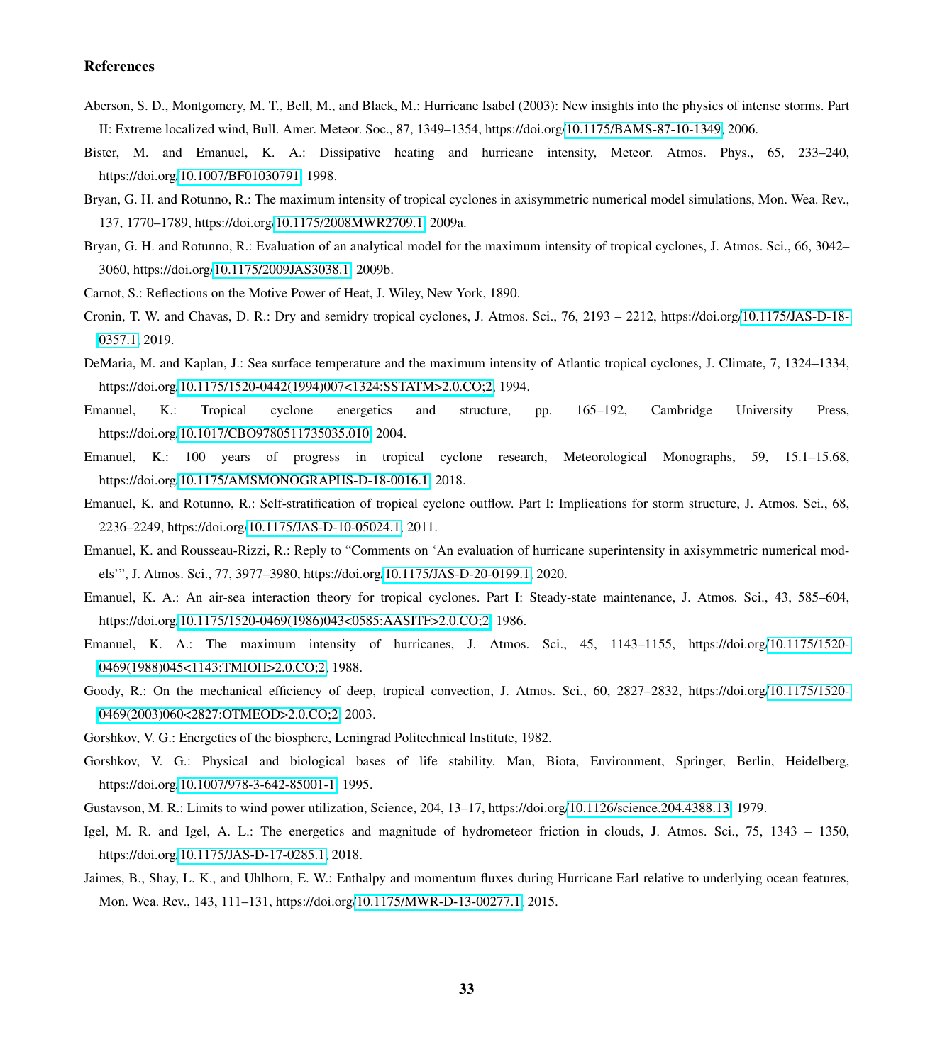## References

Aberson, S. D., Montgomery, M. T., Bell, M., and Black, M.: Hurricane Isabel (2003): New insights into the physics of intense storms. Part II: Extreme localized wind, Bull. Amer. Meteor. Soc., 87, 1349–1354, https://doi.org/10.1175/BAMS-87-10-1349, 2006.

Bister, M. and Emanuel, K. A.: Dissipative heating and hurricane intensity, Meteor. Atmos. Phys., 65, 233–240, https://doi.org/10.1007/BF01030791, 1998.

Bryan, G. H. and Rotunno, R.: The maximum intensity of tropical cyclones in axisymmetric numerical model simulations, Mon. Wea. Rev., 137, 1770–1789, https://doi.org/10.1175/2008MWR2709.1, 2009a.

Bryan, G. H. and Rotunno, R.: Evaluation of an analytical model for the maximum intensity of tropical cyclones, J. Atmos. Sci., 66, 3042–3060, https://doi.org/10.1175/2009JAS3038.1, 2009b.

Carnot, S.: Reflections on the Motive Power of Heat, J. Wiley, New York, 1890.

Cronin, T. W. and Chavas, D. R.: Dry and semidry tropical cyclones, J. Atmos. Sci., 76, 2193 – 2212, https://doi.org/10.1175/JAS-D-18-0357.1, 2019.

DeMaria, M. and Kaplan, J.: Sea surface temperature and the maximum intensity of Atlantic tropical cyclones, J. Climate, 7, 1324–1334, https://doi.org/10.1175/1520-0442(1994)007<1324:SSTATM>2.0.CO;2, 1994.

Emanuel, K.: Tropical cyclone energetics and structure, pp. 165–192, Cambridge University Press, https://doi.org/10.1017/CBO9780511735035.010, 2004.

Emanuel, K.: 100 years of progress in tropical cyclone research, Meteorological Monographs, 59, 15.1–15.68, https://doi.org/10.1175/AMSMONOGRAPHS-D-18-0016.1, 2018.

Emanuel, K. and Rotunno, R.: Self-stratification of tropical cyclone outflow. Part I: Implications for storm structure, J. Atmos. Sci., 68, 2236–2249, https://doi.org/10.1175/JAS-D-10-05024.1, 2011.

Emanuel, K. and Rousseau-Rizzi, R.: Reply to "Comments on 'An evaluation of hurricane superintensity in axisymmetric numerical models'", J. Atmos. Sci., 77, 3977–3980, https://doi.org/10.1175/JAS-D-20-0199.1, 2020.

Emanuel, K. A.: An air-sea interaction theory for tropical cyclones. Part I: Steady-state maintenance, J. Atmos. Sci., 43, 585–604, https://doi.org/10.1175/1520-0469(1986)043<0585:AASITF>2.0.CO;2, 1986.

Emanuel, K. A.: The maximum intensity of hurricanes, J. Atmos. Sci., 45, 1143–1155, https://doi.org/10.1175/1520-0469(1988)045<1143:TMIOH>2.0.CO;2, 1988.

Goody, R.: On the mechanical efficiency of deep, tropical convection, J. Atmos. Sci., 60, 2827–2832, https://doi.org/10.1175/1520-0469(2003)060<2827:OTMEOD>2.0.CO;2, 2003.

Gorshkov, V. G.: Energetics of the biosphere, Leningrad Politechnical Institute, 1982.

Gorshkov, V. G.: Physical and biological bases of life stability. Man, Biota, Environment, Springer, Berlin, Heidelberg, https://doi.org/10.1007/978-3-642-85001-1, 1995.

Gustavson, M. R.: Limits to wind power utilization, Science, 204, 13–17, https://doi.org/10.1126/science.204.4388.13, 1979.

Igel, M. R. and Igel, A. L.: The energetics and magnitude of hydrometeor friction in clouds, J. Atmos. Sci., 75, 1343 – 1350, https://doi.org/10.1175/JAS-D-17-0285.1, 2018.

Jaimes, B., Shay, L. K., and Uhlhorn, E. W.: Enthalpy and momentum fluxes during Hurricane Earl relative to underlying ocean features, Mon. Wea. Rev., 143, 111–131, https://doi.org/10.1175/MWR-D-13-00277.1, 2015.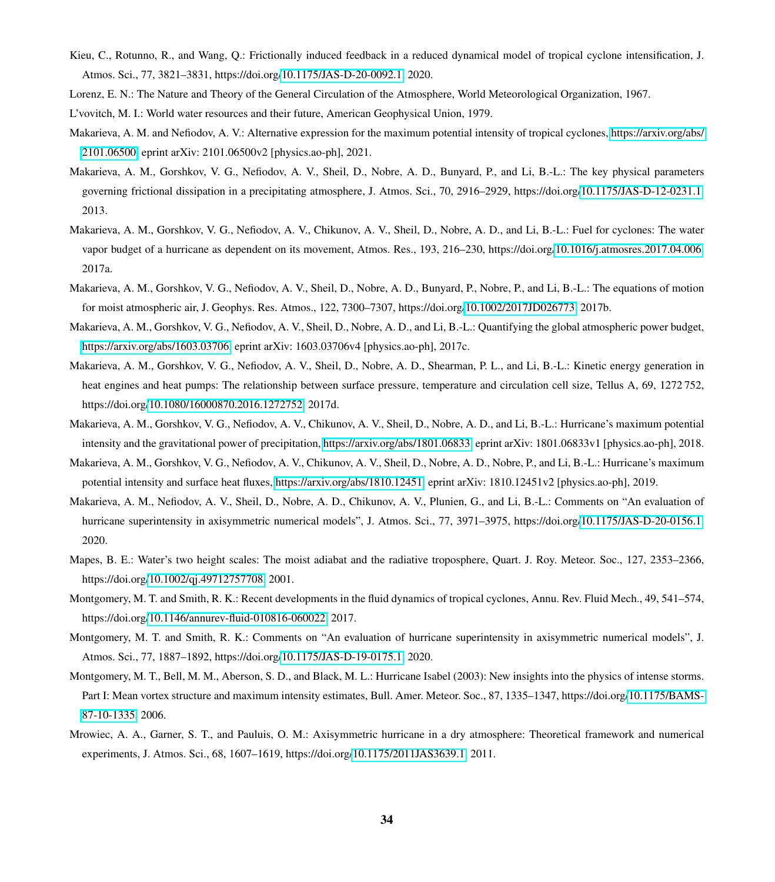Kieu, C., Rotunno, R., and Wang, Q.: Frictionally induced feedback in a reduced dynamical model of tropical cyclone intensification, J. Atmos. Sci., 77, 3821–3831, https://doi.org/10.1175/JAS-D-20-0092.1, 2020.

Lorenz, E. N.: The Nature and Theory of the General Circulation of the Atmosphere, World Meteorological Organization, 1967.

L'vovitch, M. I.: World water resources and their future, American Geophysical Union, 1979.

Makarieva, A. M. and Nefiodov, A. V.: Alternative expression for the maximum potential intensity of tropical cyclones, https://arxiv.org/abs/2101.06500, eprint arXiv: 2101.06500v2 [physics.ao-ph], 2021.

Makarieva, A. M., Gorshkov, V. G., Nefiodov, A. V., Sheil, D., Nobre, A. D., Bunyard, P., and Li, B.-L.: The key physical parameters governing frictional dissipation in a precipitating atmosphere, J. Atmos. Sci., 70, 2916–2929, https://doi.org/10.1175/JAS-D-12-0231.1, 2013.

Makarieva, A. M., Gorshkov, V. G., Nefiodov, A. V., Chikunov, A. V., Sheil, D., Nobre, A. D., and Li, B.-L.: Fuel for cyclones: The water vapor budget of a hurricane as dependent on its movement, Atmos. Res., 193, 216–230, https://doi.org/10.1016/j.atmosres.2017.04.006, 2017a.

Makarieva, A. M., Gorshkov, V. G., Nefiodov, A. V., Sheil, D., Nobre, A. D., Bunyard, P., Nobre, P., and Li, B.-L.: The equations of motion for moist atmospheric air, J. Geophys. Res. Atmos., 122, 7300–7307, https://doi.org/10.1002/2017JD026773, 2017b.

Makarieva, A. M., Gorshkov, V. G., Nefiodov, A. V., Sheil, D., Nobre, A. D., and Li, B.-L.: Quantifying the global atmospheric power budget, https://arxiv.org/abs/1603.03706, eprint arXiv: 1603.03706v4 [physics.ao-ph], 2017c.

Makarieva, A. M., Gorshkov, V. G., Nefiodov, A. V., Sheil, D., Nobre, A. D., Shearman, P. L., and Li, B.-L.: Kinetic energy generation in heat engines and heat pumps: The relationship between surface pressure, temperature and circulation cell size, Tellus A, 69, 1272 752, https://doi.org/10.1080/16000870.2016.1272752, 2017d.

Makarieva, A. M., Gorshkov, V. G., Nefiodov, A. V., Chikunov, A. V., Sheil, D., Nobre, A. D., and Li, B.-L.: Hurricane's maximum potential intensity and the gravitational power of precipitation, https://arxiv.org/abs/1801.06833, eprint arXiv: 1801.06833v1 [physics.ao-ph], 2018.

Makarieva, A. M., Gorshkov, V. G., Nefiodov, A. V., Chikunov, A. V., Sheil, D., Nobre, A. D., Nobre, P., and Li, B.-L.: Hurricane's maximum potential intensity and surface heat fluxes, https://arxiv.org/abs/1810.12451, eprint arXiv: 1810.12451v2 [physics.ao-ph], 2019.

Makarieva, A. M., Nefiodov, A. V., Sheil, D., Nobre, A. D., Chikunov, A. V., Plunien, G., and Li, B.-L.: Comments on "An evaluation of hurricane superintensity in axisymmetric numerical models", J. Atmos. Sci., 77, 3971–3975, https://doi.org/10.1175/JAS-D-20-0156.1, 2020.

Mapes, B. E.: Water's two height scales: The moist adiabat and the radiative troposphere, Quart. J. Roy. Meteor. Soc., 127, 2353–2366, https://doi.org/10.1002/qj.49712757708, 2001.

Montgomery, M. T. and Smith, R. K.: Recent developments in the fluid dynamics of tropical cyclones, Annu. Rev. Fluid Mech., 49, 541–574, https://doi.org/10.1146/annurev-fluid-010816-060022, 2017.

Montgomery, M. T. and Smith, R. K.: Comments on "An evaluation of hurricane superintensity in axisymmetric numerical models", J. Atmos. Sci., 77, 1887–1892, https://doi.org/10.1175/JAS-D-19-0175.1, 2020.

Montgomery, M. T., Bell, M. M., Aberson, S. D., and Black, M. L.: Hurricane Isabel (2003): New insights into the physics of intense storms. Part I: Mean vortex structure and maximum intensity estimates, Bull. Amer. Meteor. Soc., 87, 1335–1347, https://doi.org/10.1175/BAMS-87-10-1335, 2006.

Mrowiec, A. A., Garner, S. T., and Pauluis, O. M.: Axisymmetric hurricane in a dry atmosphere: Theoretical framework and numerical experiments, J. Atmos. Sci., 68, 1607–1619, https://doi.org/10.1175/2011JAS3639.1, 2011.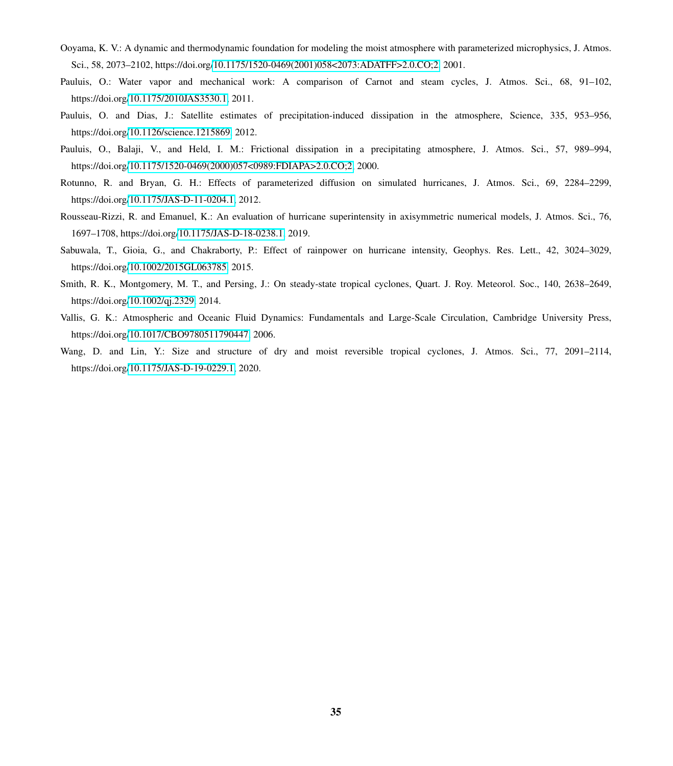Ooyama, K. V.: A dynamic and thermodynamic foundation for modeling the moist atmosphere with parameterized microphysics, J. Atmos. Sci., 58, 2073–2102, https://doi.org/10.1175/1520-0469(2001)058<2073:ADATFF>2.0.CO;2, 2001.

Pauluis, O.: Water vapor and mechanical work: A comparison of Carnot and steam cycles, J. Atmos. Sci., 68, 91–102, https://doi.org/10.1175/2010JAS3530.1, 2011.

Pauluis, O. and Dias, J.: Satellite estimates of precipitation-induced dissipation in the atmosphere, Science, 335, 953–956, https://doi.org/10.1126/science.1215869, 2012.

Pauluis, O., Balaji, V., and Held, I. M.: Frictional dissipation in a precipitating atmosphere, J. Atmos. Sci., 57, 989–994, https://doi.org/10.1175/1520-0469(2000)057<0989:FDIAPA>2.0.CO;2, 2000.

Rotunno, R. and Bryan, G. H.: Effects of parameterized diffusion on simulated hurricanes, J. Atmos. Sci., 69, 2284–2299, https://doi.org/10.1175/JAS-D-11-0204.1, 2012.

Rousseau-Rizzi, R. and Emanuel, K.: An evaluation of hurricane superintensity in axisymmetric numerical models, J. Atmos. Sci., 76, 1697–1708, https://doi.org/10.1175/JAS-D-18-0238.1, 2019.

Sabuwala, T., Gioia, G., and Chakraborty, P.: Effect of rainpower on hurricane intensity, Geophys. Res. Lett., 42, 3024–3029, https://doi.org/10.1002/2015GL063785, 2015.

Smith, R. K., Montgomery, M. T., and Persing, J.: On steady-state tropical cyclones, Quart. J. Roy. Meteorol. Soc., 140, 2638–2649, https://doi.org/10.1002/qj.2329, 2014.

Vallis, G. K.: Atmospheric and Oceanic Fluid Dynamics: Fundamentals and Large-Scale Circulation, Cambridge University Press, https://doi.org/10.1017/CBO9780511790447, 2006.

Wang, D. and Lin, Y.: Size and structure of dry and moist reversible tropical cyclones, J. Atmos. Sci., 77, 2091–2114, https://doi.org/10.1175/JAS-D-19-0229.1, 2020.